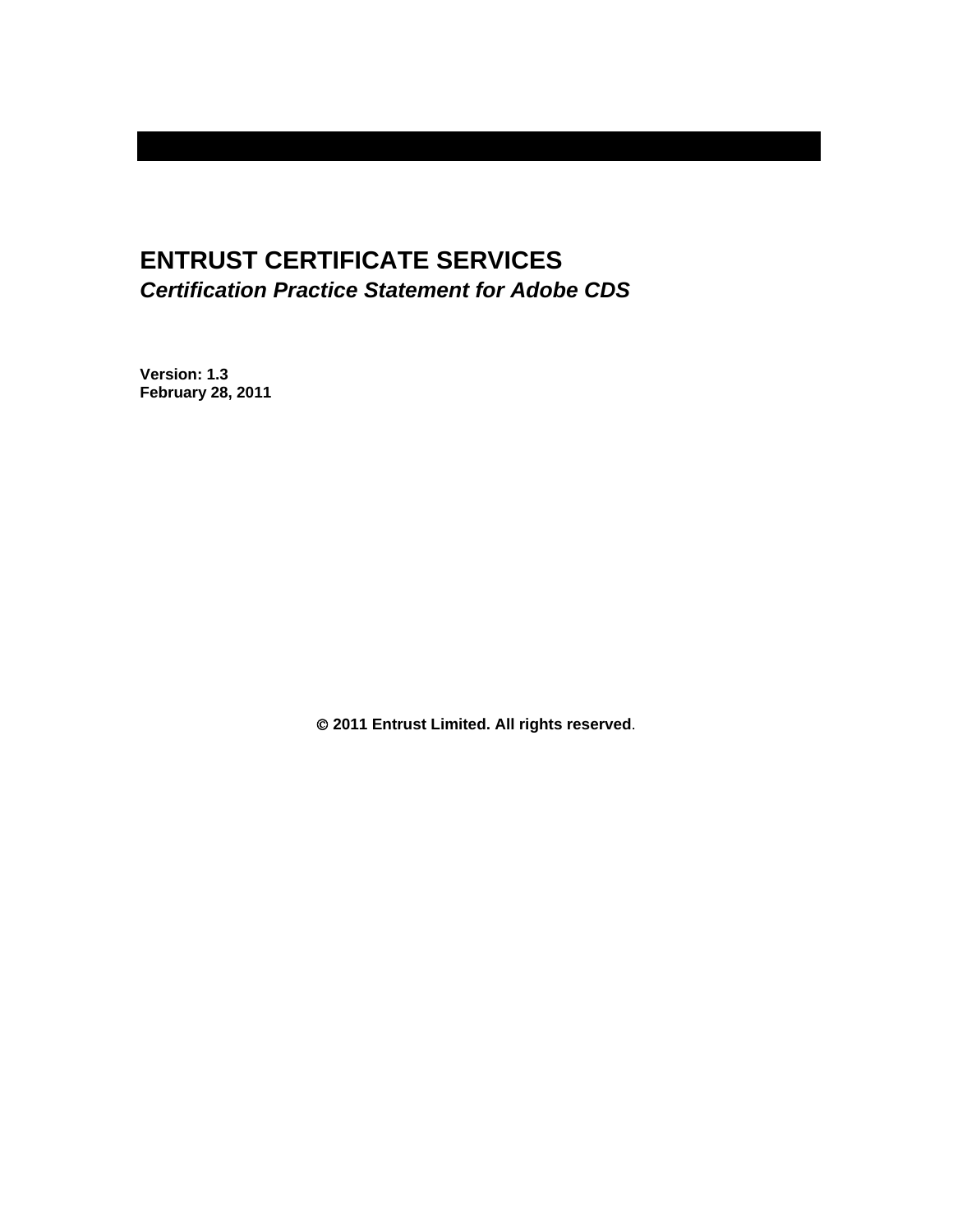# ENTRUST CERTIFICATE SERVICES

## *Certification Practice Statement for Adobe CDS*

**Version: 1.3**
**February 28, 2011**

**© 2011 Entrust Limited. All rights reserved**.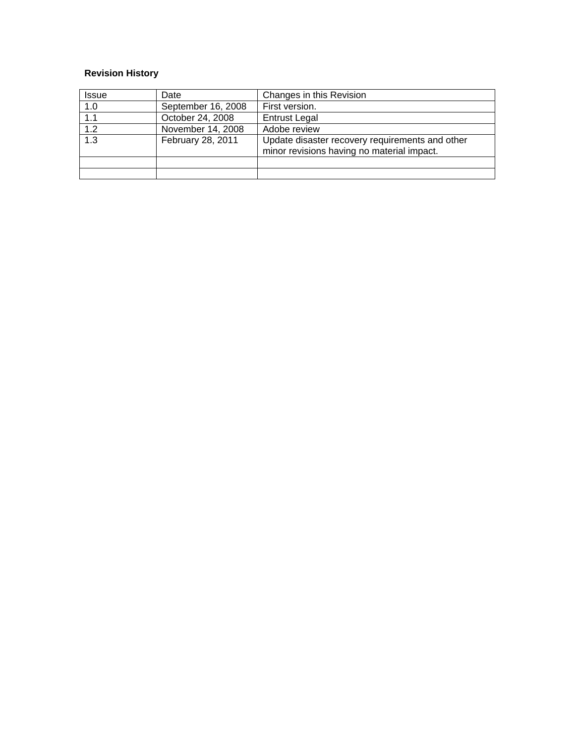**Revision History**

| Issue | Date | Changes in this Revision |
| --- | --- | --- |
| 1.0 | September 16, 2008 | First version. |
| 1.1 | October 24, 2008 | Entrust Legal |
| 1.2 | November 14, 2008 | Adobe review |
| 1.3 | February 28, 2011 | Update disaster recovery requirements and other minor revisions having no material impact. |
| | | |
| | | |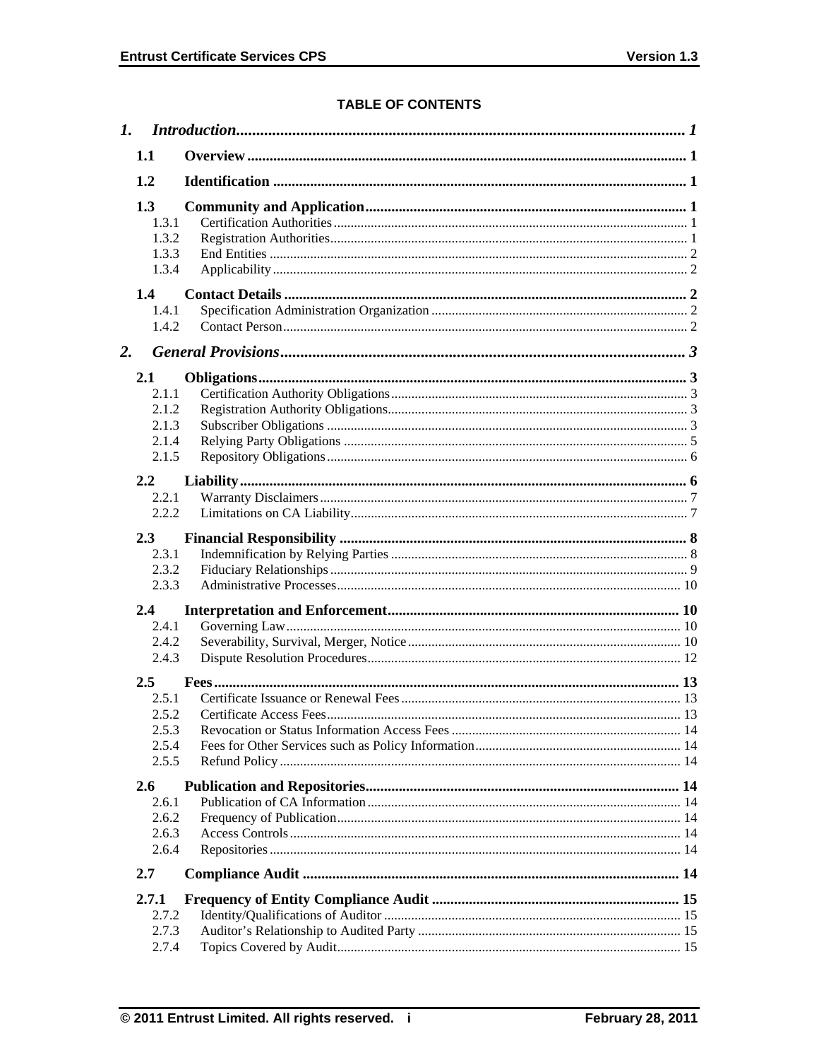**TABLE OF CONTENTS**

| | | |
|---|---|---|
| ***1.*** | ***Introduction*** | ***1*** |
| **1.1** | **Overview** | **1** |
| **1.2** | **Identification** | **1** |
| **1.3** | **Community and Application** | **1** |
| 1.3.1 | Certification Authorities | 1 |
| 1.3.2 | Registration Authorities | 1 |
| 1.3.3 | End Entities | 2 |
| 1.3.4 | Applicability | 2 |
| **1.4** | **Contact Details** | **2** |
| 1.4.1 | Specification Administration Organization | 2 |
| 1.4.2 | Contact Person | 2 |
| ***2.*** | ***General Provisions*** | ***3*** |
| **2.1** | **Obligations** | **3** |
| 2.1.1 | Certification Authority Obligations | 3 |
| 2.1.2 | Registration Authority Obligations | 3 |
| 2.1.3 | Subscriber Obligations | 3 |
| 2.1.4 | Relying Party Obligations | 5 |
| 2.1.5 | Repository Obligations | 6 |
| **2.2** | **Liability** | **6** |
| 2.2.1 | Warranty Disclaimers | 7 |
| 2.2.2 | Limitations on CA Liability | 7 |
| **2.3** | **Financial Responsibility** | **8** |
| 2.3.1 | Indemnification by Relying Parties | 8 |
| 2.3.2 | Fiduciary Relationships | 9 |
| 2.3.3 | Administrative Processes | 10 |
| **2.4** | **Interpretation and Enforcement** | **10** |
| 2.4.1 | Governing Law | 10 |
| 2.4.2 | Severability, Survival, Merger, Notice | 10 |
| 2.4.3 | Dispute Resolution Procedures | 12 |
| **2.5** | **Fees** | **13** |
| 2.5.1 | Certificate Issuance or Renewal Fees | 13 |
| 2.5.2 | Certificate Access Fees | 13 |
| 2.5.3 | Revocation or Status Information Access Fees | 14 |
| 2.5.4 | Fees for Other Services such as Policy Information | 14 |
| 2.5.5 | Refund Policy | 14 |
| **2.6** | **Publication and Repositories** | **14** |
| 2.6.1 | Publication of CA Information | 14 |
| 2.6.2 | Frequency of Publication | 14 |
| 2.6.3 | Access Controls | 14 |
| 2.6.4 | Repositories | 14 |
| **2.7** | **Compliance Audit** | **14** |
| **2.7.1** | **Frequency of Entity Compliance Audit** | **15** |
| 2.7.2 | Identity/Qualifications of Auditor | 15 |
| 2.7.3 | Auditor's Relationship to Audited Party | 15 |
| 2.7.4 | Topics Covered by Audit | 15 |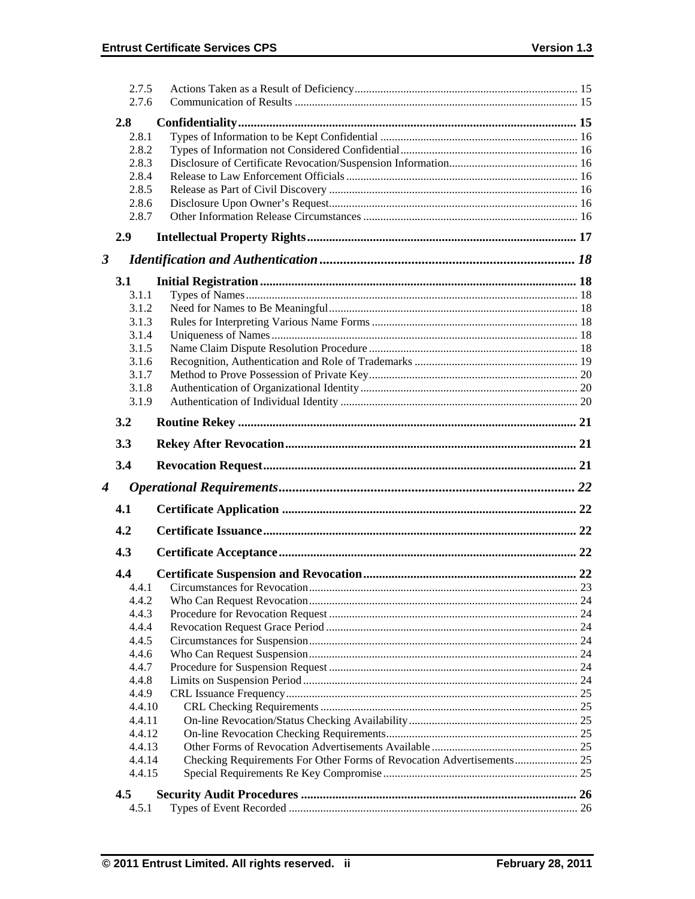2.7.5 Actions Taken as a Result of Deficiency .......... 15
2.7.6 Communication of Results .......... 15

**2.8 Confidentiality .......... 15**

2.8.1 Types of Information to be Kept Confidential .......... 16
2.8.2 Types of Information not Considered Confidential .......... 16
2.8.3 Disclosure of Certificate Revocation/Suspension Information .......... 16
2.8.4 Release to Law Enforcement Officials .......... 16
2.8.5 Release as Part of Civil Discovery .......... 16
2.8.6 Disclosure Upon Owner's Request .......... 16
2.8.7 Other Information Release Circumstances .......... 16

**2.9 Intellectual Property Rights .......... 17**

***3 Identification and Authentication .......... 18***

**3.1 Initial Registration .......... 18**

3.1.1 Types of Names .......... 18
3.1.2 Need for Names to Be Meaningful .......... 18
3.1.3 Rules for Interpreting Various Name Forms .......... 18
3.1.4 Uniqueness of Names .......... 18
3.1.5 Name Claim Dispute Resolution Procedure .......... 18
3.1.6 Recognition, Authentication and Role of Trademarks .......... 19
3.1.7 Method to Prove Possession of Private Key .......... 20
3.1.8 Authentication of Organizational Identity .......... 20
3.1.9 Authentication of Individual Identity .......... 20

**3.2 Routine Rekey .......... 21**

**3.3 Rekey After Revocation .......... 21**

**3.4 Revocation Request .......... 21**

***4 Operational Requirements .......... 22***

**4.1 Certificate Application .......... 22**

**4.2 Certificate Issuance .......... 22**

**4.3 Certificate Acceptance .......... 22**

**4.4 Certificate Suspension and Revocation .......... 22**

4.4.1 Circumstances for Revocation .......... 23
4.4.2 Who Can Request Revocation .......... 24
4.4.3 Procedure for Revocation Request .......... 24
4.4.4 Revocation Request Grace Period .......... 24
4.4.5 Circumstances for Suspension .......... 24
4.4.6 Who Can Request Suspension .......... 24
4.4.7 Procedure for Suspension Request .......... 24
4.4.8 Limits on Suspension Period .......... 24
4.4.9 CRL Issuance Frequency .......... 25
4.4.10 CRL Checking Requirements .......... 25
4.4.11 On-line Revocation/Status Checking Availability .......... 25
4.4.12 On-line Revocation Checking Requirements .......... 25
4.4.13 Other Forms of Revocation Advertisements Available .......... 25
4.4.14 Checking Requirements For Other Forms of Revocation Advertisements .......... 25
4.4.15 Special Requirements Re Key Compromise .......... 25

**4.5 Security Audit Procedures .......... 26**

4.5.1 Types of Event Recorded .......... 26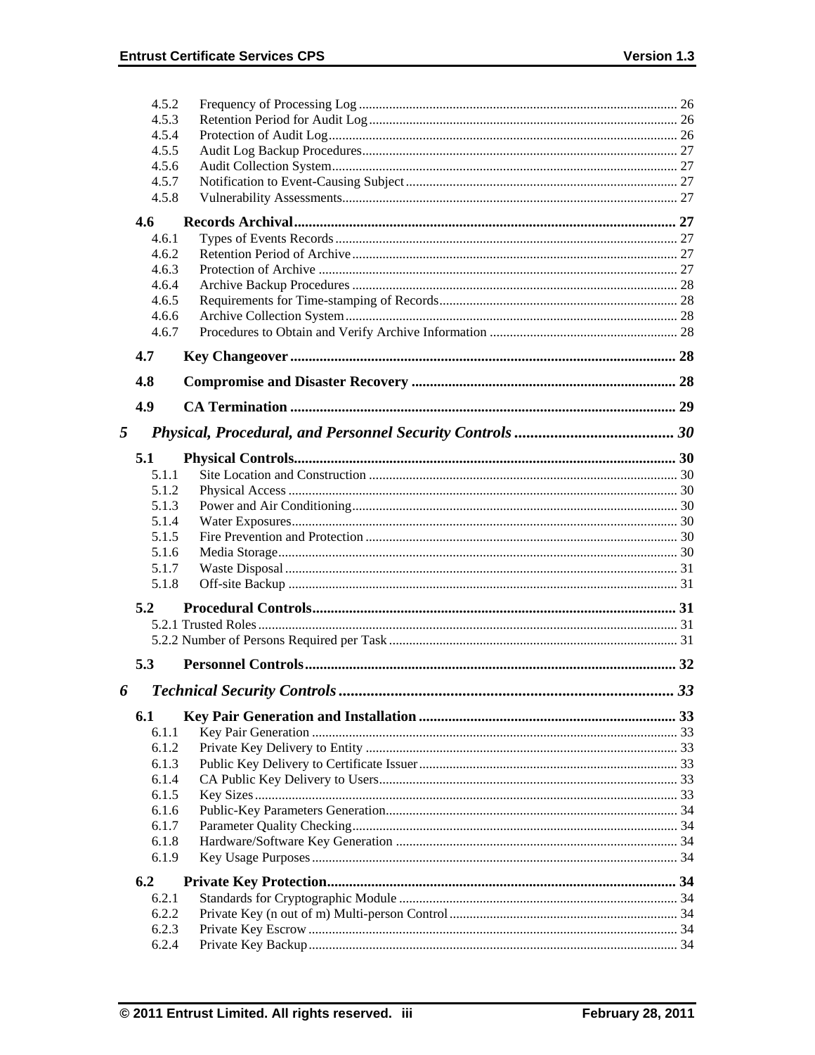4.5.2 Frequency of Processing Log ............................................................................................. 26
4.5.3 Retention Period for Audit Log .......................................................................................... 26
4.5.4 Protection of Audit Log ...................................................................................................... 26
4.5.5 Audit Log Backup Procedures ............................................................................................ 27
4.5.6 Audit Collection System ..................................................................................................... 27
4.5.7 Notification to Event-Causing Subject ............................................................................... 27
4.5.8 Vulnerability Assessments .................................................................................................. 27

**4.6 Records Archival ........................................................................................................ 27**

4.6.1 Types of Events Records ..................................................................................................... 27
4.6.2 Retention Period of Archive ................................................................................................ 27
4.6.3 Protection of Archive .......................................................................................................... 27
4.6.4 Archive Backup Procedures ................................................................................................ 28
4.6.5 Requirements for Time-stamping of Records ...................................................................... 28
4.6.6 Archive Collection System .................................................................................................. 28
4.6.7 Procedures to Obtain and Verify Archive Information ........................................................ 28

**4.7 Key Changeover ......................................................................................................... 28**

**4.8 Compromise and Disaster Recovery ........................................................................ 28**

**4.9 CA Termination ......................................................................................................... 29**

***5 Physical, Procedural, and Personnel Security Controls ........................................ 30***

**5.1 Physical Controls ........................................................................................................ 30**

5.1.1 Site Location and Construction ........................................................................................... 30
5.1.2 Physical Access ................................................................................................................... 30
5.1.3 Power and Air Conditioning ................................................................................................ 30
5.1.4 Water Exposures ................................................................................................................. 30
5.1.5 Fire Prevention and Protection ............................................................................................ 30
5.1.6 Media Storage ..................................................................................................................... 30
5.1.7 Waste Disposal ................................................................................................................... 31
5.1.8 Off-site Backup ................................................................................................................... 31

**5.2 Procedural Controls ................................................................................................... 31**

5.2.1 Trusted Roles ........................................................................................................................ 31
5.2.2 Number of Persons Required per Task ..................................................................................... 31

**5.3 Personnel Controls ..................................................................................................... 32**

***6 Technical Security Controls ..................................................................................... 33***

**6.1 Key Pair Generation and Installation ...................................................................... 33**

6.1.1 Key Pair Generation ............................................................................................................ 33
6.1.2 Private Key Delivery to Entity ............................................................................................ 33
6.1.3 Public Key Delivery to Certificate Issuer ............................................................................ 33
6.1.4 CA Public Key Delivery to Users ........................................................................................ 33
6.1.5 Key Sizes ............................................................................................................................ 33
6.1.6 Public-Key Parameters Generation ...................................................................................... 34
6.1.7 Parameter Quality Checking ............................................................................................... 34
6.1.8 Hardware/Software Key Generation ................................................................................... 34
6.1.9 Key Usage Purposes ........................................................................................................... 34

**6.2 Private Key Protection ............................................................................................... 34**

6.2.1 Standards for Cryptographic Module .................................................................................. 34
6.2.2 Private Key (n out of m) Multi-person Control ................................................................... 34
6.2.3 Private Key Escrow ............................................................................................................ 34
6.2.4 Private Key Backup ............................................................................................................ 34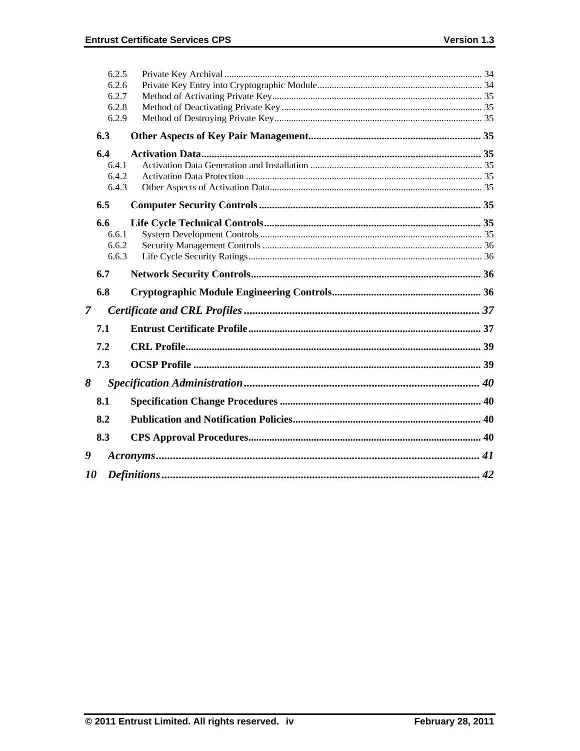6.2.5 Private Key Archival ........................................................................................................... 34
6.2.6 Private Key Entry into Cryptographic Module.................................................................... 34
6.2.7 Method of Activating Private Key....................................................................................... 35
6.2.8 Method of Deactivating Private Key................................................................................... 35
6.2.9 Method of Destroying Private Key...................................................................................... 35

**6.3 Other Aspects of Key Pair Management................................................................. 35**

**6.4 Activation Data.......................................................................................................... 35**

6.4.1 Activation Data Generation and Installation ....................................................................... 35
6.4.2 Activation Data Protection .................................................................................................. 35
6.4.3 Other Aspects of Activation Data........................................................................................ 35

**6.5 Computer Security Controls.................................................................................... 35**

**6.6 Life Cycle Technical Controls.................................................................................. 35**

6.6.1 System Development Controls ............................................................................................ 35
6.6.2 Security Management Controls ........................................................................................... 36
6.6.3 Life Cycle Security Ratings................................................................................................. 36

**6.7 Network Security Controls....................................................................................... 36**

**6.8 Cryptographic Module Engineering Controls......................................................... 36**

***7 Certificate and CRL Profiles.................................................................................... 37***

**7.1 Entrust Certificate Profile......................................................................................... 37**

**7.2 CRL Profile................................................................................................................. 39**

**7.3 OCSP Profile ............................................................................................................. 39**

***8 Specification Administration.................................................................................... 40***

**8.1 Specification Change Procedures ........................................................................... 40**

**8.2 Publication and Notification Policies....................................................................... 40**

**8.3 CPS Approval Procedures........................................................................................ 40**

***9 Acronyms.................................................................................................................. 41***

***10 Definitions................................................................................................................ 42***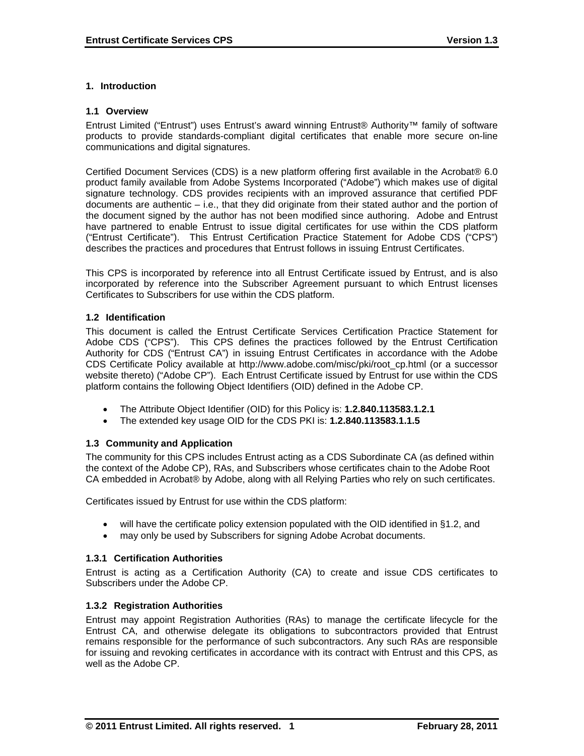# 1. Introduction

## 1.1 Overview

Entrust Limited ("Entrust") uses Entrust's award winning Entrust® Authority™ family of software products to provide standards-compliant digital certificates that enable more secure on-line communications and digital signatures.

Certified Document Services (CDS) is a new platform offering first available in the Acrobat® 6.0 product family available from Adobe Systems Incorporated ("Adobe") which makes use of digital signature technology. CDS provides recipients with an improved assurance that certified PDF documents are authentic – i.e., that they did originate from their stated author and the portion of the document signed by the author has not been modified since authoring. Adobe and Entrust have partnered to enable Entrust to issue digital certificates for use within the CDS platform ("Entrust Certificate"). This Entrust Certification Practice Statement for Adobe CDS ("CPS") describes the practices and procedures that Entrust follows in issuing Entrust Certificates.

This CPS is incorporated by reference into all Entrust Certificate issued by Entrust, and is also incorporated by reference into the Subscriber Agreement pursuant to which Entrust licenses Certificates to Subscribers for use within the CDS platform.

## 1.2 Identification

This document is called the Entrust Certificate Services Certification Practice Statement for Adobe CDS ("CPS"). This CPS defines the practices followed by the Entrust Certification Authority for CDS ("Entrust CA") in issuing Entrust Certificates in accordance with the Adobe CDS Certificate Policy available at http://www.adobe.com/misc/pki/root_cp.html (or a successor website thereto) ("Adobe CP"). Each Entrust Certificate issued by Entrust for use within the CDS platform contains the following Object Identifiers (OID) defined in the Adobe CP.

- The Attribute Object Identifier (OID) for this Policy is: **1.2.840.113583.1.2.1**
- The extended key usage OID for the CDS PKI is: **1.2.840.113583.1.1.5**

## 1.3 Community and Application

The community for this CPS includes Entrust acting as a CDS Subordinate CA (as defined within the context of the Adobe CP), RAs, and Subscribers whose certificates chain to the Adobe Root CA embedded in Acrobat® by Adobe, along with all Relying Parties who rely on such certificates.

Certificates issued by Entrust for use within the CDS platform:

- will have the certificate policy extension populated with the OID identified in §1.2, and
- may only be used by Subscribers for signing Adobe Acrobat documents.

### 1.3.1 Certification Authorities

Entrust is acting as a Certification Authority (CA) to create and issue CDS certificates to Subscribers under the Adobe CP.

### 1.3.2 Registration Authorities

Entrust may appoint Registration Authorities (RAs) to manage the certificate lifecycle for the Entrust CA, and otherwise delegate its obligations to subcontractors provided that Entrust remains responsible for the performance of such subcontractors. Any such RAs are responsible for issuing and revoking certificates in accordance with its contract with Entrust and this CPS, as well as the Adobe CP.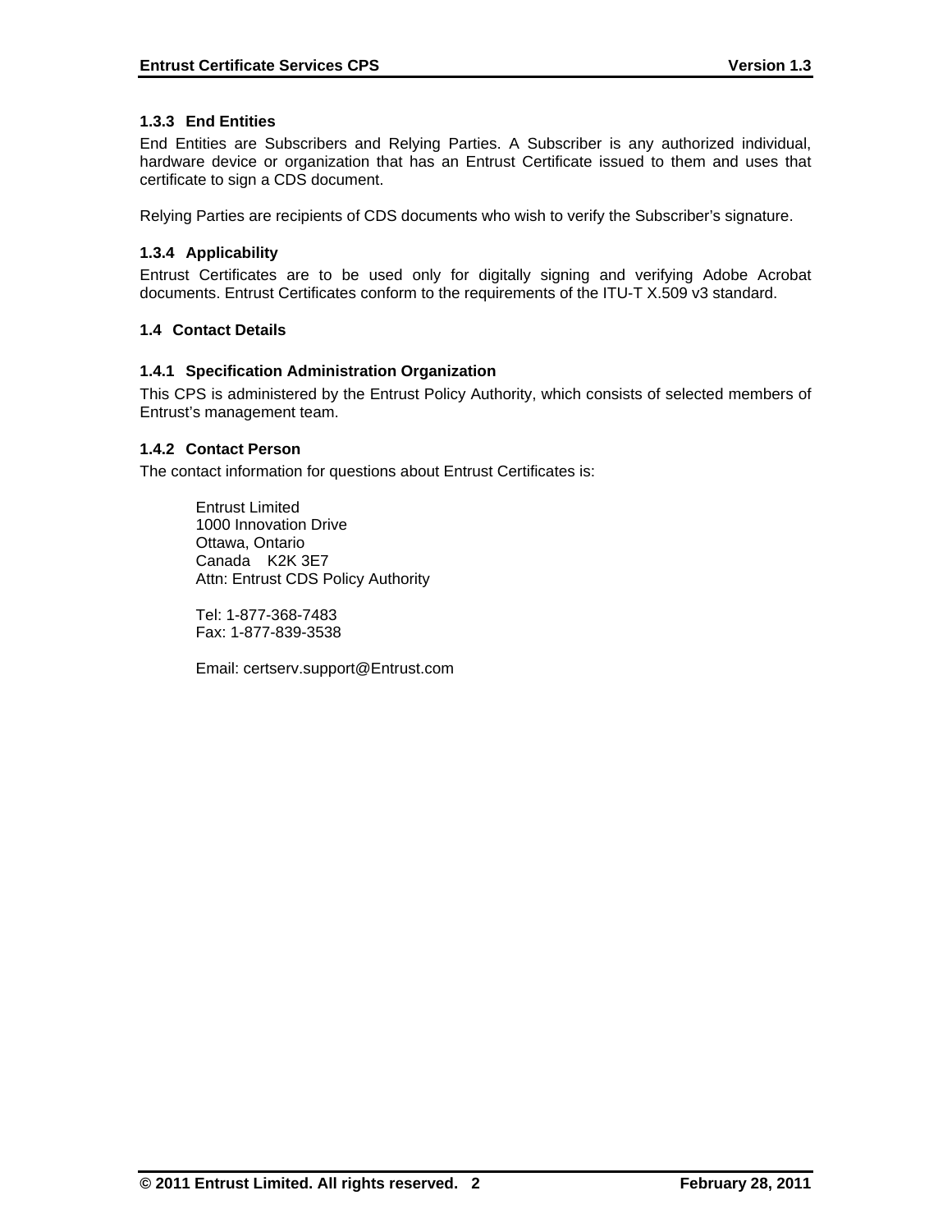### 1.3.3 End Entities

End Entities are Subscribers and Relying Parties. A Subscriber is any authorized individual, hardware device or organization that has an Entrust Certificate issued to them and uses that certificate to sign a CDS document.

Relying Parties are recipients of CDS documents who wish to verify the Subscriber's signature.

### 1.3.4 Applicability

Entrust Certificates are to be used only for digitally signing and verifying Adobe Acrobat documents. Entrust Certificates conform to the requirements of the ITU-T X.509 v3 standard.

## 1.4 Contact Details

### 1.4.1 Specification Administration Organization

This CPS is administered by the Entrust Policy Authority, which consists of selected members of Entrust's management team.

### 1.4.2 Contact Person

The contact information for questions about Entrust Certificates is:

Entrust Limited
1000 Innovation Drive
Ottawa, Ontario
Canada K2K 3E7
Attn: Entrust CDS Policy Authority

Tel: 1-877-368-7483
Fax: 1-877-839-3538

Email: certserv.support@Entrust.com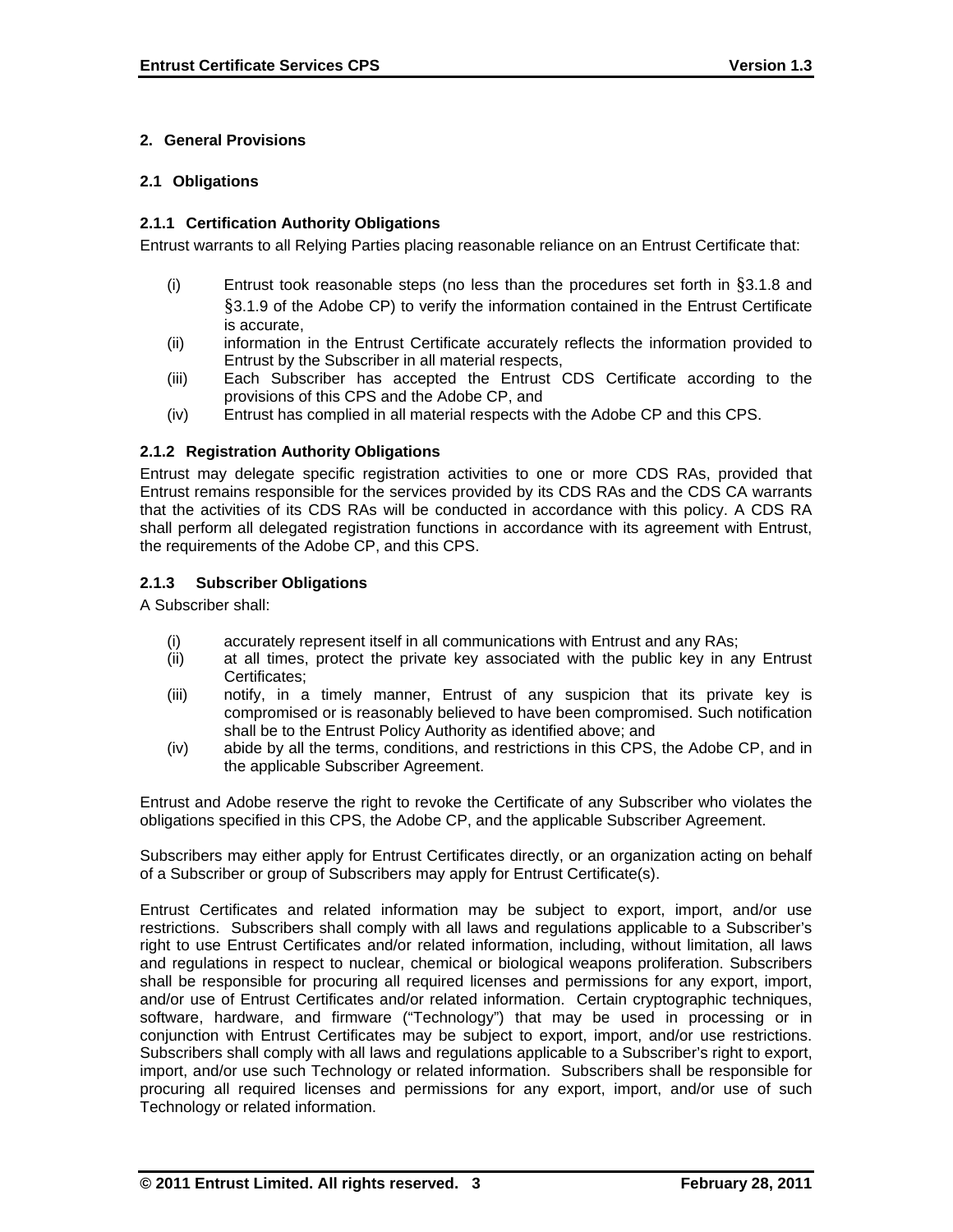## 2. General Provisions

### 2.1 Obligations

#### 2.1.1 Certification Authority Obligations

Entrust warrants to all Relying Parties placing reasonable reliance on an Entrust Certificate that:

(i) Entrust took reasonable steps (no less than the procedures set forth in §3.1.8 and §3.1.9 of the Adobe CP) to verify the information contained in the Entrust Certificate is accurate,

(ii) information in the Entrust Certificate accurately reflects the information provided to Entrust by the Subscriber in all material respects,

(iii) Each Subscriber has accepted the Entrust CDS Certificate according to the provisions of this CPS and the Adobe CP, and

(iv) Entrust has complied in all material respects with the Adobe CP and this CPS.

#### 2.1.2 Registration Authority Obligations

Entrust may delegate specific registration activities to one or more CDS RAs, provided that Entrust remains responsible for the services provided by its CDS RAs and the CDS CA warrants that the activities of its CDS RAs will be conducted in accordance with this policy. A CDS RA shall perform all delegated registration functions in accordance with its agreement with Entrust, the requirements of the Adobe CP, and this CPS.

#### 2.1.3 Subscriber Obligations

A Subscriber shall:

(i) accurately represent itself in all communications with Entrust and any RAs;

(ii) at all times, protect the private key associated with the public key in any Entrust Certificates;

(iii) notify, in a timely manner, Entrust of any suspicion that its private key is compromised or is reasonably believed to have been compromised. Such notification shall be to the Entrust Policy Authority as identified above; and

(iv) abide by all the terms, conditions, and restrictions in this CPS, the Adobe CP, and in the applicable Subscriber Agreement.

Entrust and Adobe reserve the right to revoke the Certificate of any Subscriber who violates the obligations specified in this CPS, the Adobe CP, and the applicable Subscriber Agreement.

Subscribers may either apply for Entrust Certificates directly, or an organization acting on behalf of a Subscriber or group of Subscribers may apply for Entrust Certificate(s).

Entrust Certificates and related information may be subject to export, import, and/or use restrictions. Subscribers shall comply with all laws and regulations applicable to a Subscriber's right to use Entrust Certificates and/or related information, including, without limitation, all laws and regulations in respect to nuclear, chemical or biological weapons proliferation. Subscribers shall be responsible for procuring all required licenses and permissions for any export, import, and/or use of Entrust Certificates and/or related information. Certain cryptographic techniques, software, hardware, and firmware ("Technology") that may be used in processing or in conjunction with Entrust Certificates may be subject to export, import, and/or use restrictions. Subscribers shall comply with all laws and regulations applicable to a Subscriber's right to export, import, and/or use such Technology or related information. Subscribers shall be responsible for procuring all required licenses and permissions for any export, import, and/or use of such Technology or related information.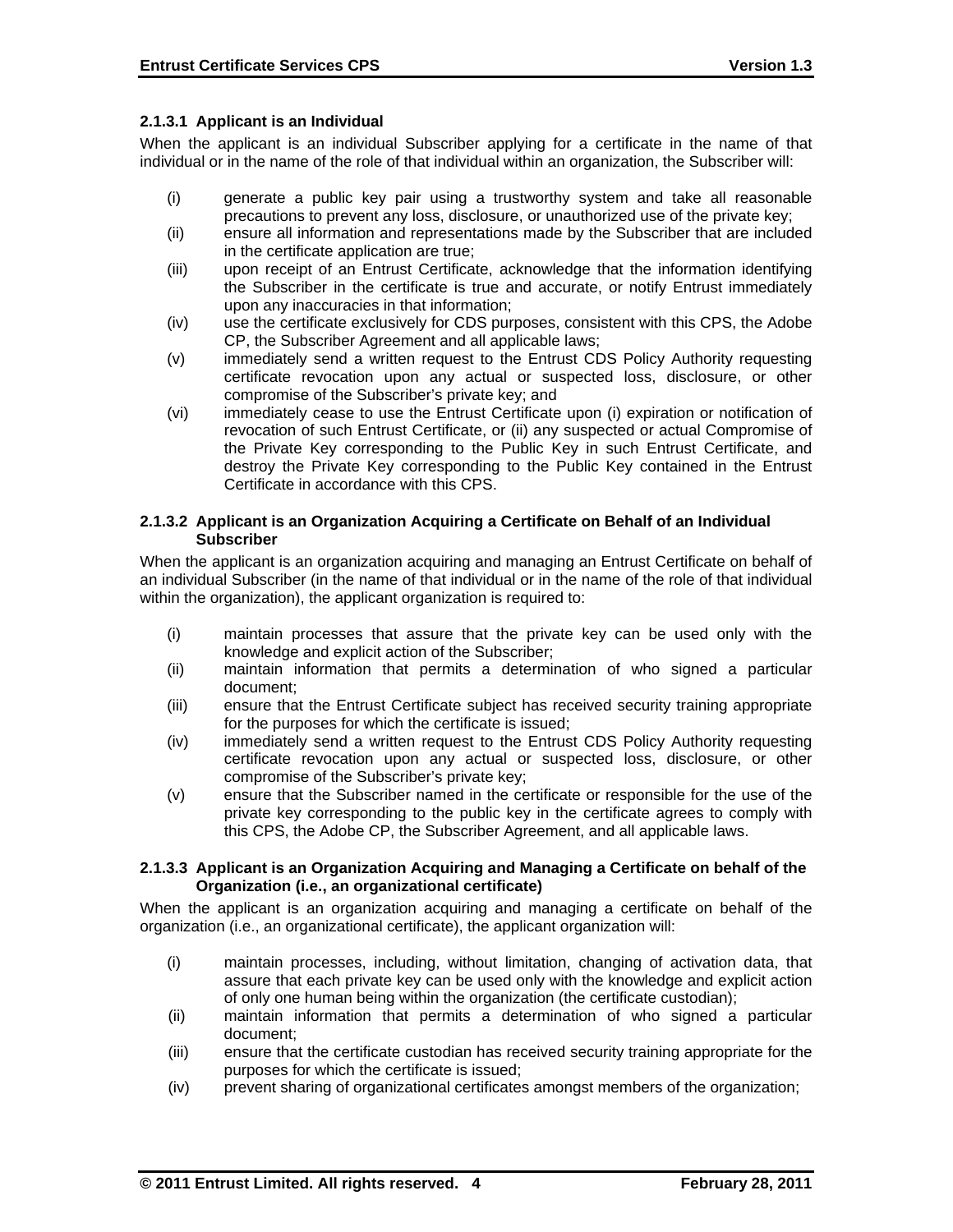#### 2.1.3.1 Applicant is an Individual

When the applicant is an individual Subscriber applying for a certificate in the name of that individual or in the name of the role of that individual within an organization, the Subscriber will:

(i) generate a public key pair using a trustworthy system and take all reasonable precautions to prevent any loss, disclosure, or unauthorized use of the private key;
(ii) ensure all information and representations made by the Subscriber that are included in the certificate application are true;
(iii) upon receipt of an Entrust Certificate, acknowledge that the information identifying the Subscriber in the certificate is true and accurate, or notify Entrust immediately upon any inaccuracies in that information;
(iv) use the certificate exclusively for CDS purposes, consistent with this CPS, the Adobe CP, the Subscriber Agreement and all applicable laws;
(v) immediately send a written request to the Entrust CDS Policy Authority requesting certificate revocation upon any actual or suspected loss, disclosure, or other compromise of the Subscriber's private key; and
(vi) immediately cease to use the Entrust Certificate upon (i) expiration or notification of revocation of such Entrust Certificate, or (ii) any suspected or actual Compromise of the Private Key corresponding to the Public Key in such Entrust Certificate, and destroy the Private Key corresponding to the Public Key contained in the Entrust Certificate in accordance with this CPS.

#### 2.1.3.2 Applicant is an Organization Acquiring a Certificate on Behalf of an Individual Subscriber

When the applicant is an organization acquiring and managing an Entrust Certificate on behalf of an individual Subscriber (in the name of that individual or in the name of the role of that individual within the organization), the applicant organization is required to:

(i) maintain processes that assure that the private key can be used only with the knowledge and explicit action of the Subscriber;
(ii) maintain information that permits a determination of who signed a particular document;
(iii) ensure that the Entrust Certificate subject has received security training appropriate for the purposes for which the certificate is issued;
(iv) immediately send a written request to the Entrust CDS Policy Authority requesting certificate revocation upon any actual or suspected loss, disclosure, or other compromise of the Subscriber's private key;
(v) ensure that the Subscriber named in the certificate or responsible for the use of the private key corresponding to the public key in the certificate agrees to comply with this CPS, the Adobe CP, the Subscriber Agreement, and all applicable laws.

#### 2.1.3.3 Applicant is an Organization Acquiring and Managing a Certificate on behalf of the Organization (i.e., an organizational certificate)

When the applicant is an organization acquiring and managing a certificate on behalf of the organization (i.e., an organizational certificate), the applicant organization will:

(i) maintain processes, including, without limitation, changing of activation data, that assure that each private key can be used only with the knowledge and explicit action of only one human being within the organization (the certificate custodian);
(ii) maintain information that permits a determination of who signed a particular document;
(iii) ensure that the certificate custodian has received security training appropriate for the purposes for which the certificate is issued;
(iv) prevent sharing of organizational certificates amongst members of the organization;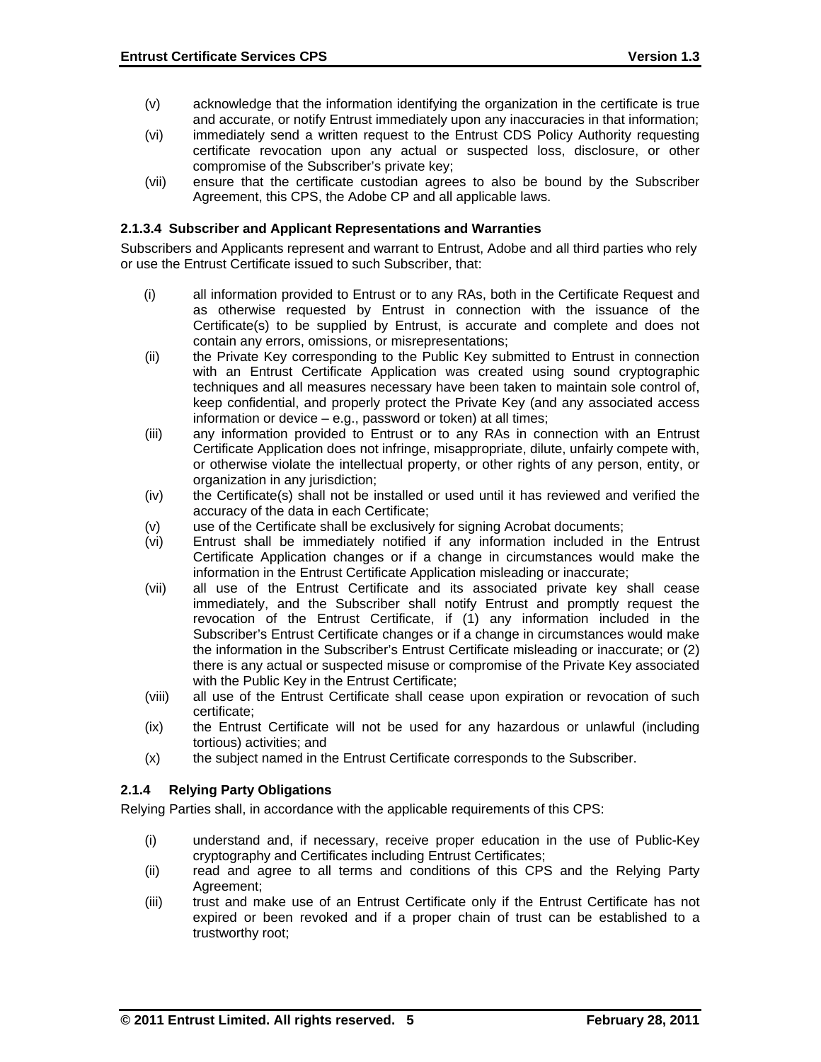(v) acknowledge that the information identifying the organization in the certificate is true and accurate, or notify Entrust immediately upon any inaccuracies in that information;

(vi) immediately send a written request to the Entrust CDS Policy Authority requesting certificate revocation upon any actual or suspected loss, disclosure, or other compromise of the Subscriber's private key;

(vii) ensure that the certificate custodian agrees to also be bound by the Subscriber Agreement, this CPS, the Adobe CP and all applicable laws.

#### 2.1.3.4 Subscriber and Applicant Representations and Warranties

Subscribers and Applicants represent and warrant to Entrust, Adobe and all third parties who rely or use the Entrust Certificate issued to such Subscriber, that:

(i) all information provided to Entrust or to any RAs, both in the Certificate Request and as otherwise requested by Entrust in connection with the issuance of the Certificate(s) to be supplied by Entrust, is accurate and complete and does not contain any errors, omissions, or misrepresentations;

(ii) the Private Key corresponding to the Public Key submitted to Entrust in connection with an Entrust Certificate Application was created using sound cryptographic techniques and all measures necessary have been taken to maintain sole control of, keep confidential, and properly protect the Private Key (and any associated access information or device – e.g., password or token) at all times;

(iii) any information provided to Entrust or to any RAs in connection with an Entrust Certificate Application does not infringe, misappropriate, dilute, unfairly compete with, or otherwise violate the intellectual property, or other rights of any person, entity, or organization in any jurisdiction;

(iv) the Certificate(s) shall not be installed or used until it has reviewed and verified the accuracy of the data in each Certificate;

(v) use of the Certificate shall be exclusively for signing Acrobat documents;

(vi) Entrust shall be immediately notified if any information included in the Entrust Certificate Application changes or if a change in circumstances would make the information in the Entrust Certificate Application misleading or inaccurate;

(vii) all use of the Entrust Certificate and its associated private key shall cease immediately, and the Subscriber shall notify Entrust and promptly request the revocation of the Entrust Certificate, if (1) any information included in the Subscriber's Entrust Certificate changes or if a change in circumstances would make the information in the Subscriber's Entrust Certificate misleading or inaccurate; or (2) there is any actual or suspected misuse or compromise of the Private Key associated with the Public Key in the Entrust Certificate;

(viii) all use of the Entrust Certificate shall cease upon expiration or revocation of such certificate;

(ix) the Entrust Certificate will not be used for any hazardous or unlawful (including tortious) activities; and

(x) the subject named in the Entrust Certificate corresponds to the Subscriber.

### 2.1.4 Relying Party Obligations

Relying Parties shall, in accordance with the applicable requirements of this CPS:

(i) understand and, if necessary, receive proper education in the use of Public-Key cryptography and Certificates including Entrust Certificates;

(ii) read and agree to all terms and conditions of this CPS and the Relying Party Agreement;

(iii) trust and make use of an Entrust Certificate only if the Entrust Certificate has not expired or been revoked and if a proper chain of trust can be established to a trustworthy root;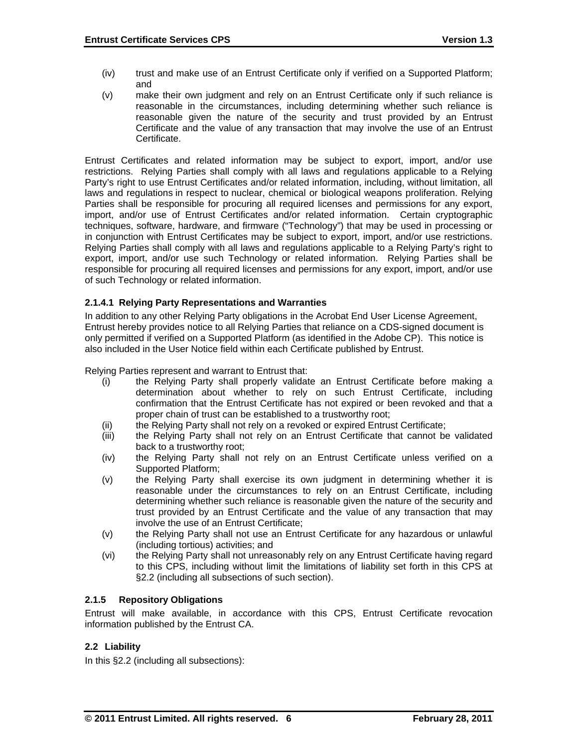(iv) trust and make use of an Entrust Certificate only if verified on a Supported Platform; and

(v) make their own judgment and rely on an Entrust Certificate only if such reliance is reasonable in the circumstances, including determining whether such reliance is reasonable given the nature of the security and trust provided by an Entrust Certificate and the value of any transaction that may involve the use of an Entrust Certificate.

Entrust Certificates and related information may be subject to export, import, and/or use restrictions. Relying Parties shall comply with all laws and regulations applicable to a Relying Party's right to use Entrust Certificates and/or related information, including, without limitation, all laws and regulations in respect to nuclear, chemical or biological weapons proliferation. Relying Parties shall be responsible for procuring all required licenses and permissions for any export, import, and/or use of Entrust Certificates and/or related information. Certain cryptographic techniques, software, hardware, and firmware ("Technology") that may be used in processing or in conjunction with Entrust Certificates may be subject to export, import, and/or use restrictions. Relying Parties shall comply with all laws and regulations applicable to a Relying Party's right to export, import, and/or use such Technology or related information. Relying Parties shall be responsible for procuring all required licenses and permissions for any export, import, and/or use of such Technology or related information.

#### 2.1.4.1 Relying Party Representations and Warranties

In addition to any other Relying Party obligations in the Acrobat End User License Agreement, Entrust hereby provides notice to all Relying Parties that reliance on a CDS-signed document is only permitted if verified on a Supported Platform (as identified in the Adobe CP). This notice is also included in the User Notice field within each Certificate published by Entrust.

Relying Parties represent and warrant to Entrust that:

(i) the Relying Party shall properly validate an Entrust Certificate before making a determination about whether to rely on such Entrust Certificate, including confirmation that the Entrust Certificate has not expired or been revoked and that a proper chain of trust can be established to a trustworthy root;

(ii) the Relying Party shall not rely on a revoked or expired Entrust Certificate;

(iii) the Relying Party shall not rely on an Entrust Certificate that cannot be validated back to a trustworthy root;

(iv) the Relying Party shall not rely on an Entrust Certificate unless verified on a Supported Platform;

(v) the Relying Party shall exercise its own judgment in determining whether it is reasonable under the circumstances to rely on an Entrust Certificate, including determining whether such reliance is reasonable given the nature of the security and trust provided by an Entrust Certificate and the value of any transaction that may involve the use of an Entrust Certificate;

(v) the Relying Party shall not use an Entrust Certificate for any hazardous or unlawful (including tortious) activities; and

(vi) the Relying Party shall not unreasonably rely on any Entrust Certificate having regard to this CPS, including without limit the limitations of liability set forth in this CPS at §2.2 (including all subsections of such section).

### 2.1.5 Repository Obligations

Entrust will make available, in accordance with this CPS, Entrust Certificate revocation information published by the Entrust CA.

## 2.2 Liability

In this §2.2 (including all subsections):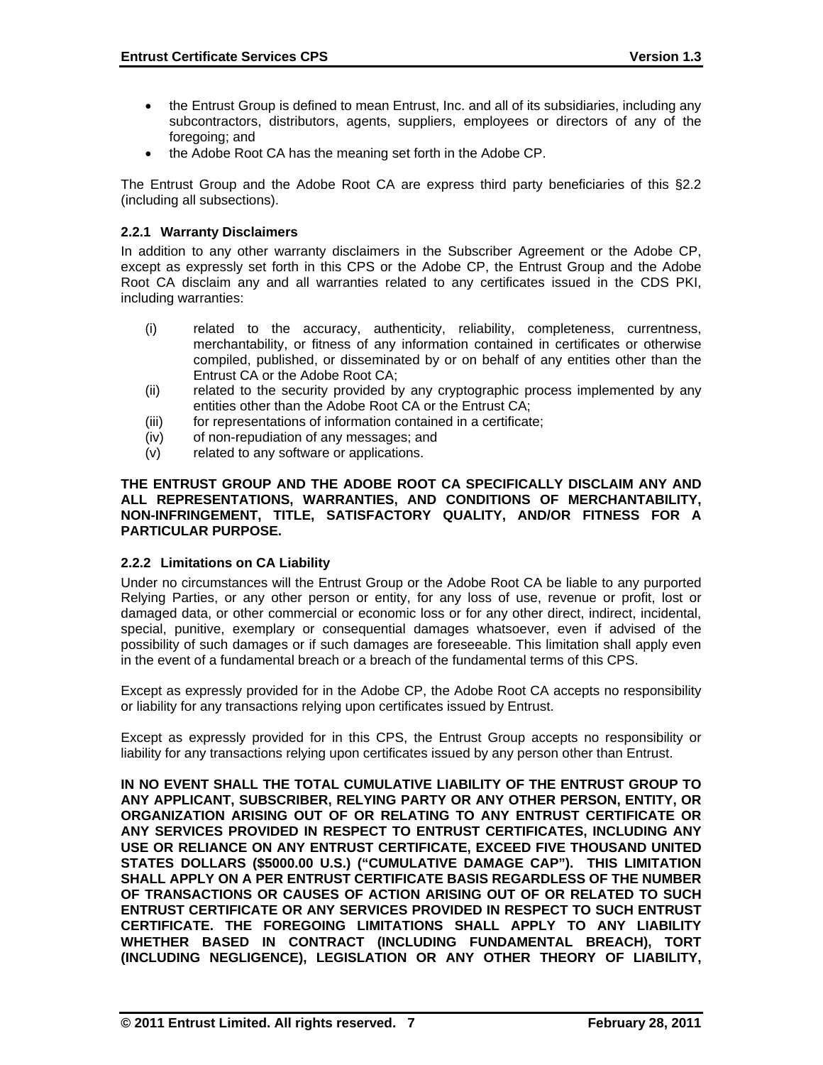- the Entrust Group is defined to mean Entrust, Inc. and all of its subsidiaries, including any subcontractors, distributors, agents, suppliers, employees or directors of any of the foregoing; and
- the Adobe Root CA has the meaning set forth in the Adobe CP.

The Entrust Group and the Adobe Root CA are express third party beneficiaries of this §2.2 (including all subsections).

### 2.2.1 Warranty Disclaimers

In addition to any other warranty disclaimers in the Subscriber Agreement or the Adobe CP, except as expressly set forth in this CPS or the Adobe CP, the Entrust Group and the Adobe Root CA disclaim any and all warranties related to any certificates issued in the CDS PKI, including warranties:

(i) related to the accuracy, authenticity, reliability, completeness, currentness, merchantability, or fitness of any information contained in certificates or otherwise compiled, published, or disseminated by or on behalf of any entities other than the Entrust CA or the Adobe Root CA;
(ii) related to the security provided by any cryptographic process implemented by any entities other than the Adobe Root CA or the Entrust CA;
(iii) for representations of information contained in a certificate;
(iv) of non-repudiation of any messages; and
(v) related to any software or applications.

**THE ENTRUST GROUP AND THE ADOBE ROOT CA SPECIFICALLY DISCLAIM ANY AND ALL REPRESENTATIONS, WARRANTIES, AND CONDITIONS OF MERCHANTABILITY, NON-INFRINGEMENT, TITLE, SATISFACTORY QUALITY, AND/OR FITNESS FOR A PARTICULAR PURPOSE.**

### 2.2.2 Limitations on CA Liability

Under no circumstances will the Entrust Group or the Adobe Root CA be liable to any purported Relying Parties, or any other person or entity, for any loss of use, revenue or profit, lost or damaged data, or other commercial or economic loss or for any other direct, indirect, incidental, special, punitive, exemplary or consequential damages whatsoever, even if advised of the possibility of such damages or if such damages are foreseeable. This limitation shall apply even in the event of a fundamental breach or a breach of the fundamental terms of this CPS.

Except as expressly provided for in the Adobe CP, the Adobe Root CA accepts no responsibility or liability for any transactions relying upon certificates issued by Entrust.

Except as expressly provided for in this CPS, the Entrust Group accepts no responsibility or liability for any transactions relying upon certificates issued by any person other than Entrust.

**IN NO EVENT SHALL THE TOTAL CUMULATIVE LIABILITY OF THE ENTRUST GROUP TO ANY APPLICANT, SUBSCRIBER, RELYING PARTY OR ANY OTHER PERSON, ENTITY, OR ORGANIZATION ARISING OUT OF OR RELATING TO ANY ENTRUST CERTIFICATE OR ANY SERVICES PROVIDED IN RESPECT TO ENTRUST CERTIFICATES, INCLUDING ANY USE OR RELIANCE ON ANY ENTRUST CERTIFICATE, EXCEED FIVE THOUSAND UNITED STATES DOLLARS ($5000.00 U.S.) ("CUMULATIVE DAMAGE CAP"). THIS LIMITATION SHALL APPLY ON A PER ENTRUST CERTIFICATE BASIS REGARDLESS OF THE NUMBER OF TRANSACTIONS OR CAUSES OF ACTION ARISING OUT OF OR RELATED TO SUCH ENTRUST CERTIFICATE OR ANY SERVICES PROVIDED IN RESPECT TO SUCH ENTRUST CERTIFICATE. THE FOREGOING LIMITATIONS SHALL APPLY TO ANY LIABILITY WHETHER BASED IN CONTRACT (INCLUDING FUNDAMENTAL BREACH), TORT (INCLUDING NEGLIGENCE), LEGISLATION OR ANY OTHER THEORY OF LIABILITY,**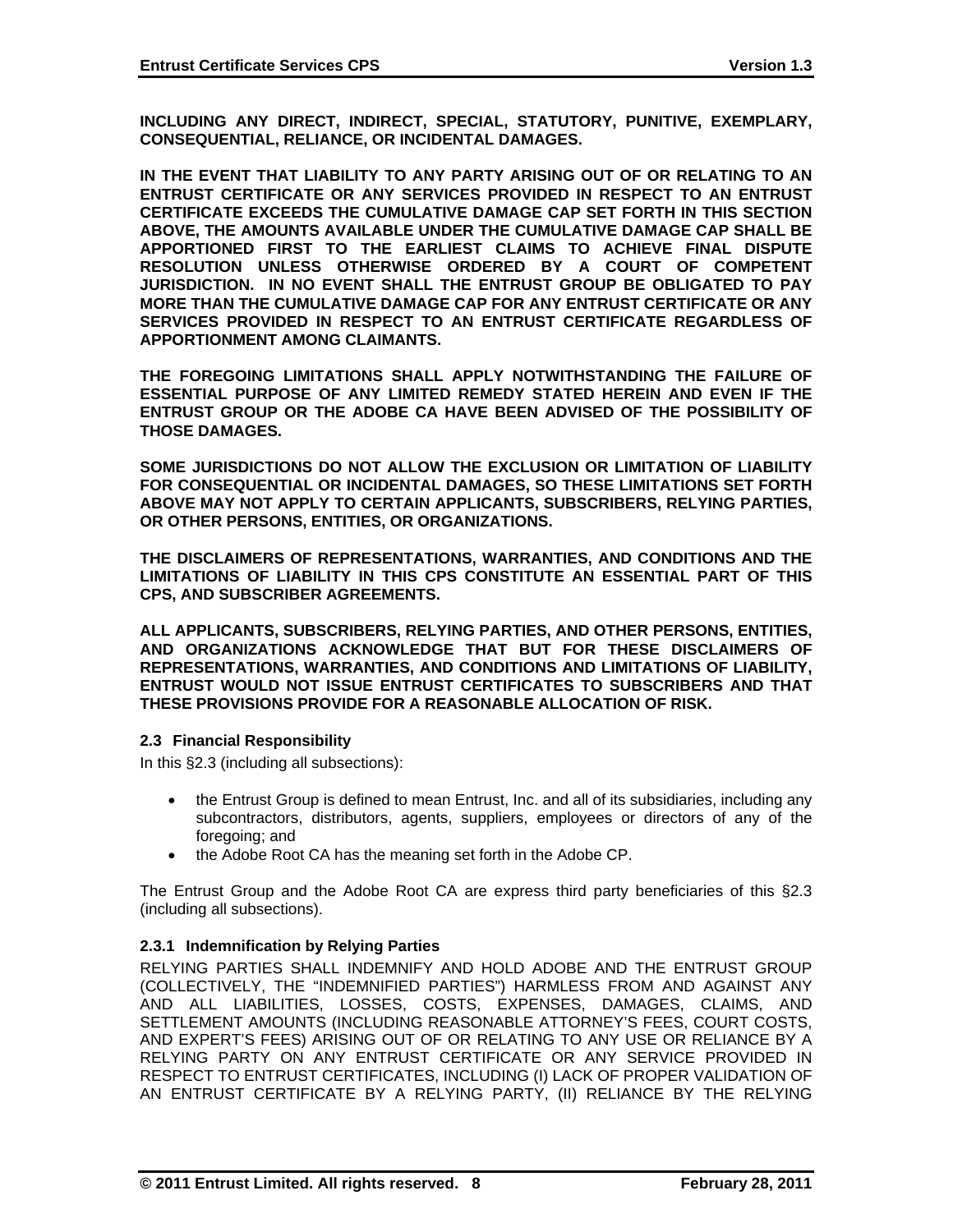**INCLUDING ANY DIRECT, INDIRECT, SPECIAL, STATUTORY, PUNITIVE, EXEMPLARY, CONSEQUENTIAL, RELIANCE, OR INCIDENTAL DAMAGES.**

**IN THE EVENT THAT LIABILITY TO ANY PARTY ARISING OUT OF OR RELATING TO AN ENTRUST CERTIFICATE OR ANY SERVICES PROVIDED IN RESPECT TO AN ENTRUST CERTIFICATE EXCEEDS THE CUMULATIVE DAMAGE CAP SET FORTH IN THIS SECTION ABOVE, THE AMOUNTS AVAILABLE UNDER THE CUMULATIVE DAMAGE CAP SHALL BE APPORTIONED FIRST TO THE EARLIEST CLAIMS TO ACHIEVE FINAL DISPUTE RESOLUTION UNLESS OTHERWISE ORDERED BY A COURT OF COMPETENT JURISDICTION. IN NO EVENT SHALL THE ENTRUST GROUP BE OBLIGATED TO PAY MORE THAN THE CUMULATIVE DAMAGE CAP FOR ANY ENTRUST CERTIFICATE OR ANY SERVICES PROVIDED IN RESPECT TO AN ENTRUST CERTIFICATE REGARDLESS OF APPORTIONMENT AMONG CLAIMANTS.**

**THE FOREGOING LIMITATIONS SHALL APPLY NOTWITHSTANDING THE FAILURE OF ESSENTIAL PURPOSE OF ANY LIMITED REMEDY STATED HEREIN AND EVEN IF THE ENTRUST GROUP OR THE ADOBE CA HAVE BEEN ADVISED OF THE POSSIBILITY OF THOSE DAMAGES.**

**SOME JURISDICTIONS DO NOT ALLOW THE EXCLUSION OR LIMITATION OF LIABILITY FOR CONSEQUENTIAL OR INCIDENTAL DAMAGES, SO THESE LIMITATIONS SET FORTH ABOVE MAY NOT APPLY TO CERTAIN APPLICANTS, SUBSCRIBERS, RELYING PARTIES, OR OTHER PERSONS, ENTITIES, OR ORGANIZATIONS.**

**THE DISCLAIMERS OF REPRESENTATIONS, WARRANTIES, AND CONDITIONS AND THE LIMITATIONS OF LIABILITY IN THIS CPS CONSTITUTE AN ESSENTIAL PART OF THIS CPS, AND SUBSCRIBER AGREEMENTS.**

**ALL APPLICANTS, SUBSCRIBERS, RELYING PARTIES, AND OTHER PERSONS, ENTITIES, AND ORGANIZATIONS ACKNOWLEDGE THAT BUT FOR THESE DISCLAIMERS OF REPRESENTATIONS, WARRANTIES, AND CONDITIONS AND LIMITATIONS OF LIABILITY, ENTRUST WOULD NOT ISSUE ENTRUST CERTIFICATES TO SUBSCRIBERS AND THAT THESE PROVISIONS PROVIDE FOR A REASONABLE ALLOCATION OF RISK.**

### 2.3 Financial Responsibility

In this §2.3 (including all subsections):

- the Entrust Group is defined to mean Entrust, Inc. and all of its subsidiaries, including any subcontractors, distributors, agents, suppliers, employees or directors of any of the foregoing; and
- the Adobe Root CA has the meaning set forth in the Adobe CP.

The Entrust Group and the Adobe Root CA are express third party beneficiaries of this §2.3 (including all subsections).

#### 2.3.1 Indemnification by Relying Parties

RELYING PARTIES SHALL INDEMNIFY AND HOLD ADOBE AND THE ENTRUST GROUP (COLLECTIVELY, THE "INDEMNIFIED PARTIES") HARMLESS FROM AND AGAINST ANY AND ALL LIABILITIES, LOSSES, COSTS, EXPENSES, DAMAGES, CLAIMS, AND SETTLEMENT AMOUNTS (INCLUDING REASONABLE ATTORNEY'S FEES, COURT COSTS, AND EXPERT'S FEES) ARISING OUT OF OR RELATING TO ANY USE OR RELIANCE BY A RELYING PARTY ON ANY ENTRUST CERTIFICATE OR ANY SERVICE PROVIDED IN RESPECT TO ENTRUST CERTIFICATES, INCLUDING (I) LACK OF PROPER VALIDATION OF AN ENTRUST CERTIFICATE BY A RELYING PARTY, (II) RELIANCE BY THE RELYING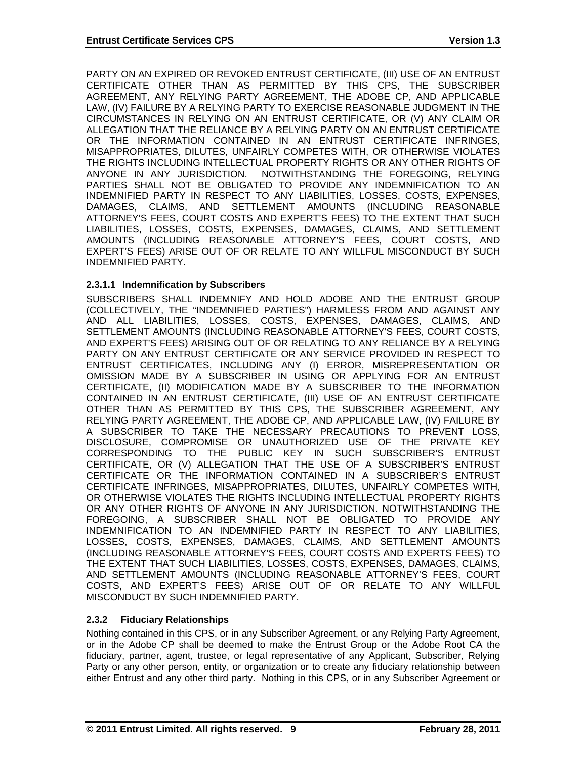PARTY ON AN EXPIRED OR REVOKED ENTRUST CERTIFICATE, (III) USE OF AN ENTRUST CERTIFICATE OTHER THAN AS PERMITTED BY THIS CPS, THE SUBSCRIBER AGREEMENT, ANY RELYING PARTY AGREEMENT, THE ADOBE CP, AND APPLICABLE LAW, (IV) FAILURE BY A RELYING PARTY TO EXERCISE REASONABLE JUDGMENT IN THE CIRCUMSTANCES IN RELYING ON AN ENTRUST CERTIFICATE, OR (V) ANY CLAIM OR ALLEGATION THAT THE RELIANCE BY A RELYING PARTY ON AN ENTRUST CERTIFICATE OR THE INFORMATION CONTAINED IN AN ENTRUST CERTIFICATE INFRINGES, MISAPPROPRIATES, DILUTES, UNFAIRLY COMPETES WITH, OR OTHERWISE VIOLATES THE RIGHTS INCLUDING INTELLECTUAL PROPERTY RIGHTS OR ANY OTHER RIGHTS OF ANYONE IN ANY JURISDICTION. NOTWITHSTANDING THE FOREGOING, RELYING PARTIES SHALL NOT BE OBLIGATED TO PROVIDE ANY INDEMNIFICATION TO AN INDEMNIFIED PARTY IN RESPECT TO ANY LIABILITIES, LOSSES, COSTS, EXPENSES, DAMAGES, CLAIMS, AND SETTLEMENT AMOUNTS (INCLUDING REASONABLE ATTORNEY'S FEES, COURT COSTS AND EXPERT'S FEES) TO THE EXTENT THAT SUCH LIABILITIES, LOSSES, COSTS, EXPENSES, DAMAGES, CLAIMS, AND SETTLEMENT AMOUNTS (INCLUDING REASONABLE ATTORNEY'S FEES, COURT COSTS, AND EXPERT'S FEES) ARISE OUT OF OR RELATE TO ANY WILLFUL MISCONDUCT BY SUCH INDEMNIFIED PARTY.

#### 2.3.1.1 Indemnification by Subscribers

SUBSCRIBERS SHALL INDEMNIFY AND HOLD ADOBE AND THE ENTRUST GROUP (COLLECTIVELY, THE "INDEMNIFIED PARTIES") HARMLESS FROM AND AGAINST ANY AND ALL LIABILITIES, LOSSES, COSTS, EXPENSES, DAMAGES, CLAIMS, AND SETTLEMENT AMOUNTS (INCLUDING REASONABLE ATTORNEY'S FEES, COURT COSTS, AND EXPERT'S FEES) ARISING OUT OF OR RELATING TO ANY RELIANCE BY A RELYING PARTY ON ANY ENTRUST CERTIFICATE OR ANY SERVICE PROVIDED IN RESPECT TO ENTRUST CERTIFICATES, INCLUDING ANY (I) ERROR, MISREPRESENTATION OR OMISSION MADE BY A SUBSCRIBER IN USING OR APPLYING FOR AN ENTRUST CERTIFICATE, (II) MODIFICATION MADE BY A SUBSCRIBER TO THE INFORMATION CONTAINED IN AN ENTRUST CERTIFICATE, (III) USE OF AN ENTRUST CERTIFICATE OTHER THAN AS PERMITTED BY THIS CPS, THE SUBSCRIBER AGREEMENT, ANY RELYING PARTY AGREEMENT, THE ADOBE CP, AND APPLICABLE LAW, (IV) FAILURE BY A SUBSCRIBER TO TAKE THE NECESSARY PRECAUTIONS TO PREVENT LOSS, DISCLOSURE, COMPROMISE OR UNAUTHORIZED USE OF THE PRIVATE KEY CORRESPONDING TO THE PUBLIC KEY IN SUCH SUBSCRIBER'S ENTRUST CERTIFICATE, OR (V) ALLEGATION THAT THE USE OF A SUBSCRIBER'S ENTRUST CERTIFICATE OR THE INFORMATION CONTAINED IN A SUBSCRIBER'S ENTRUST CERTIFICATE INFRINGES, MISAPPROPRIATES, DILUTES, UNFAIRLY COMPETES WITH, OR OTHERWISE VIOLATES THE RIGHTS INCLUDING INTELLECTUAL PROPERTY RIGHTS OR ANY OTHER RIGHTS OF ANYONE IN ANY JURISDICTION. NOTWITHSTANDING THE FOREGOING, A SUBSCRIBER SHALL NOT BE OBLIGATED TO PROVIDE ANY INDEMNIFICATION TO AN INDEMNIFIED PARTY IN RESPECT TO ANY LIABILITIES, LOSSES, COSTS, EXPENSES, DAMAGES, CLAIMS, AND SETTLEMENT AMOUNTS (INCLUDING REASONABLE ATTORNEY'S FEES, COURT COSTS AND EXPERTS FEES) TO THE EXTENT THAT SUCH LIABILITIES, LOSSES, COSTS, EXPENSES, DAMAGES, CLAIMS, AND SETTLEMENT AMOUNTS (INCLUDING REASONABLE ATTORNEY'S FEES, COURT COSTS, AND EXPERT'S FEES) ARISE OUT OF OR RELATE TO ANY WILLFUL MISCONDUCT BY SUCH INDEMNIFIED PARTY.

### 2.3.2 Fiduciary Relationships

Nothing contained in this CPS, or in any Subscriber Agreement, or any Relying Party Agreement, or in the Adobe CP shall be deemed to make the Entrust Group or the Adobe Root CA the fiduciary, partner, agent, trustee, or legal representative of any Applicant, Subscriber, Relying Party or any other person, entity, or organization or to create any fiduciary relationship between either Entrust and any other third party. Nothing in this CPS, or in any Subscriber Agreement or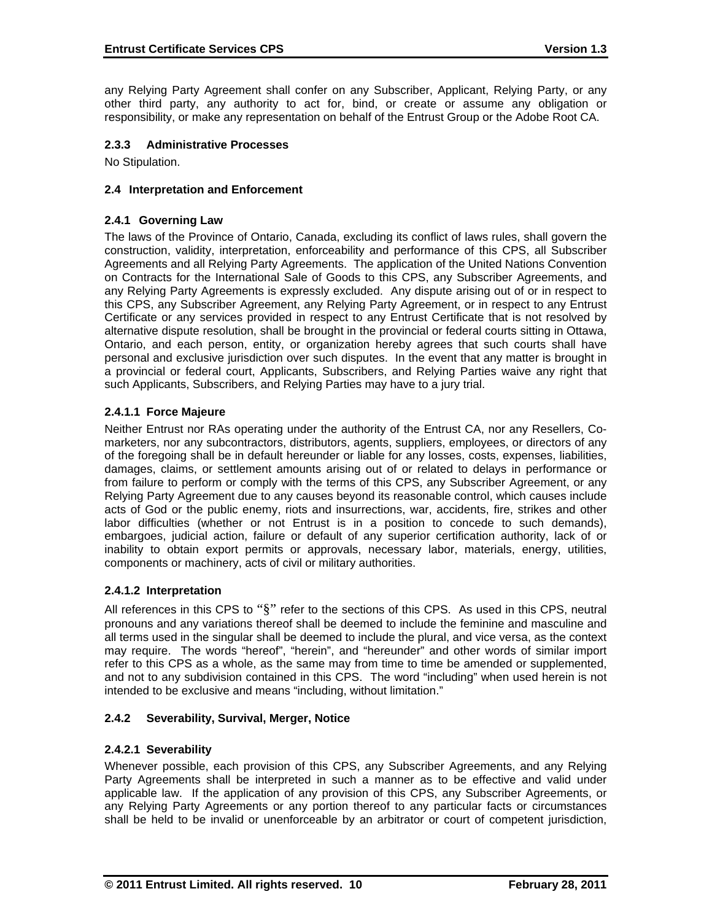any Relying Party Agreement shall confer on any Subscriber, Applicant, Relying Party, or any other third party, any authority to act for, bind, or create or assume any obligation or responsibility, or make any representation on behalf of the Entrust Group or the Adobe Root CA.

### 2.3.3 Administrative Processes

No Stipulation.

## 2.4 Interpretation and Enforcement

### 2.4.1 Governing Law

The laws of the Province of Ontario, Canada, excluding its conflict of laws rules, shall govern the construction, validity, interpretation, enforceability and performance of this CPS, all Subscriber Agreements and all Relying Party Agreements. The application of the United Nations Convention on Contracts for the International Sale of Goods to this CPS, any Subscriber Agreements, and any Relying Party Agreements is expressly excluded. Any dispute arising out of or in respect to this CPS, any Subscriber Agreement, any Relying Party Agreement, or in respect to any Entrust Certificate or any services provided in respect to any Entrust Certificate that is not resolved by alternative dispute resolution, shall be brought in the provincial or federal courts sitting in Ottawa, Ontario, and each person, entity, or organization hereby agrees that such courts shall have personal and exclusive jurisdiction over such disputes. In the event that any matter is brought in a provincial or federal court, Applicants, Subscribers, and Relying Parties waive any right that such Applicants, Subscribers, and Relying Parties may have to a jury trial.

#### 2.4.1.1 Force Majeure

Neither Entrust nor RAs operating under the authority of the Entrust CA, nor any Resellers, Co-marketers, nor any subcontractors, distributors, agents, suppliers, employees, or directors of any of the foregoing shall be in default hereunder or liable for any losses, costs, expenses, liabilities, damages, claims, or settlement amounts arising out of or related to delays in performance or from failure to perform or comply with the terms of this CPS, any Subscriber Agreement, or any Relying Party Agreement due to any causes beyond its reasonable control, which causes include acts of God or the public enemy, riots and insurrections, war, accidents, fire, strikes and other labor difficulties (whether or not Entrust is in a position to concede to such demands), embargoes, judicial action, failure or default of any superior certification authority, lack of or inability to obtain export permits or approvals, necessary labor, materials, energy, utilities, components or machinery, acts of civil or military authorities.

#### 2.4.1.2 Interpretation

All references in this CPS to "§" refer to the sections of this CPS. As used in this CPS, neutral pronouns and any variations thereof shall be deemed to include the feminine and masculine and all terms used in the singular shall be deemed to include the plural, and vice versa, as the context may require. The words "hereof", "herein", and "hereunder" and other words of similar import refer to this CPS as a whole, as the same may from time to time be amended or supplemented, and not to any subdivision contained in this CPS. The word "including" when used herein is not intended to be exclusive and means "including, without limitation."

### 2.4.2 Severability, Survival, Merger, Notice

#### 2.4.2.1 Severability

Whenever possible, each provision of this CPS, any Subscriber Agreements, and any Relying Party Agreements shall be interpreted in such a manner as to be effective and valid under applicable law. If the application of any provision of this CPS, any Subscriber Agreements, or any Relying Party Agreements or any portion thereof to any particular facts or circumstances shall be held to be invalid or unenforceable by an arbitrator or court of competent jurisdiction,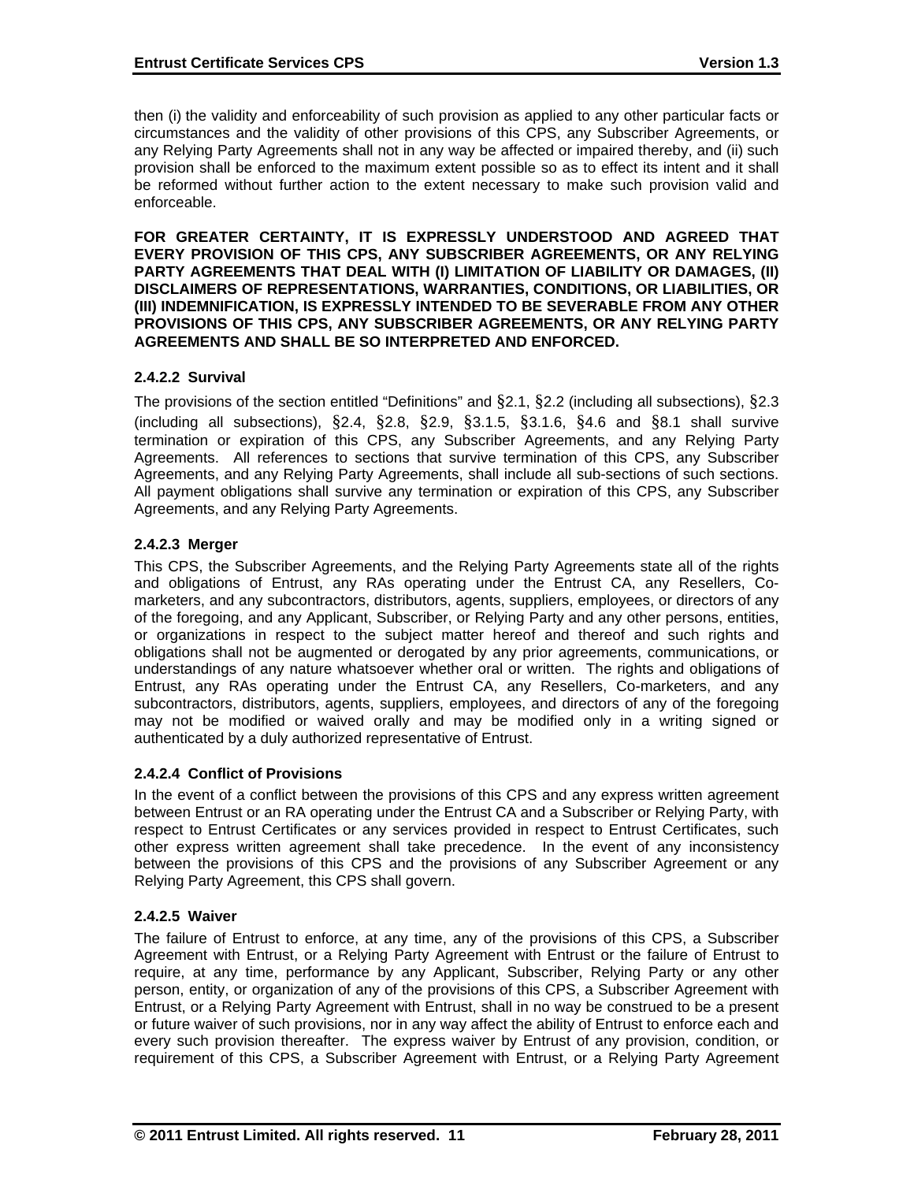then (i) the validity and enforceability of such provision as applied to any other particular facts or circumstances and the validity of other provisions of this CPS, any Subscriber Agreements, or any Relying Party Agreements shall not in any way be affected or impaired thereby, and (ii) such provision shall be enforced to the maximum extent possible so as to effect its intent and it shall be reformed without further action to the extent necessary to make such provision valid and enforceable.

**FOR GREATER CERTAINTY, IT IS EXPRESSLY UNDERSTOOD AND AGREED THAT EVERY PROVISION OF THIS CPS, ANY SUBSCRIBER AGREEMENTS, OR ANY RELYING PARTY AGREEMENTS THAT DEAL WITH (I) LIMITATION OF LIABILITY OR DAMAGES, (II) DISCLAIMERS OF REPRESENTATIONS, WARRANTIES, CONDITIONS, OR LIABILITIES, OR (III) INDEMNIFICATION, IS EXPRESSLY INTENDED TO BE SEVERABLE FROM ANY OTHER PROVISIONS OF THIS CPS, ANY SUBSCRIBER AGREEMENTS, OR ANY RELYING PARTY AGREEMENTS AND SHALL BE SO INTERPRETED AND ENFORCED.**

#### 2.4.2.2 Survival

The provisions of the section entitled "Definitions" and §2.1, §2.2 (including all subsections), §2.3 (including all subsections), §2.4, §2.8, §2.9, §3.1.5, §3.1.6, §4.6 and §8.1 shall survive termination or expiration of this CPS, any Subscriber Agreements, and any Relying Party Agreements. All references to sections that survive termination of this CPS, any Subscriber Agreements, and any Relying Party Agreements, shall include all sub-sections of such sections. All payment obligations shall survive any termination or expiration of this CPS, any Subscriber Agreements, and any Relying Party Agreements.

#### 2.4.2.3 Merger

This CPS, the Subscriber Agreements, and the Relying Party Agreements state all of the rights and obligations of Entrust, any RAs operating under the Entrust CA, any Resellers, Co-marketers, and any subcontractors, distributors, agents, suppliers, employees, or directors of any of the foregoing, and any Applicant, Subscriber, or Relying Party and any other persons, entities, or organizations in respect to the subject matter hereof and thereof and such rights and obligations shall not be augmented or derogated by any prior agreements, communications, or understandings of any nature whatsoever whether oral or written. The rights and obligations of Entrust, any RAs operating under the Entrust CA, any Resellers, Co-marketers, and any subcontractors, distributors, agents, suppliers, employees, and directors of any of the foregoing may not be modified or waived orally and may be modified only in a writing signed or authenticated by a duly authorized representative of Entrust.

#### 2.4.2.4 Conflict of Provisions

In the event of a conflict between the provisions of this CPS and any express written agreement between Entrust or an RA operating under the Entrust CA and a Subscriber or Relying Party, with respect to Entrust Certificates or any services provided in respect to Entrust Certificates, such other express written agreement shall take precedence. In the event of any inconsistency between the provisions of this CPS and the provisions of any Subscriber Agreement or any Relying Party Agreement, this CPS shall govern.

#### 2.4.2.5 Waiver

The failure of Entrust to enforce, at any time, any of the provisions of this CPS, a Subscriber Agreement with Entrust, or a Relying Party Agreement with Entrust or the failure of Entrust to require, at any time, performance by any Applicant, Subscriber, Relying Party or any other person, entity, or organization of any of the provisions of this CPS, a Subscriber Agreement with Entrust, or a Relying Party Agreement with Entrust, shall in no way be construed to be a present or future waiver of such provisions, nor in any way affect the ability of Entrust to enforce each and every such provision thereafter. The express waiver by Entrust of any provision, condition, or requirement of this CPS, a Subscriber Agreement with Entrust, or a Relying Party Agreement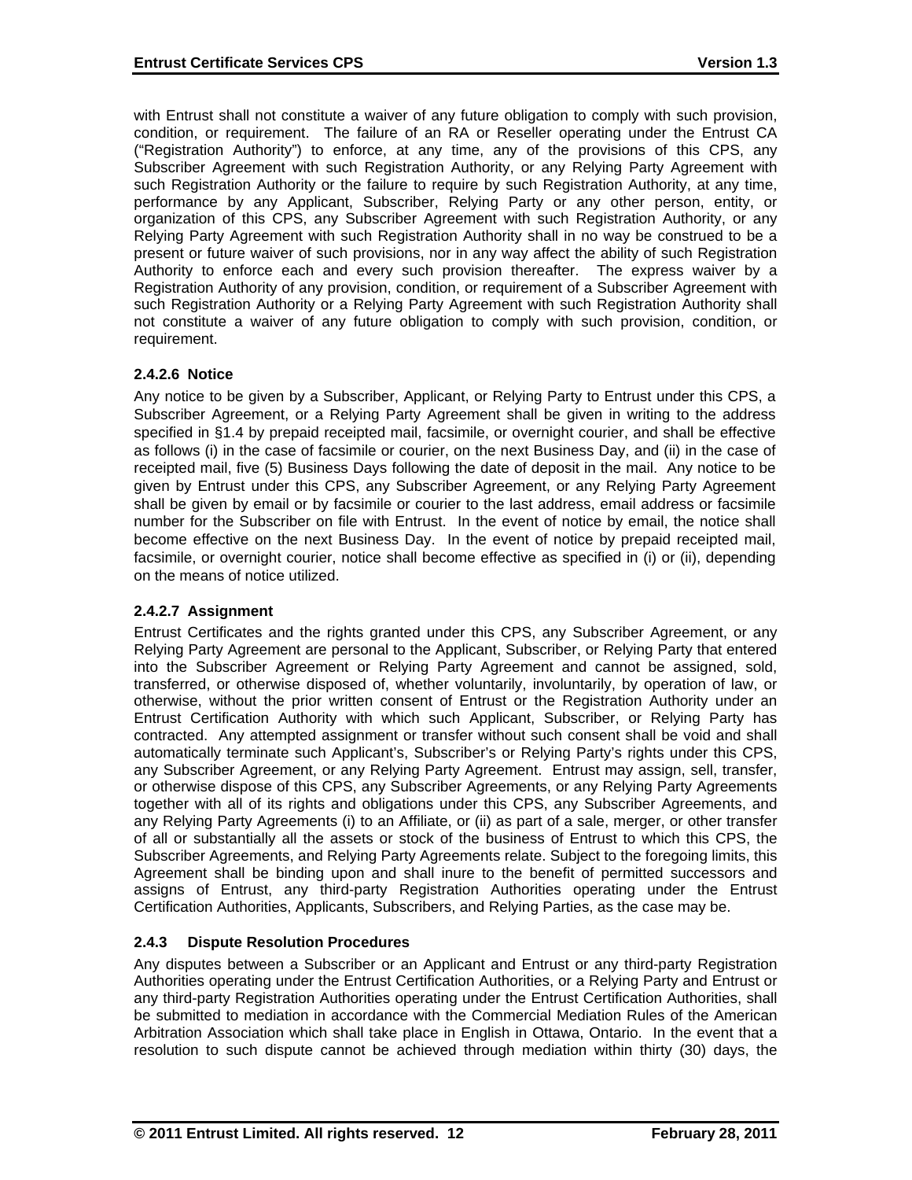with Entrust shall not constitute a waiver of any future obligation to comply with such provision, condition, or requirement. The failure of an RA or Reseller operating under the Entrust CA ("Registration Authority") to enforce, at any time, any of the provisions of this CPS, any Subscriber Agreement with such Registration Authority, or any Relying Party Agreement with such Registration Authority or the failure to require by such Registration Authority, at any time, performance by any Applicant, Subscriber, Relying Party or any other person, entity, or organization of this CPS, any Subscriber Agreement with such Registration Authority, or any Relying Party Agreement with such Registration Authority shall in no way be construed to be a present or future waiver of such provisions, nor in any way affect the ability of such Registration Authority to enforce each and every such provision thereafter. The express waiver by a Registration Authority of any provision, condition, or requirement of a Subscriber Agreement with such Registration Authority or a Relying Party Agreement with such Registration Authority shall not constitute a waiver of any future obligation to comply with such provision, condition, or requirement.

#### 2.4.2.6 Notice

Any notice to be given by a Subscriber, Applicant, or Relying Party to Entrust under this CPS, a Subscriber Agreement, or a Relying Party Agreement shall be given in writing to the address specified in §1.4 by prepaid receipted mail, facsimile, or overnight courier, and shall be effective as follows (i) in the case of facsimile or courier, on the next Business Day, and (ii) in the case of receipted mail, five (5) Business Days following the date of deposit in the mail. Any notice to be given by Entrust under this CPS, any Subscriber Agreement, or any Relying Party Agreement shall be given by email or by facsimile or courier to the last address, email address or facsimile number for the Subscriber on file with Entrust. In the event of notice by email, the notice shall become effective on the next Business Day. In the event of notice by prepaid receipted mail, facsimile, or overnight courier, notice shall become effective as specified in (i) or (ii), depending on the means of notice utilized.

#### 2.4.2.7 Assignment

Entrust Certificates and the rights granted under this CPS, any Subscriber Agreement, or any Relying Party Agreement are personal to the Applicant, Subscriber, or Relying Party that entered into the Subscriber Agreement or Relying Party Agreement and cannot be assigned, sold, transferred, or otherwise disposed of, whether voluntarily, involuntarily, by operation of law, or otherwise, without the prior written consent of Entrust or the Registration Authority under an Entrust Certification Authority with which such Applicant, Subscriber, or Relying Party has contracted. Any attempted assignment or transfer without such consent shall be void and shall automatically terminate such Applicant's, Subscriber's or Relying Party's rights under this CPS, any Subscriber Agreement, or any Relying Party Agreement. Entrust may assign, sell, transfer, or otherwise dispose of this CPS, any Subscriber Agreements, or any Relying Party Agreements together with all of its rights and obligations under this CPS, any Subscriber Agreements, and any Relying Party Agreements (i) to an Affiliate, or (ii) as part of a sale, merger, or other transfer of all or substantially all the assets or stock of the business of Entrust to which this CPS, the Subscriber Agreements, and Relying Party Agreements relate. Subject to the foregoing limits, this Agreement shall be binding upon and shall inure to the benefit of permitted successors and assigns of Entrust, any third-party Registration Authorities operating under the Entrust Certification Authorities, Applicants, Subscribers, and Relying Parties, as the case may be.

### 2.4.3 Dispute Resolution Procedures

Any disputes between a Subscriber or an Applicant and Entrust or any third-party Registration Authorities operating under the Entrust Certification Authorities, or a Relying Party and Entrust or any third-party Registration Authorities operating under the Entrust Certification Authorities, shall be submitted to mediation in accordance with the Commercial Mediation Rules of the American Arbitration Association which shall take place in English in Ottawa, Ontario. In the event that a resolution to such dispute cannot be achieved through mediation within thirty (30) days, the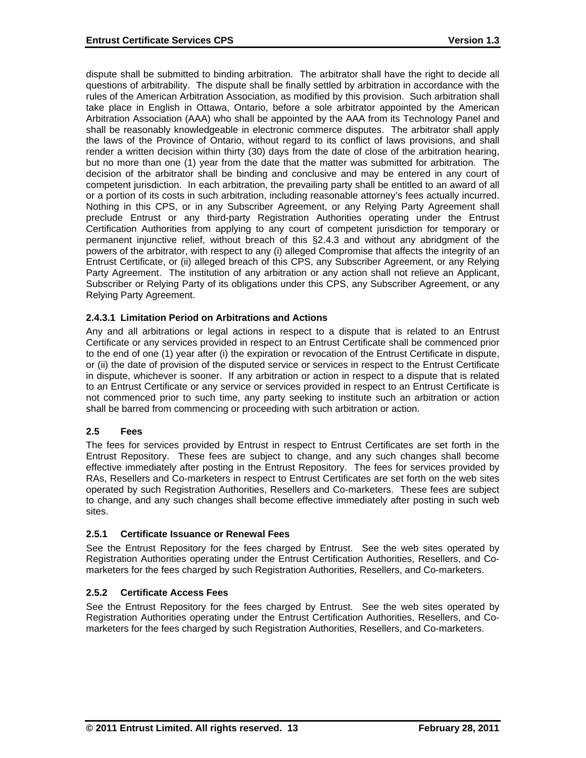dispute shall be submitted to binding arbitration. The arbitrator shall have the right to decide all questions of arbitrability. The dispute shall be finally settled by arbitration in accordance with the rules of the American Arbitration Association, as modified by this provision. Such arbitration shall take place in English in Ottawa, Ontario, before a sole arbitrator appointed by the American Arbitration Association (AAA) who shall be appointed by the AAA from its Technology Panel and shall be reasonably knowledgeable in electronic commerce disputes. The arbitrator shall apply the laws of the Province of Ontario, without regard to its conflict of laws provisions, and shall render a written decision within thirty (30) days from the date of close of the arbitration hearing, but no more than one (1) year from the date that the matter was submitted for arbitration. The decision of the arbitrator shall be binding and conclusive and may be entered in any court of competent jurisdiction. In each arbitration, the prevailing party shall be entitled to an award of all or a portion of its costs in such arbitration, including reasonable attorney's fees actually incurred. Nothing in this CPS, or in any Subscriber Agreement, or any Relying Party Agreement shall preclude Entrust or any third-party Registration Authorities operating under the Entrust Certification Authorities from applying to any court of competent jurisdiction for temporary or permanent injunctive relief, without breach of this §2.4.3 and without any abridgment of the powers of the arbitrator, with respect to any (i) alleged Compromise that affects the integrity of an Entrust Certificate, or (ii) alleged breach of this CPS, any Subscriber Agreement, or any Relying Party Agreement. The institution of any arbitration or any action shall not relieve an Applicant, Subscriber or Relying Party of its obligations under this CPS, any Subscriber Agreement, or any Relying Party Agreement.

#### 2.4.3.1 Limitation Period on Arbitrations and Actions

Any and all arbitrations or legal actions in respect to a dispute that is related to an Entrust Certificate or any services provided in respect to an Entrust Certificate shall be commenced prior to the end of one (1) year after (i) the expiration or revocation of the Entrust Certificate in dispute, or (ii) the date of provision of the disputed service or services in respect to the Entrust Certificate in dispute, whichever is sooner. If any arbitration or action in respect to a dispute that is related to an Entrust Certificate or any service or services provided in respect to an Entrust Certificate is not commenced prior to such time, any party seeking to institute such an arbitration or action shall be barred from commencing or proceeding with such arbitration or action.

## 2.5 Fees

The fees for services provided by Entrust in respect to Entrust Certificates are set forth in the Entrust Repository. These fees are subject to change, and any such changes shall become effective immediately after posting in the Entrust Repository. The fees for services provided by RAs, Resellers and Co-marketers in respect to Entrust Certificates are set forth on the web sites operated by such Registration Authorities, Resellers and Co-marketers. These fees are subject to change, and any such changes shall become effective immediately after posting in such web sites.

### 2.5.1 Certificate Issuance or Renewal Fees

See the Entrust Repository for the fees charged by Entrust. See the web sites operated by Registration Authorities operating under the Entrust Certification Authorities, Resellers, and Co-marketers for the fees charged by such Registration Authorities, Resellers, and Co-marketers.

### 2.5.2 Certificate Access Fees

See the Entrust Repository for the fees charged by Entrust. See the web sites operated by Registration Authorities operating under the Entrust Certification Authorities, Resellers, and Co-marketers for the fees charged by such Registration Authorities, Resellers, and Co-marketers.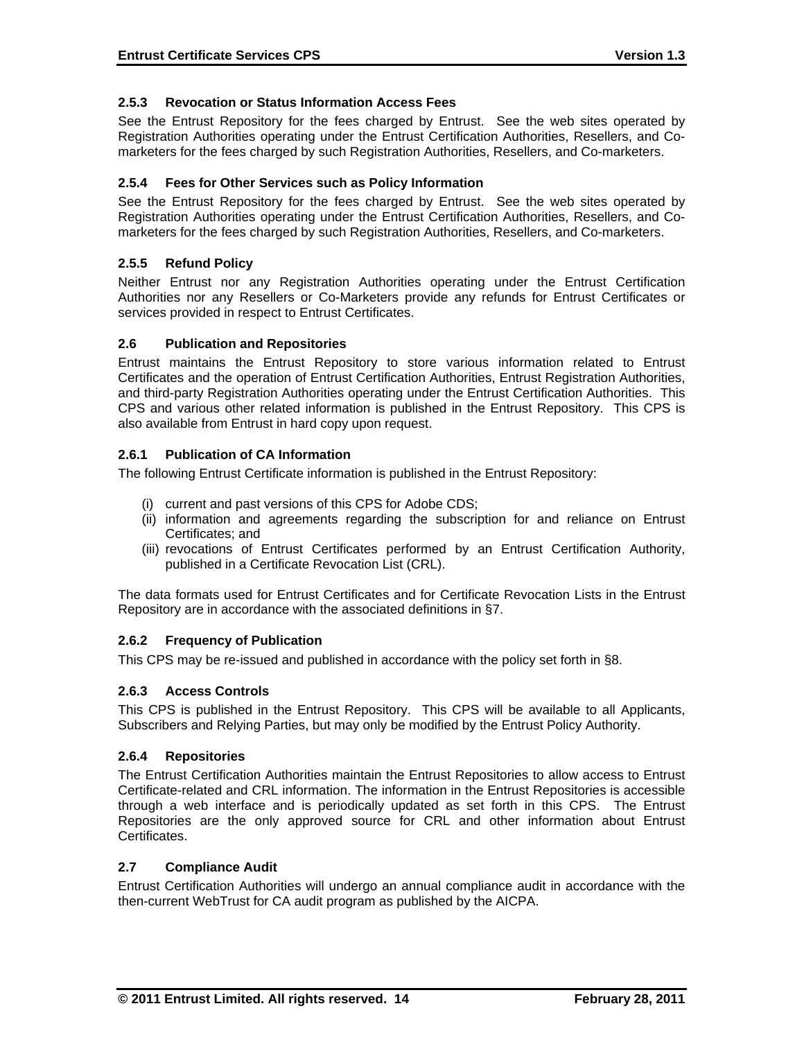### 2.5.3 Revocation or Status Information Access Fees

See the Entrust Repository for the fees charged by Entrust. See the web sites operated by Registration Authorities operating under the Entrust Certification Authorities, Resellers, and Co-marketers for the fees charged by such Registration Authorities, Resellers, and Co-marketers.

### 2.5.4 Fees for Other Services such as Policy Information

See the Entrust Repository for the fees charged by Entrust. See the web sites operated by Registration Authorities operating under the Entrust Certification Authorities, Resellers, and Co-marketers for the fees charged by such Registration Authorities, Resellers, and Co-marketers.

### 2.5.5 Refund Policy

Neither Entrust nor any Registration Authorities operating under the Entrust Certification Authorities nor any Resellers or Co-Marketers provide any refunds for Entrust Certificates or services provided in respect to Entrust Certificates.

## 2.6 Publication and Repositories

Entrust maintains the Entrust Repository to store various information related to Entrust Certificates and the operation of Entrust Certification Authorities, Entrust Registration Authorities, and third-party Registration Authorities operating under the Entrust Certification Authorities. This CPS and various other related information is published in the Entrust Repository. This CPS is also available from Entrust in hard copy upon request.

### 2.6.1 Publication of CA Information

The following Entrust Certificate information is published in the Entrust Repository:

(i) current and past versions of this CPS for Adobe CDS;
(ii) information and agreements regarding the subscription for and reliance on Entrust Certificates; and
(iii) revocations of Entrust Certificates performed by an Entrust Certification Authority, published in a Certificate Revocation List (CRL).

The data formats used for Entrust Certificates and for Certificate Revocation Lists in the Entrust Repository are in accordance with the associated definitions in §7.

### 2.6.2 Frequency of Publication

This CPS may be re-issued and published in accordance with the policy set forth in §8.

### 2.6.3 Access Controls

This CPS is published in the Entrust Repository. This CPS will be available to all Applicants, Subscribers and Relying Parties, but may only be modified by the Entrust Policy Authority.

### 2.6.4 Repositories

The Entrust Certification Authorities maintain the Entrust Repositories to allow access to Entrust Certificate-related and CRL information. The information in the Entrust Repositories is accessible through a web interface and is periodically updated as set forth in this CPS. The Entrust Repositories are the only approved source for CRL and other information about Entrust Certificates.

## 2.7 Compliance Audit

Entrust Certification Authorities will undergo an annual compliance audit in accordance with the then-current WebTrust for CA audit program as published by the AICPA.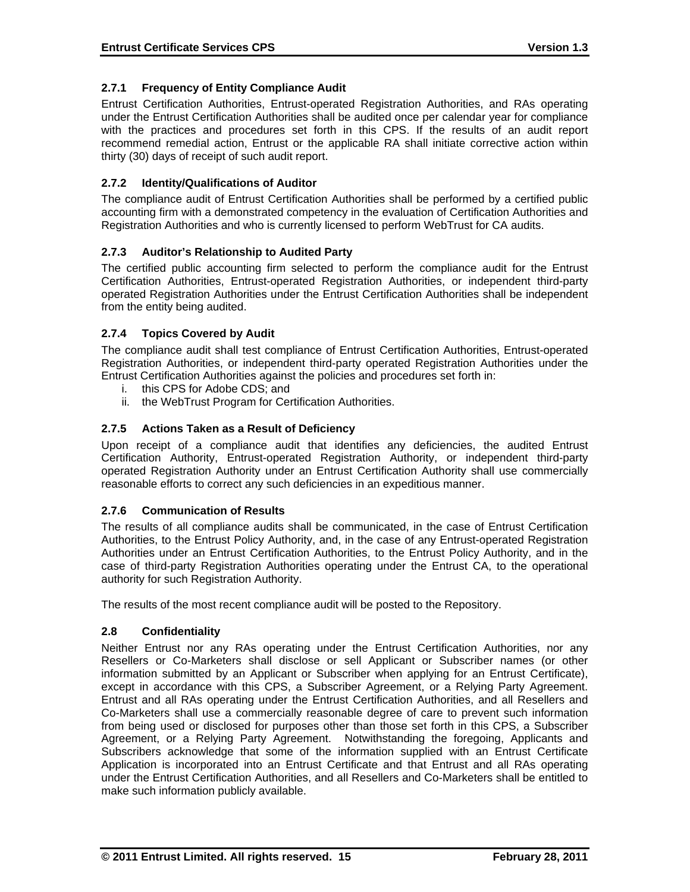### 2.7.1 Frequency of Entity Compliance Audit

Entrust Certification Authorities, Entrust-operated Registration Authorities, and RAs operating under the Entrust Certification Authorities shall be audited once per calendar year for compliance with the practices and procedures set forth in this CPS. If the results of an audit report recommend remedial action, Entrust or the applicable RA shall initiate corrective action within thirty (30) days of receipt of such audit report.

### 2.7.2 Identity/Qualifications of Auditor

The compliance audit of Entrust Certification Authorities shall be performed by a certified public accounting firm with a demonstrated competency in the evaluation of Certification Authorities and Registration Authorities and who is currently licensed to perform WebTrust for CA audits.

### 2.7.3 Auditor's Relationship to Audited Party

The certified public accounting firm selected to perform the compliance audit for the Entrust Certification Authorities, Entrust-operated Registration Authorities, or independent third-party operated Registration Authorities under the Entrust Certification Authorities shall be independent from the entity being audited.

### 2.7.4 Topics Covered by Audit

The compliance audit shall test compliance of Entrust Certification Authorities, Entrust-operated Registration Authorities, or independent third-party operated Registration Authorities under the Entrust Certification Authorities against the policies and procedures set forth in:

i. this CPS for Adobe CDS; and
ii. the WebTrust Program for Certification Authorities.

### 2.7.5 Actions Taken as a Result of Deficiency

Upon receipt of a compliance audit that identifies any deficiencies, the audited Entrust Certification Authority, Entrust-operated Registration Authority, or independent third-party operated Registration Authority under an Entrust Certification Authority shall use commercially reasonable efforts to correct any such deficiencies in an expeditious manner.

### 2.7.6 Communication of Results

The results of all compliance audits shall be communicated, in the case of Entrust Certification Authorities, to the Entrust Policy Authority, and, in the case of any Entrust-operated Registration Authorities under an Entrust Certification Authorities, to the Entrust Policy Authority, and in the case of third-party Registration Authorities operating under the Entrust CA, to the operational authority for such Registration Authority.

The results of the most recent compliance audit will be posted to the Repository.

## 2.8 Confidentiality

Neither Entrust nor any RAs operating under the Entrust Certification Authorities, nor any Resellers or Co-Marketers shall disclose or sell Applicant or Subscriber names (or other information submitted by an Applicant or Subscriber when applying for an Entrust Certificate), except in accordance with this CPS, a Subscriber Agreement, or a Relying Party Agreement. Entrust and all RAs operating under the Entrust Certification Authorities, and all Resellers and Co-Marketers shall use a commercially reasonable degree of care to prevent such information from being used or disclosed for purposes other than those set forth in this CPS, a Subscriber Agreement, or a Relying Party Agreement. Notwithstanding the foregoing, Applicants and Subscribers acknowledge that some of the information supplied with an Entrust Certificate Application is incorporated into an Entrust Certificate and that Entrust and all RAs operating under the Entrust Certification Authorities, and all Resellers and Co-Marketers shall be entitled to make such information publicly available.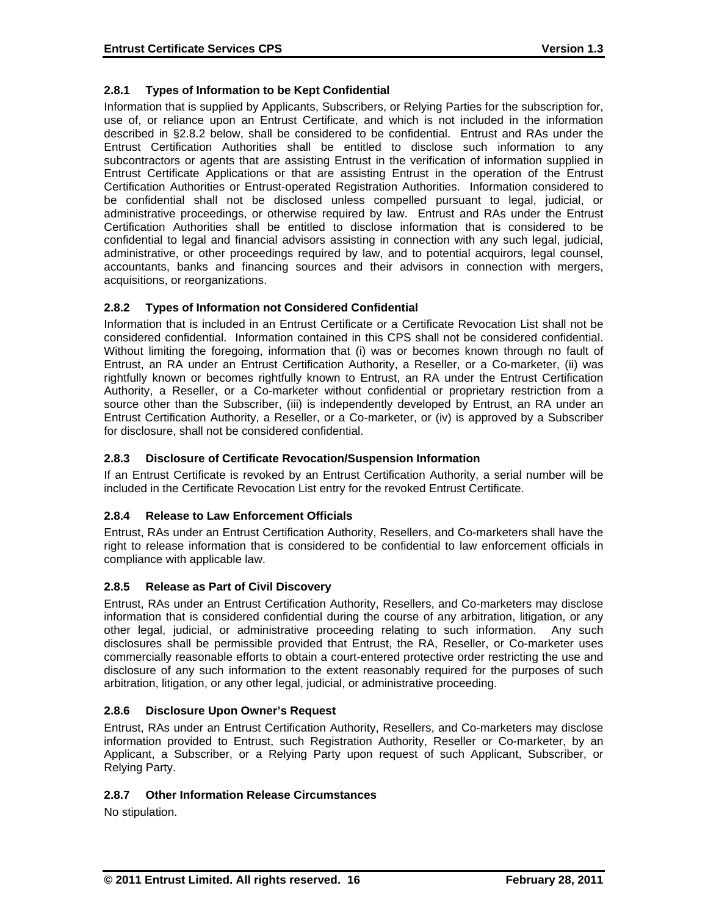### 2.8.1 Types of Information to be Kept Confidential

Information that is supplied by Applicants, Subscribers, or Relying Parties for the subscription for, use of, or reliance upon an Entrust Certificate, and which is not included in the information described in §2.8.2 below, shall be considered to be confidential. Entrust and RAs under the Entrust Certification Authorities shall be entitled to disclose such information to any subcontractors or agents that are assisting Entrust in the verification of information supplied in Entrust Certificate Applications or that are assisting Entrust in the operation of the Entrust Certification Authorities or Entrust-operated Registration Authorities. Information considered to be confidential shall not be disclosed unless compelled pursuant to legal, judicial, or administrative proceedings, or otherwise required by law. Entrust and RAs under the Entrust Certification Authorities shall be entitled to disclose information that is considered to be confidential to legal and financial advisors assisting in connection with any such legal, judicial, administrative, or other proceedings required by law, and to potential acquirors, legal counsel, accountants, banks and financing sources and their advisors in connection with mergers, acquisitions, or reorganizations.

### 2.8.2 Types of Information not Considered Confidential

Information that is included in an Entrust Certificate or a Certificate Revocation List shall not be considered confidential. Information contained in this CPS shall not be considered confidential. Without limiting the foregoing, information that (i) was or becomes known through no fault of Entrust, an RA under an Entrust Certification Authority, a Reseller, or a Co-marketer, (ii) was rightfully known or becomes rightfully known to Entrust, an RA under the Entrust Certification Authority, a Reseller, or a Co-marketer without confidential or proprietary restriction from a source other than the Subscriber, (iii) is independently developed by Entrust, an RA under an Entrust Certification Authority, a Reseller, or a Co-marketer, or (iv) is approved by a Subscriber for disclosure, shall not be considered confidential.

### 2.8.3 Disclosure of Certificate Revocation/Suspension Information

If an Entrust Certificate is revoked by an Entrust Certification Authority, a serial number will be included in the Certificate Revocation List entry for the revoked Entrust Certificate.

### 2.8.4 Release to Law Enforcement Officials

Entrust, RAs under an Entrust Certification Authority, Resellers, and Co-marketers shall have the right to release information that is considered to be confidential to law enforcement officials in compliance with applicable law.

### 2.8.5 Release as Part of Civil Discovery

Entrust, RAs under an Entrust Certification Authority, Resellers, and Co-marketers may disclose information that is considered confidential during the course of any arbitration, litigation, or any other legal, judicial, or administrative proceeding relating to such information. Any such disclosures shall be permissible provided that Entrust, the RA, Reseller, or Co-marketer uses commercially reasonable efforts to obtain a court-entered protective order restricting the use and disclosure of any such information to the extent reasonably required for the purposes of such arbitration, litigation, or any other legal, judicial, or administrative proceeding.

### 2.8.6 Disclosure Upon Owner's Request

Entrust, RAs under an Entrust Certification Authority, Resellers, and Co-marketers may disclose information provided to Entrust, such Registration Authority, Reseller or Co-marketer, by an Applicant, a Subscriber, or a Relying Party upon request of such Applicant, Subscriber, or Relying Party.

### 2.8.7 Other Information Release Circumstances

No stipulation.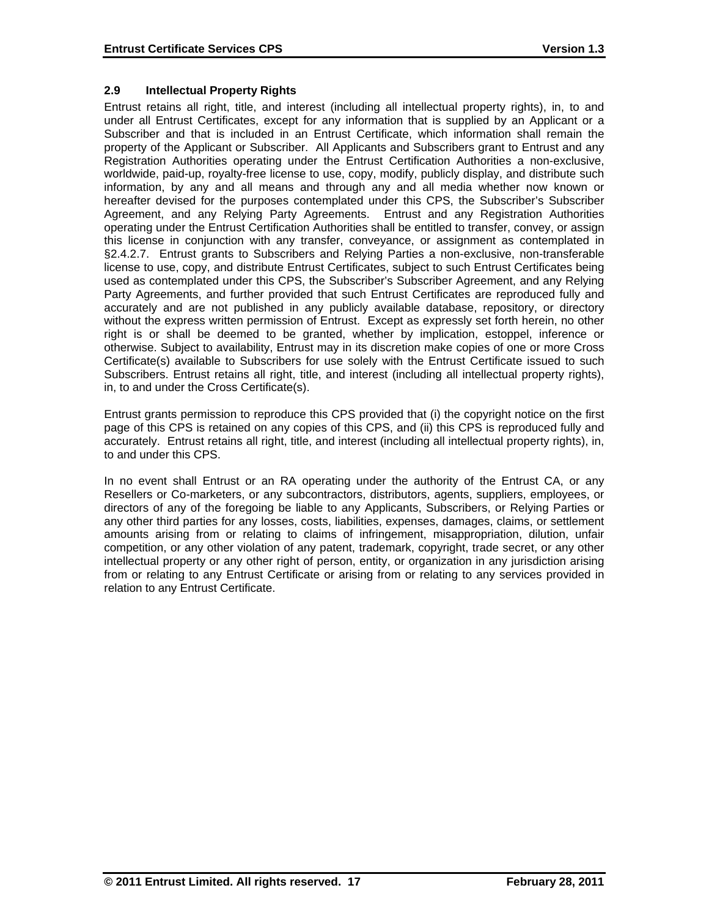## 2.9 Intellectual Property Rights

Entrust retains all right, title, and interest (including all intellectual property rights), in, to and under all Entrust Certificates, except for any information that is supplied by an Applicant or a Subscriber and that is included in an Entrust Certificate, which information shall remain the property of the Applicant or Subscriber. All Applicants and Subscribers grant to Entrust and any Registration Authorities operating under the Entrust Certification Authorities a non-exclusive, worldwide, paid-up, royalty-free license to use, copy, modify, publicly display, and distribute such information, by any and all means and through any and all media whether now known or hereafter devised for the purposes contemplated under this CPS, the Subscriber's Subscriber Agreement, and any Relying Party Agreements. Entrust and any Registration Authorities operating under the Entrust Certification Authorities shall be entitled to transfer, convey, or assign this license in conjunction with any transfer, conveyance, or assignment as contemplated in §2.4.2.7. Entrust grants to Subscribers and Relying Parties a non-exclusive, non-transferable license to use, copy, and distribute Entrust Certificates, subject to such Entrust Certificates being used as contemplated under this CPS, the Subscriber's Subscriber Agreement, and any Relying Party Agreements, and further provided that such Entrust Certificates are reproduced fully and accurately and are not published in any publicly available database, repository, or directory without the express written permission of Entrust. Except as expressly set forth herein, no other right is or shall be deemed to be granted, whether by implication, estoppel, inference or otherwise. Subject to availability, Entrust may in its discretion make copies of one or more Cross Certificate(s) available to Subscribers for use solely with the Entrust Certificate issued to such Subscribers. Entrust retains all right, title, and interest (including all intellectual property rights), in, to and under the Cross Certificate(s).

Entrust grants permission to reproduce this CPS provided that (i) the copyright notice on the first page of this CPS is retained on any copies of this CPS, and (ii) this CPS is reproduced fully and accurately. Entrust retains all right, title, and interest (including all intellectual property rights), in, to and under this CPS.

In no event shall Entrust or an RA operating under the authority of the Entrust CA, or any Resellers or Co-marketers, or any subcontractors, distributors, agents, suppliers, employees, or directors of any of the foregoing be liable to any Applicants, Subscribers, or Relying Parties or any other third parties for any losses, costs, liabilities, expenses, damages, claims, or settlement amounts arising from or relating to claims of infringement, misappropriation, dilution, unfair competition, or any other violation of any patent, trademark, copyright, trade secret, or any other intellectual property or any other right of person, entity, or organization in any jurisdiction arising from or relating to any Entrust Certificate or arising from or relating to any services provided in relation to any Entrust Certificate.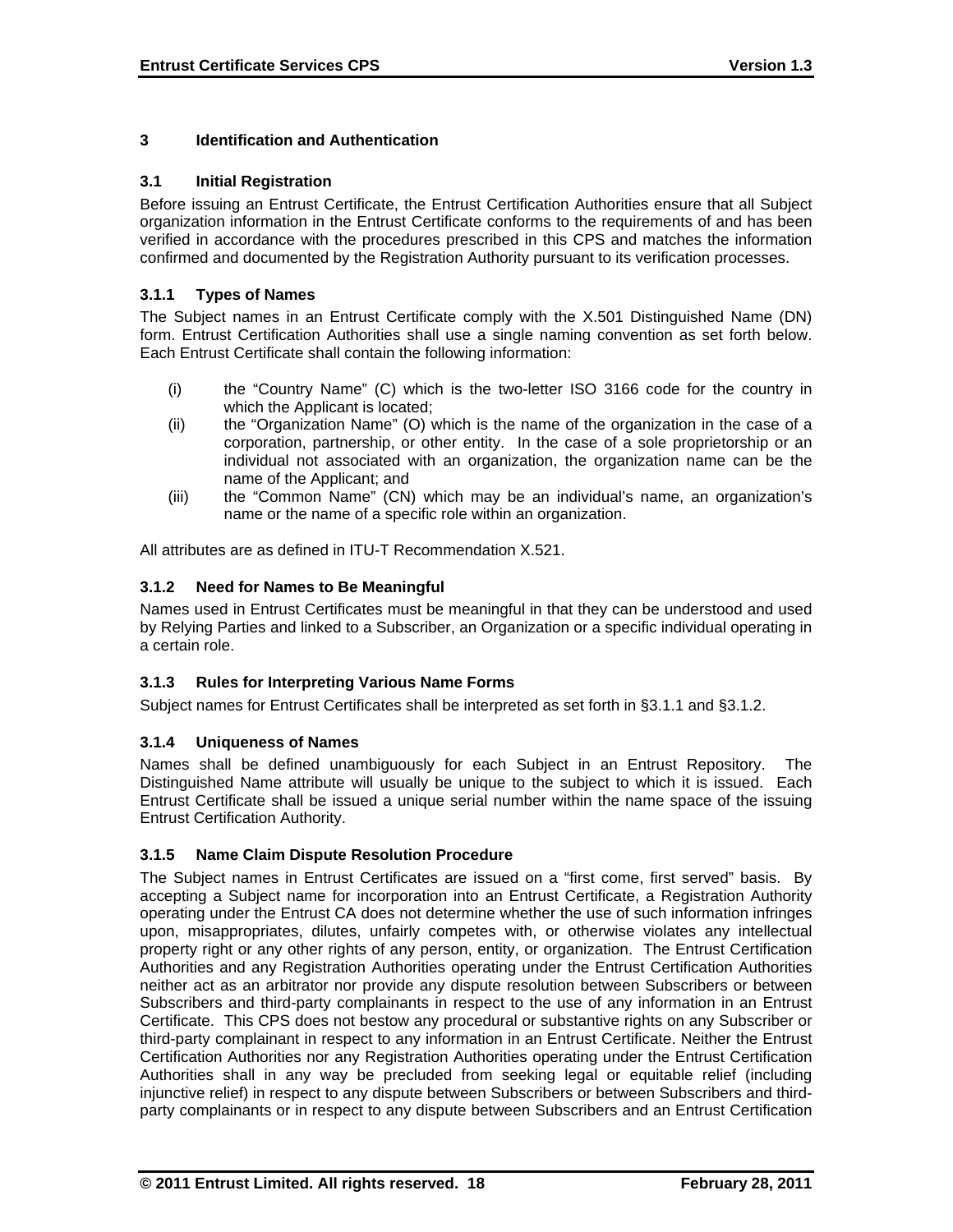# 3 Identification and Authentication

## 3.1 Initial Registration

Before issuing an Entrust Certificate, the Entrust Certification Authorities ensure that all Subject organization information in the Entrust Certificate conforms to the requirements of and has been verified in accordance with the procedures prescribed in this CPS and matches the information confirmed and documented by the Registration Authority pursuant to its verification processes.

### 3.1.1 Types of Names

The Subject names in an Entrust Certificate comply with the X.501 Distinguished Name (DN) form. Entrust Certification Authorities shall use a single naming convention as set forth below. Each Entrust Certificate shall contain the following information:

(i) the "Country Name" (C) which is the two-letter ISO 3166 code for the country in which the Applicant is located;

(ii) the "Organization Name" (O) which is the name of the organization in the case of a corporation, partnership, or other entity. In the case of a sole proprietorship or an individual not associated with an organization, the organization name can be the name of the Applicant; and

(iii) the "Common Name" (CN) which may be an individual's name, an organization's name or the name of a specific role within an organization.

All attributes are as defined in ITU-T Recommendation X.521.

### 3.1.2 Need for Names to Be Meaningful

Names used in Entrust Certificates must be meaningful in that they can be understood and used by Relying Parties and linked to a Subscriber, an Organization or a specific individual operating in a certain role.

### 3.1.3 Rules for Interpreting Various Name Forms

Subject names for Entrust Certificates shall be interpreted as set forth in §3.1.1 and §3.1.2.

### 3.1.4 Uniqueness of Names

Names shall be defined unambiguously for each Subject in an Entrust Repository. The Distinguished Name attribute will usually be unique to the subject to which it is issued. Each Entrust Certificate shall be issued a unique serial number within the name space of the issuing Entrust Certification Authority.

### 3.1.5 Name Claim Dispute Resolution Procedure

The Subject names in Entrust Certificates are issued on a "first come, first served" basis. By accepting a Subject name for incorporation into an Entrust Certificate, a Registration Authority operating under the Entrust CA does not determine whether the use of such information infringes upon, misappropriates, dilutes, unfairly competes with, or otherwise violates any intellectual property right or any other rights of any person, entity, or organization. The Entrust Certification Authorities and any Registration Authorities operating under the Entrust Certification Authorities neither act as an arbitrator nor provide any dispute resolution between Subscribers or between Subscribers and third-party complainants in respect to the use of any information in an Entrust Certificate. This CPS does not bestow any procedural or substantive rights on any Subscriber or third-party complainant in respect to any information in an Entrust Certificate. Neither the Entrust Certification Authorities nor any Registration Authorities operating under the Entrust Certification Authorities shall in any way be precluded from seeking legal or equitable relief (including injunctive relief) in respect to any dispute between Subscribers or between Subscribers and third-party complainants or in respect to any dispute between Subscribers and an Entrust Certification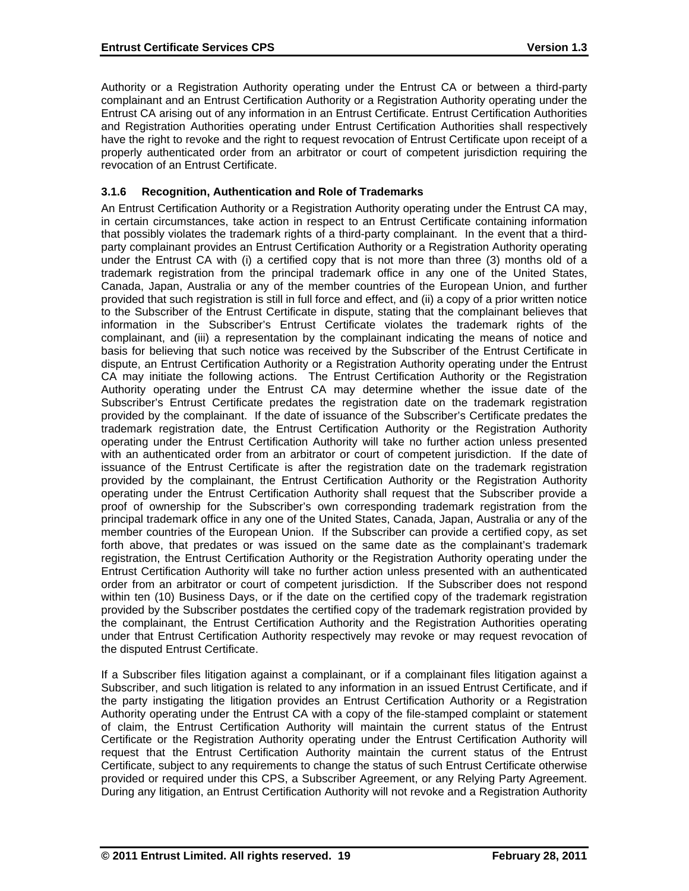Authority or a Registration Authority operating under the Entrust CA or between a third-party complainant and an Entrust Certification Authority or a Registration Authority operating under the Entrust CA arising out of any information in an Entrust Certificate. Entrust Certification Authorities and Registration Authorities operating under Entrust Certification Authorities shall respectively have the right to revoke and the right to request revocation of Entrust Certificate upon receipt of a properly authenticated order from an arbitrator or court of competent jurisdiction requiring the revocation of an Entrust Certificate.

### 3.1.6 Recognition, Authentication and Role of Trademarks

An Entrust Certification Authority or a Registration Authority operating under the Entrust CA may, in certain circumstances, take action in respect to an Entrust Certificate containing information that possibly violates the trademark rights of a third-party complainant. In the event that a third-party complainant provides an Entrust Certification Authority or a Registration Authority operating under the Entrust CA with (i) a certified copy that is not more than three (3) months old of a trademark registration from the principal trademark office in any one of the United States, Canada, Japan, Australia or any of the member countries of the European Union, and further provided that such registration is still in full force and effect, and (ii) a copy of a prior written notice to the Subscriber of the Entrust Certificate in dispute, stating that the complainant believes that information in the Subscriber's Entrust Certificate violates the trademark rights of the complainant, and (iii) a representation by the complainant indicating the means of notice and basis for believing that such notice was received by the Subscriber of the Entrust Certificate in dispute, an Entrust Certification Authority or a Registration Authority operating under the Entrust CA may initiate the following actions. The Entrust Certification Authority or the Registration Authority operating under the Entrust CA may determine whether the issue date of the Subscriber's Entrust Certificate predates the registration date on the trademark registration provided by the complainant. If the date of issuance of the Subscriber's Certificate predates the trademark registration date, the Entrust Certification Authority or the Registration Authority operating under the Entrust Certification Authority will take no further action unless presented with an authenticated order from an arbitrator or court of competent jurisdiction. If the date of issuance of the Entrust Certificate is after the registration date on the trademark registration provided by the complainant, the Entrust Certification Authority or the Registration Authority operating under the Entrust Certification Authority shall request that the Subscriber provide a proof of ownership for the Subscriber's own corresponding trademark registration from the principal trademark office in any one of the United States, Canada, Japan, Australia or any of the member countries of the European Union. If the Subscriber can provide a certified copy, as set forth above, that predates or was issued on the same date as the complainant's trademark registration, the Entrust Certification Authority or the Registration Authority operating under the Entrust Certification Authority will take no further action unless presented with an authenticated order from an arbitrator or court of competent jurisdiction. If the Subscriber does not respond within ten (10) Business Days, or if the date on the certified copy of the trademark registration provided by the Subscriber postdates the certified copy of the trademark registration provided by the complainant, the Entrust Certification Authority and the Registration Authorities operating under that Entrust Certification Authority respectively may revoke or may request revocation of the disputed Entrust Certificate.

If a Subscriber files litigation against a complainant, or if a complainant files litigation against a Subscriber, and such litigation is related to any information in an issued Entrust Certificate, and if the party instigating the litigation provides an Entrust Certification Authority or a Registration Authority operating under the Entrust CA with a copy of the file-stamped complaint or statement of claim, the Entrust Certification Authority will maintain the current status of the Entrust Certificate or the Registration Authority operating under the Entrust Certification Authority will request that the Entrust Certification Authority maintain the current status of the Entrust Certificate, subject to any requirements to change the status of such Entrust Certificate otherwise provided or required under this CPS, a Subscriber Agreement, or any Relying Party Agreement. During any litigation, an Entrust Certification Authority will not revoke and a Registration Authority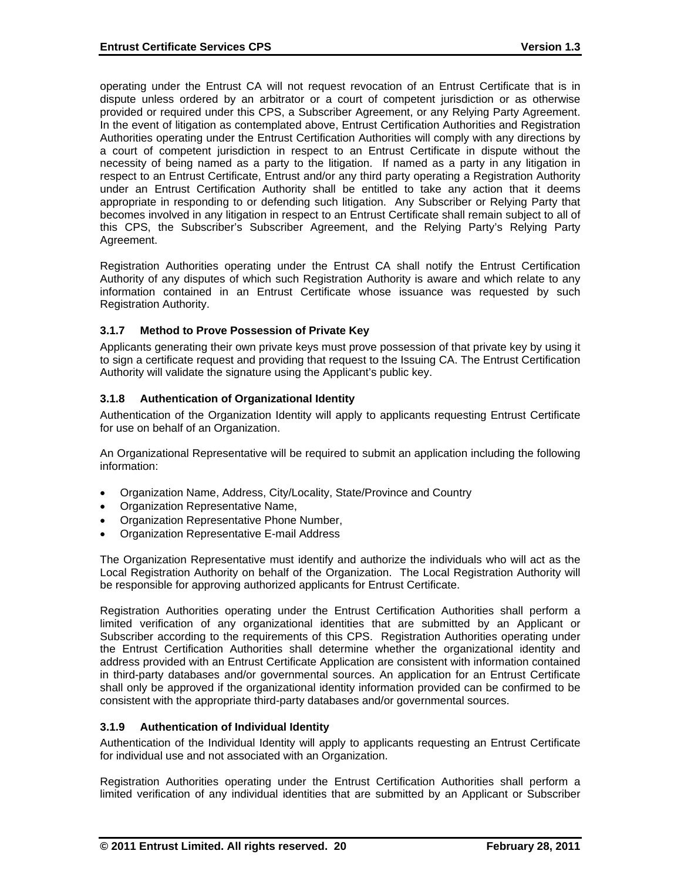operating under the Entrust CA will not request revocation of an Entrust Certificate that is in dispute unless ordered by an arbitrator or a court of competent jurisdiction or as otherwise provided or required under this CPS, a Subscriber Agreement, or any Relying Party Agreement. In the event of litigation as contemplated above, Entrust Certification Authorities and Registration Authorities operating under the Entrust Certification Authorities will comply with any directions by a court of competent jurisdiction in respect to an Entrust Certificate in dispute without the necessity of being named as a party to the litigation. If named as a party in any litigation in respect to an Entrust Certificate, Entrust and/or any third party operating a Registration Authority under an Entrust Certification Authority shall be entitled to take any action that it deems appropriate in responding to or defending such litigation. Any Subscriber or Relying Party that becomes involved in any litigation in respect to an Entrust Certificate shall remain subject to all of this CPS, the Subscriber's Subscriber Agreement, and the Relying Party's Relying Party Agreement.

Registration Authorities operating under the Entrust CA shall notify the Entrust Certification Authority of any disputes of which such Registration Authority is aware and which relate to any information contained in an Entrust Certificate whose issuance was requested by such Registration Authority.

### 3.1.7 Method to Prove Possession of Private Key

Applicants generating their own private keys must prove possession of that private key by using it to sign a certificate request and providing that request to the Issuing CA. The Entrust Certification Authority will validate the signature using the Applicant's public key.

### 3.1.8 Authentication of Organizational Identity

Authentication of the Organization Identity will apply to applicants requesting Entrust Certificate for use on behalf of an Organization.

An Organizational Representative will be required to submit an application including the following information:

- Organization Name, Address, City/Locality, State/Province and Country
- Organization Representative Name,
- Organization Representative Phone Number,
- Organization Representative E-mail Address

The Organization Representative must identify and authorize the individuals who will act as the Local Registration Authority on behalf of the Organization. The Local Registration Authority will be responsible for approving authorized applicants for Entrust Certificate.

Registration Authorities operating under the Entrust Certification Authorities shall perform a limited verification of any organizational identities that are submitted by an Applicant or Subscriber according to the requirements of this CPS. Registration Authorities operating under the Entrust Certification Authorities shall determine whether the organizational identity and address provided with an Entrust Certificate Application are consistent with information contained in third-party databases and/or governmental sources. An application for an Entrust Certificate shall only be approved if the organizational identity information provided can be confirmed to be consistent with the appropriate third-party databases and/or governmental sources.

### 3.1.9 Authentication of Individual Identity

Authentication of the Individual Identity will apply to applicants requesting an Entrust Certificate for individual use and not associated with an Organization.

Registration Authorities operating under the Entrust Certification Authorities shall perform a limited verification of any individual identities that are submitted by an Applicant or Subscriber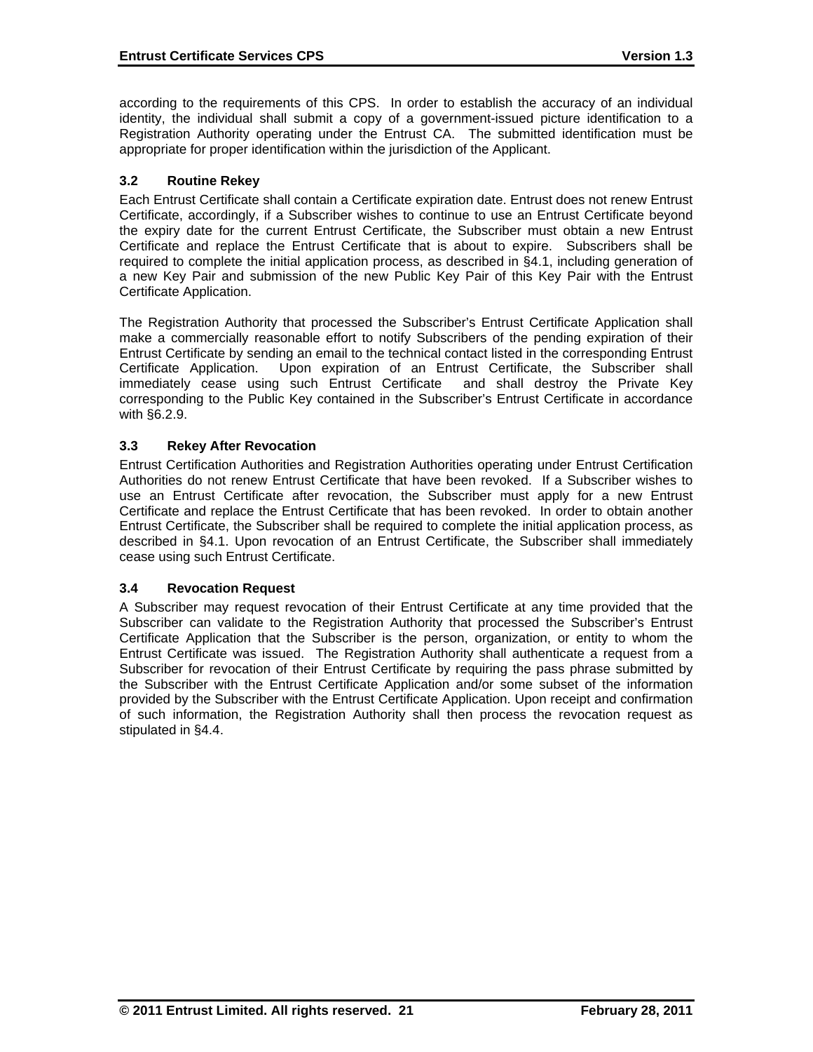according to the requirements of this CPS. In order to establish the accuracy of an individual identity, the individual shall submit a copy of a government-issued picture identification to a Registration Authority operating under the Entrust CA. The submitted identification must be appropriate for proper identification within the jurisdiction of the Applicant.

### 3.2 Routine Rekey

Each Entrust Certificate shall contain a Certificate expiration date. Entrust does not renew Entrust Certificate, accordingly, if a Subscriber wishes to continue to use an Entrust Certificate beyond the expiry date for the current Entrust Certificate, the Subscriber must obtain a new Entrust Certificate and replace the Entrust Certificate that is about to expire. Subscribers shall be required to complete the initial application process, as described in §4.1, including generation of a new Key Pair and submission of the new Public Key Pair of this Key Pair with the Entrust Certificate Application.

The Registration Authority that processed the Subscriber's Entrust Certificate Application shall make a commercially reasonable effort to notify Subscribers of the pending expiration of their Entrust Certificate by sending an email to the technical contact listed in the corresponding Entrust Certificate Application. Upon expiration of an Entrust Certificate, the Subscriber shall immediately cease using such Entrust Certificate and shall destroy the Private Key corresponding to the Public Key contained in the Subscriber's Entrust Certificate in accordance with §6.2.9.

### 3.3 Rekey After Revocation

Entrust Certification Authorities and Registration Authorities operating under Entrust Certification Authorities do not renew Entrust Certificate that have been revoked. If a Subscriber wishes to use an Entrust Certificate after revocation, the Subscriber must apply for a new Entrust Certificate and replace the Entrust Certificate that has been revoked. In order to obtain another Entrust Certificate, the Subscriber shall be required to complete the initial application process, as described in §4.1. Upon revocation of an Entrust Certificate, the Subscriber shall immediately cease using such Entrust Certificate.

### 3.4 Revocation Request

A Subscriber may request revocation of their Entrust Certificate at any time provided that the Subscriber can validate to the Registration Authority that processed the Subscriber's Entrust Certificate Application that the Subscriber is the person, organization, or entity to whom the Entrust Certificate was issued. The Registration Authority shall authenticate a request from a Subscriber for revocation of their Entrust Certificate by requiring the pass phrase submitted by the Subscriber with the Entrust Certificate Application and/or some subset of the information provided by the Subscriber with the Entrust Certificate Application. Upon receipt and confirmation of such information, the Registration Authority shall then process the revocation request as stipulated in §4.4.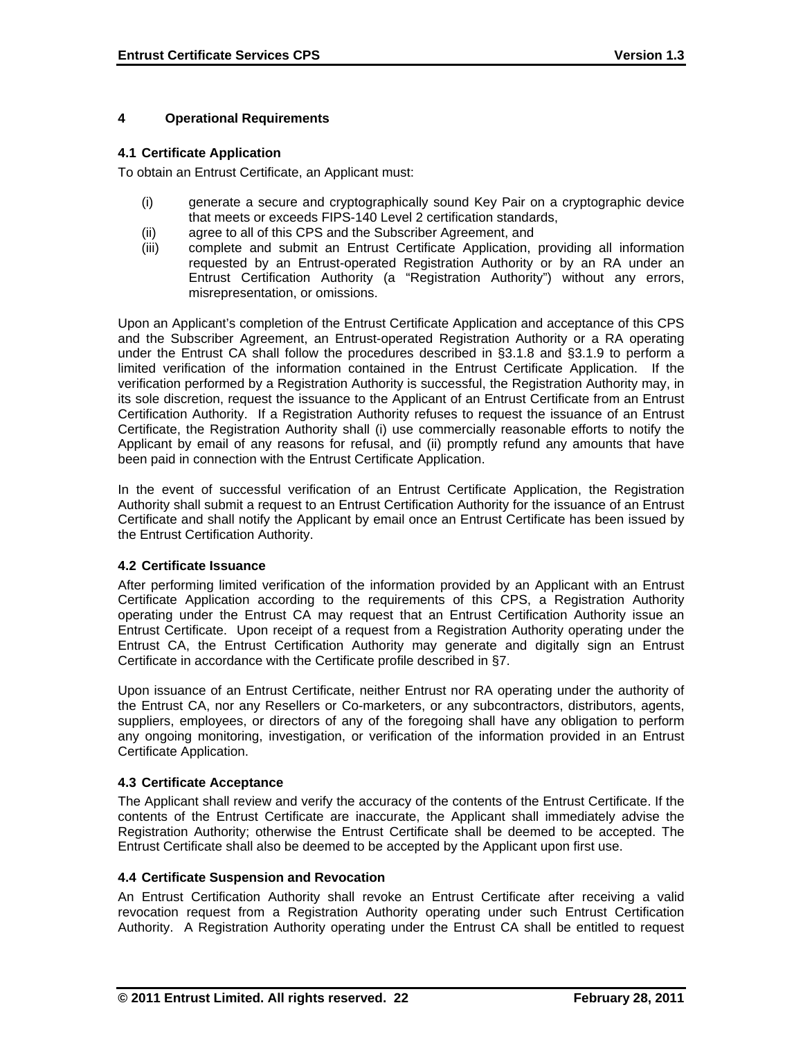# 4 Operational Requirements

## 4.1 Certificate Application

To obtain an Entrust Certificate, an Applicant must:

(i) generate a secure and cryptographically sound Key Pair on a cryptographic device that meets or exceeds FIPS-140 Level 2 certification standards,

(ii) agree to all of this CPS and the Subscriber Agreement, and

(iii) complete and submit an Entrust Certificate Application, providing all information requested by an Entrust-operated Registration Authority or by an RA under an Entrust Certification Authority (a "Registration Authority") without any errors, misrepresentation, or omissions.

Upon an Applicant's completion of the Entrust Certificate Application and acceptance of this CPS and the Subscriber Agreement, an Entrust-operated Registration Authority or a RA operating under the Entrust CA shall follow the procedures described in §3.1.8 and §3.1.9 to perform a limited verification of the information contained in the Entrust Certificate Application. If the verification performed by a Registration Authority is successful, the Registration Authority may, in its sole discretion, request the issuance to the Applicant of an Entrust Certificate from an Entrust Certification Authority. If a Registration Authority refuses to request the issuance of an Entrust Certificate, the Registration Authority shall (i) use commercially reasonable efforts to notify the Applicant by email of any reasons for refusal, and (ii) promptly refund any amounts that have been paid in connection with the Entrust Certificate Application.

In the event of successful verification of an Entrust Certificate Application, the Registration Authority shall submit a request to an Entrust Certification Authority for the issuance of an Entrust Certificate and shall notify the Applicant by email once an Entrust Certificate has been issued by the Entrust Certification Authority.

## 4.2 Certificate Issuance

After performing limited verification of the information provided by an Applicant with an Entrust Certificate Application according to the requirements of this CPS, a Registration Authority operating under the Entrust CA may request that an Entrust Certification Authority issue an Entrust Certificate. Upon receipt of a request from a Registration Authority operating under the Entrust CA, the Entrust Certification Authority may generate and digitally sign an Entrust Certificate in accordance with the Certificate profile described in §7.

Upon issuance of an Entrust Certificate, neither Entrust nor RA operating under the authority of the Entrust CA, nor any Resellers or Co-marketers, or any subcontractors, distributors, agents, suppliers, employees, or directors of any of the foregoing shall have any obligation to perform any ongoing monitoring, investigation, or verification of the information provided in an Entrust Certificate Application.

## 4.3 Certificate Acceptance

The Applicant shall review and verify the accuracy of the contents of the Entrust Certificate. If the contents of the Entrust Certificate are inaccurate, the Applicant shall immediately advise the Registration Authority; otherwise the Entrust Certificate shall be deemed to be accepted. The Entrust Certificate shall also be deemed to be accepted by the Applicant upon first use.

## 4.4 Certificate Suspension and Revocation

An Entrust Certification Authority shall revoke an Entrust Certificate after receiving a valid revocation request from a Registration Authority operating under such Entrust Certification Authority. A Registration Authority operating under the Entrust CA shall be entitled to request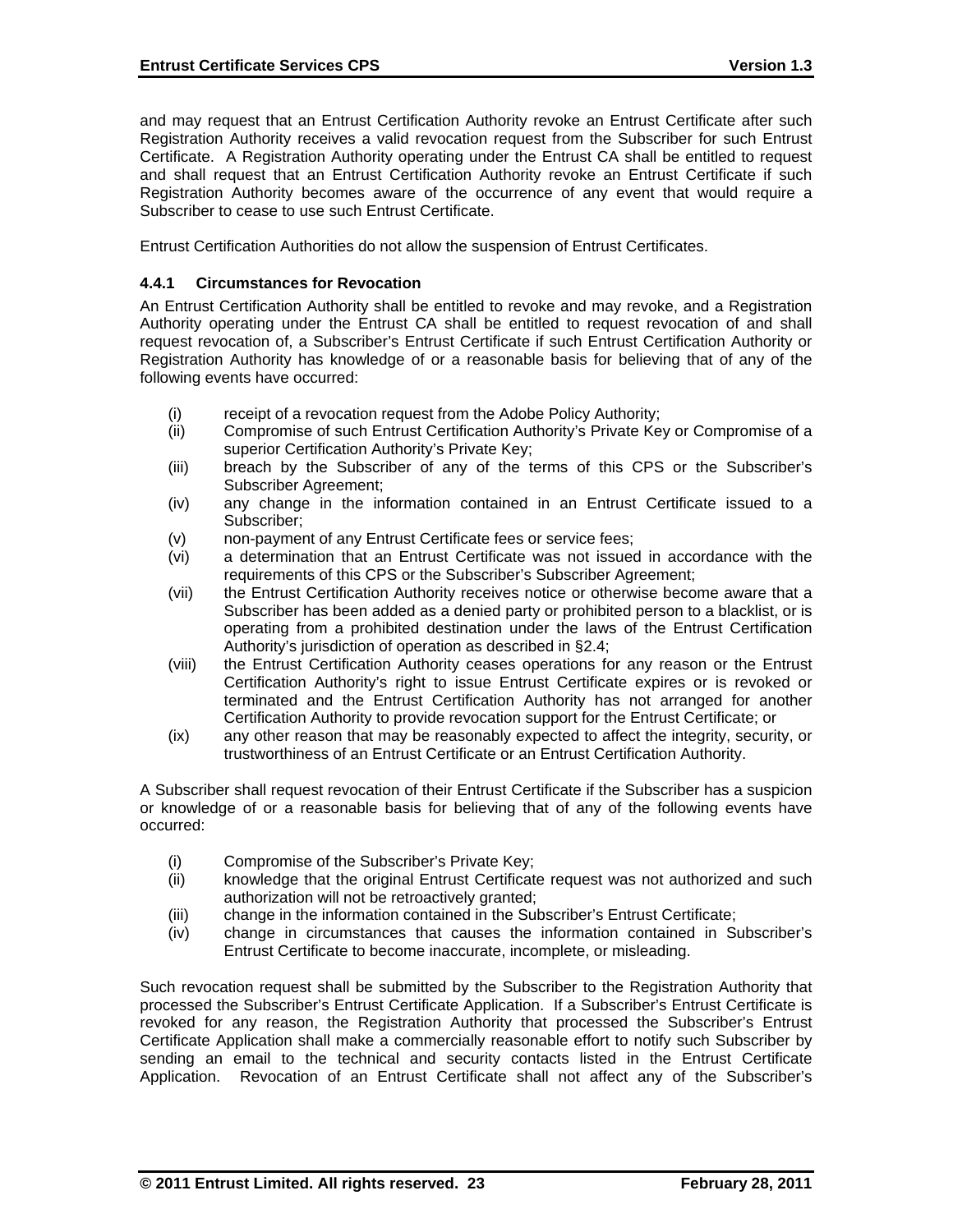and may request that an Entrust Certification Authority revoke an Entrust Certificate after such Registration Authority receives a valid revocation request from the Subscriber for such Entrust Certificate. A Registration Authority operating under the Entrust CA shall be entitled to request and shall request that an Entrust Certification Authority revoke an Entrust Certificate if such Registration Authority becomes aware of the occurrence of any event that would require a Subscriber to cease to use such Entrust Certificate.

Entrust Certification Authorities do not allow the suspension of Entrust Certificates.

### 4.4.1 Circumstances for Revocation

An Entrust Certification Authority shall be entitled to revoke and may revoke, and a Registration Authority operating under the Entrust CA shall be entitled to request revocation of and shall request revocation of, a Subscriber's Entrust Certificate if such Entrust Certification Authority or Registration Authority has knowledge of or a reasonable basis for believing that of any of the following events have occurred:

- (i) receipt of a revocation request from the Adobe Policy Authority;
- (ii) Compromise of such Entrust Certification Authority's Private Key or Compromise of a superior Certification Authority's Private Key;
- (iii) breach by the Subscriber of any of the terms of this CPS or the Subscriber's Subscriber Agreement;
- (iv) any change in the information contained in an Entrust Certificate issued to a Subscriber;
- (v) non-payment of any Entrust Certificate fees or service fees;
- (vi) a determination that an Entrust Certificate was not issued in accordance with the requirements of this CPS or the Subscriber's Subscriber Agreement;
- (vii) the Entrust Certification Authority receives notice or otherwise become aware that a Subscriber has been added as a denied party or prohibited person to a blacklist, or is operating from a prohibited destination under the laws of the Entrust Certification Authority's jurisdiction of operation as described in §2.4;
- (viii) the Entrust Certification Authority ceases operations for any reason or the Entrust Certification Authority's right to issue Entrust Certificate expires or is revoked or terminated and the Entrust Certification Authority has not arranged for another Certification Authority to provide revocation support for the Entrust Certificate; or
- (ix) any other reason that may be reasonably expected to affect the integrity, security, or trustworthiness of an Entrust Certificate or an Entrust Certification Authority.

A Subscriber shall request revocation of their Entrust Certificate if the Subscriber has a suspicion or knowledge of or a reasonable basis for believing that of any of the following events have occurred:

- (i) Compromise of the Subscriber's Private Key;
- (ii) knowledge that the original Entrust Certificate request was not authorized and such authorization will not be retroactively granted;
- (iii) change in the information contained in the Subscriber's Entrust Certificate;
- (iv) change in circumstances that causes the information contained in Subscriber's Entrust Certificate to become inaccurate, incomplete, or misleading.

Such revocation request shall be submitted by the Subscriber to the Registration Authority that processed the Subscriber's Entrust Certificate Application. If a Subscriber's Entrust Certificate is revoked for any reason, the Registration Authority that processed the Subscriber's Entrust Certificate Application shall make a commercially reasonable effort to notify such Subscriber by sending an email to the technical and security contacts listed in the Entrust Certificate Application. Revocation of an Entrust Certificate shall not affect any of the Subscriber's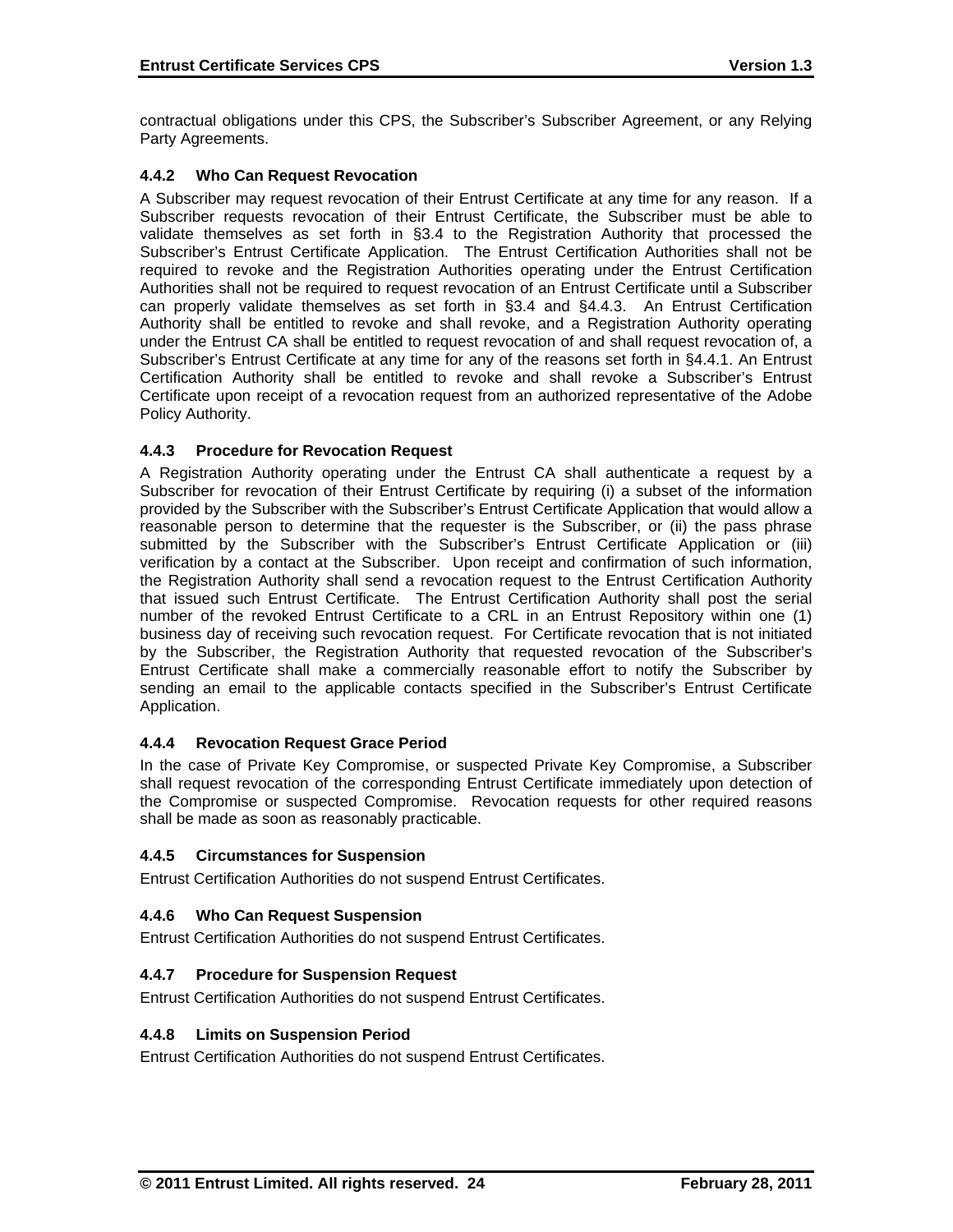contractual obligations under this CPS, the Subscriber's Subscriber Agreement, or any Relying Party Agreements.

### 4.4.2 Who Can Request Revocation

A Subscriber may request revocation of their Entrust Certificate at any time for any reason. If a Subscriber requests revocation of their Entrust Certificate, the Subscriber must be able to validate themselves as set forth in §3.4 to the Registration Authority that processed the Subscriber's Entrust Certificate Application. The Entrust Certification Authorities shall not be required to revoke and the Registration Authorities operating under the Entrust Certification Authorities shall not be required to request revocation of an Entrust Certificate until a Subscriber can properly validate themselves as set forth in §3.4 and §4.4.3. An Entrust Certification Authority shall be entitled to revoke and shall revoke, and a Registration Authority operating under the Entrust CA shall be entitled to request revocation of and shall request revocation of, a Subscriber's Entrust Certificate at any time for any of the reasons set forth in §4.4.1. An Entrust Certification Authority shall be entitled to revoke and shall revoke a Subscriber's Entrust Certificate upon receipt of a revocation request from an authorized representative of the Adobe Policy Authority.

### 4.4.3 Procedure for Revocation Request

A Registration Authority operating under the Entrust CA shall authenticate a request by a Subscriber for revocation of their Entrust Certificate by requiring (i) a subset of the information provided by the Subscriber with the Subscriber's Entrust Certificate Application that would allow a reasonable person to determine that the requester is the Subscriber, or (ii) the pass phrase submitted by the Subscriber with the Subscriber's Entrust Certificate Application or (iii) verification by a contact at the Subscriber. Upon receipt and confirmation of such information, the Registration Authority shall send a revocation request to the Entrust Certification Authority that issued such Entrust Certificate. The Entrust Certification Authority shall post the serial number of the revoked Entrust Certificate to a CRL in an Entrust Repository within one (1) business day of receiving such revocation request. For Certificate revocation that is not initiated by the Subscriber, the Registration Authority that requested revocation of the Subscriber's Entrust Certificate shall make a commercially reasonable effort to notify the Subscriber by sending an email to the applicable contacts specified in the Subscriber's Entrust Certificate Application.

### 4.4.4 Revocation Request Grace Period

In the case of Private Key Compromise, or suspected Private Key Compromise, a Subscriber shall request revocation of the corresponding Entrust Certificate immediately upon detection of the Compromise or suspected Compromise. Revocation requests for other required reasons shall be made as soon as reasonably practicable.

### 4.4.5 Circumstances for Suspension

Entrust Certification Authorities do not suspend Entrust Certificates.

### 4.4.6 Who Can Request Suspension

Entrust Certification Authorities do not suspend Entrust Certificates.

### 4.4.7 Procedure for Suspension Request

Entrust Certification Authorities do not suspend Entrust Certificates.

### 4.4.8 Limits on Suspension Period

Entrust Certification Authorities do not suspend Entrust Certificates.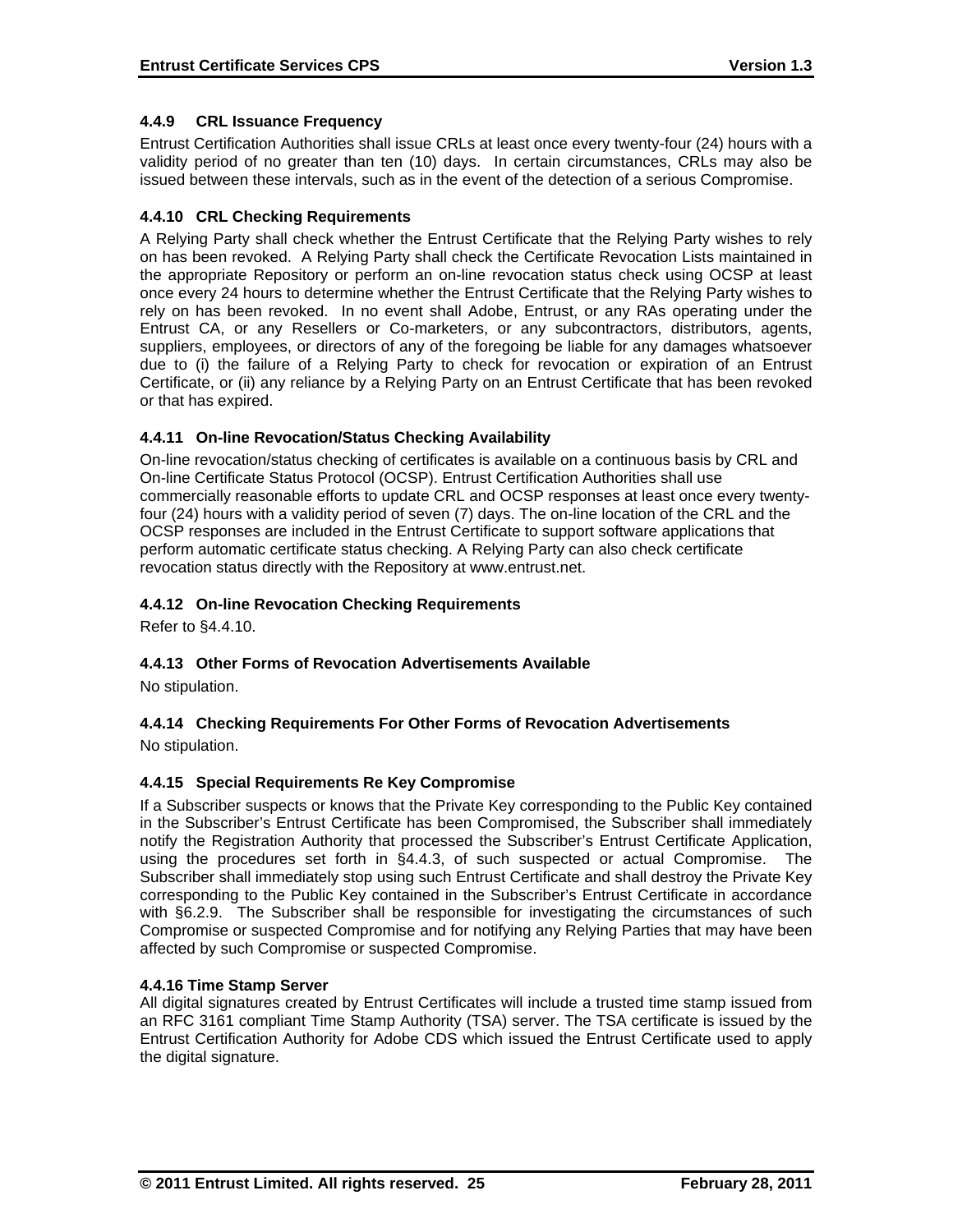#### 4.4.9 CRL Issuance Frequency

Entrust Certification Authorities shall issue CRLs at least once every twenty-four (24) hours with a validity period of no greater than ten (10) days. In certain circumstances, CRLs may also be issued between these intervals, such as in the event of the detection of a serious Compromise.

#### 4.4.10 CRL Checking Requirements

A Relying Party shall check whether the Entrust Certificate that the Relying Party wishes to rely on has been revoked. A Relying Party shall check the Certificate Revocation Lists maintained in the appropriate Repository or perform an on-line revocation status check using OCSP at least once every 24 hours to determine whether the Entrust Certificate that the Relying Party wishes to rely on has been revoked. In no event shall Adobe, Entrust, or any RAs operating under the Entrust CA, or any Resellers or Co-marketers, or any subcontractors, distributors, agents, suppliers, employees, or directors of any of the foregoing be liable for any damages whatsoever due to (i) the failure of a Relying Party to check for revocation or expiration of an Entrust Certificate, or (ii) any reliance by a Relying Party on an Entrust Certificate that has been revoked or that has expired.

#### 4.4.11 On-line Revocation/Status Checking Availability

On-line revocation/status checking of certificates is available on a continuous basis by CRL and On-line Certificate Status Protocol (OCSP). Entrust Certification Authorities shall use commercially reasonable efforts to update CRL and OCSP responses at least once every twenty-four (24) hours with a validity period of seven (7) days. The on-line location of the CRL and the OCSP responses are included in the Entrust Certificate to support software applications that perform automatic certificate status checking. A Relying Party can also check certificate revocation status directly with the Repository at www.entrust.net.

#### 4.4.12 On-line Revocation Checking Requirements

Refer to §4.4.10.

#### 4.4.13 Other Forms of Revocation Advertisements Available

No stipulation.

#### 4.4.14 Checking Requirements For Other Forms of Revocation Advertisements

No stipulation.

#### 4.4.15 Special Requirements Re Key Compromise

If a Subscriber suspects or knows that the Private Key corresponding to the Public Key contained in the Subscriber's Entrust Certificate has been Compromised, the Subscriber shall immediately notify the Registration Authority that processed the Subscriber's Entrust Certificate Application, using the procedures set forth in §4.4.3, of such suspected or actual Compromise. The Subscriber shall immediately stop using such Entrust Certificate and shall destroy the Private Key corresponding to the Public Key contained in the Subscriber's Entrust Certificate in accordance with §6.2.9. The Subscriber shall be responsible for investigating the circumstances of such Compromise or suspected Compromise and for notifying any Relying Parties that may have been affected by such Compromise or suspected Compromise.

#### 4.4.16 Time Stamp Server

All digital signatures created by Entrust Certificates will include a trusted time stamp issued from an RFC 3161 compliant Time Stamp Authority (TSA) server. The TSA certificate is issued by the Entrust Certification Authority for Adobe CDS which issued the Entrust Certificate used to apply the digital signature.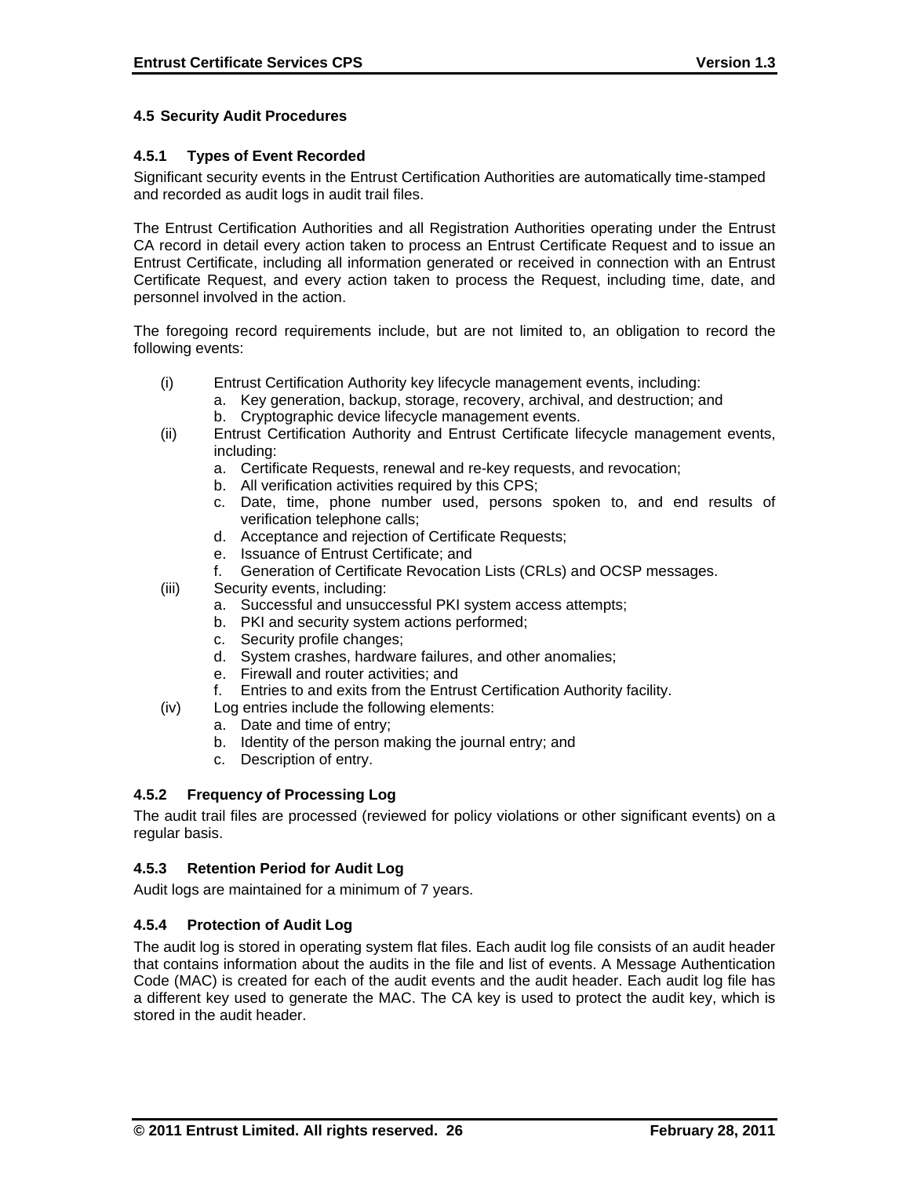## 4.5 Security Audit Procedures

### 4.5.1 Types of Event Recorded

Significant security events in the Entrust Certification Authorities are automatically time-stamped and recorded as audit logs in audit trail files.

The Entrust Certification Authorities and all Registration Authorities operating under the Entrust CA record in detail every action taken to process an Entrust Certificate Request and to issue an Entrust Certificate, including all information generated or received in connection with an Entrust Certificate Request, and every action taken to process the Request, including time, date, and personnel involved in the action.

The foregoing record requirements include, but are not limited to, an obligation to record the following events:

(i) Entrust Certification Authority key lifecycle management events, including:
   a. Key generation, backup, storage, recovery, archival, and destruction; and
   b. Cryptographic device lifecycle management events.

(ii) Entrust Certification Authority and Entrust Certificate lifecycle management events, including:
   a. Certificate Requests, renewal and re-key requests, and revocation;
   b. All verification activities required by this CPS;
   c. Date, time, phone number used, persons spoken to, and end results of verification telephone calls;
   d. Acceptance and rejection of Certificate Requests;
   e. Issuance of Entrust Certificate; and
   f. Generation of Certificate Revocation Lists (CRLs) and OCSP messages.

(iii) Security events, including:
   a. Successful and unsuccessful PKI system access attempts;
   b. PKI and security system actions performed;
   c. Security profile changes;
   d. System crashes, hardware failures, and other anomalies;
   e. Firewall and router activities; and
   f. Entries to and exits from the Entrust Certification Authority facility.

(iv) Log entries include the following elements:
   a. Date and time of entry;
   b. Identity of the person making the journal entry; and
   c. Description of entry.

### 4.5.2 Frequency of Processing Log

The audit trail files are processed (reviewed for policy violations or other significant events) on a regular basis.

### 4.5.3 Retention Period for Audit Log

Audit logs are maintained for a minimum of 7 years.

### 4.5.4 Protection of Audit Log

The audit log is stored in operating system flat files. Each audit log file consists of an audit header that contains information about the audits in the file and list of events. A Message Authentication Code (MAC) is created for each of the audit events and the audit header. Each audit log file has a different key used to generate the MAC. The CA key is used to protect the audit key, which is stored in the audit header.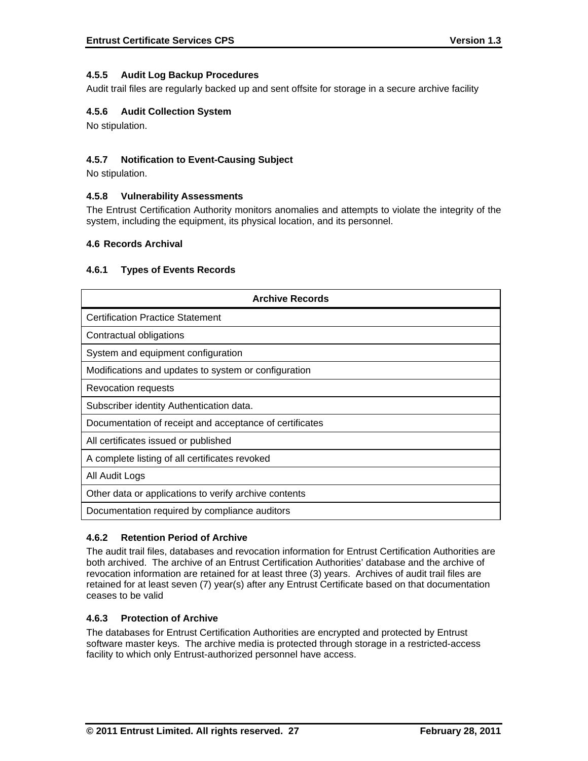#### 4.5.5 Audit Log Backup Procedures

Audit trail files are regularly backed up and sent offsite for storage in a secure archive facility

#### 4.5.6 Audit Collection System

No stipulation.

#### 4.5.7 Notification to Event-Causing Subject

No stipulation.

#### 4.5.8 Vulnerability Assessments

The Entrust Certification Authority monitors anomalies and attempts to violate the integrity of the system, including the equipment, its physical location, and its personnel.

### 4.6 Records Archival

#### 4.6.1 Types of Events Records

| Archive Records |
|---|
| Certification Practice Statement |
| Contractual obligations |
| System and equipment configuration |
| Modifications and updates to system or configuration |
| Revocation requests |
| Subscriber identity Authentication data. |
| Documentation of receipt and acceptance of certificates |
| All certificates issued or published |
| A complete listing of all certificates revoked |
| All Audit Logs |
| Other data or applications to verify archive contents |
| Documentation required by compliance auditors |

#### 4.6.2 Retention Period of Archive

The audit trail files, databases and revocation information for Entrust Certification Authorities are both archived. The archive of an Entrust Certification Authorities' database and the archive of revocation information are retained for at least three (3) years. Archives of audit trail files are retained for at least seven (7) year(s) after any Entrust Certificate based on that documentation ceases to be valid

#### 4.6.3 Protection of Archive

The databases for Entrust Certification Authorities are encrypted and protected by Entrust software master keys. The archive media is protected through storage in a restricted-access facility to which only Entrust-authorized personnel have access.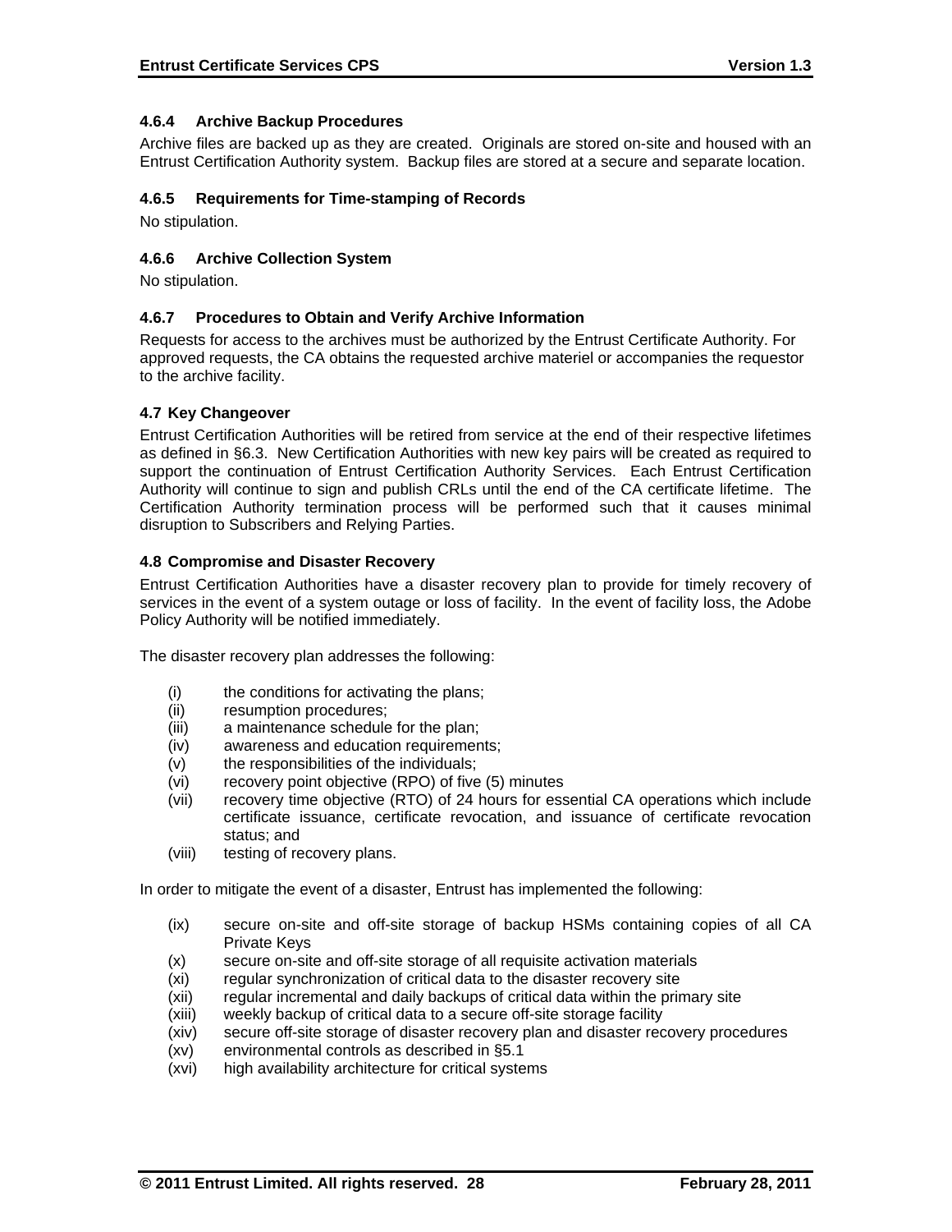#### 4.6.4 Archive Backup Procedures

Archive files are backed up as they are created. Originals are stored on-site and housed with an Entrust Certification Authority system. Backup files are stored at a secure and separate location.

#### 4.6.5 Requirements for Time-stamping of Records

No stipulation.

#### 4.6.6 Archive Collection System

No stipulation.

#### 4.6.7 Procedures to Obtain and Verify Archive Information

Requests for access to the archives must be authorized by the Entrust Certificate Authority. For approved requests, the CA obtains the requested archive materiel or accompanies the requestor to the archive facility.

### 4.7 Key Changeover

Entrust Certification Authorities will be retired from service at the end of their respective lifetimes as defined in §6.3. New Certification Authorities with new key pairs will be created as required to support the continuation of Entrust Certification Authority Services. Each Entrust Certification Authority will continue to sign and publish CRLs until the end of the CA certificate lifetime. The Certification Authority termination process will be performed such that it causes minimal disruption to Subscribers and Relying Parties.

### 4.8 Compromise and Disaster Recovery

Entrust Certification Authorities have a disaster recovery plan to provide for timely recovery of services in the event of a system outage or loss of facility. In the event of facility loss, the Adobe Policy Authority will be notified immediately.

The disaster recovery plan addresses the following:

- (i) the conditions for activating the plans;
- (ii) resumption procedures;
- (iii) a maintenance schedule for the plan;
- (iv) awareness and education requirements;
- (v) the responsibilities of the individuals;
- (vi) recovery point objective (RPO) of five (5) minutes
- (vii) recovery time objective (RTO) of 24 hours for essential CA operations which include certificate issuance, certificate revocation, and issuance of certificate revocation status; and
- (viii) testing of recovery plans.

In order to mitigate the event of a disaster, Entrust has implemented the following:

- (ix) secure on-site and off-site storage of backup HSMs containing copies of all CA Private Keys
- (x) secure on-site and off-site storage of all requisite activation materials
- (xi) regular synchronization of critical data to the disaster recovery site
- (xii) regular incremental and daily backups of critical data within the primary site
- (xiii) weekly backup of critical data to a secure off-site storage facility
- (xiv) secure off-site storage of disaster recovery plan and disaster recovery procedures
- (xv) environmental controls as described in §5.1
- (xvi) high availability architecture for critical systems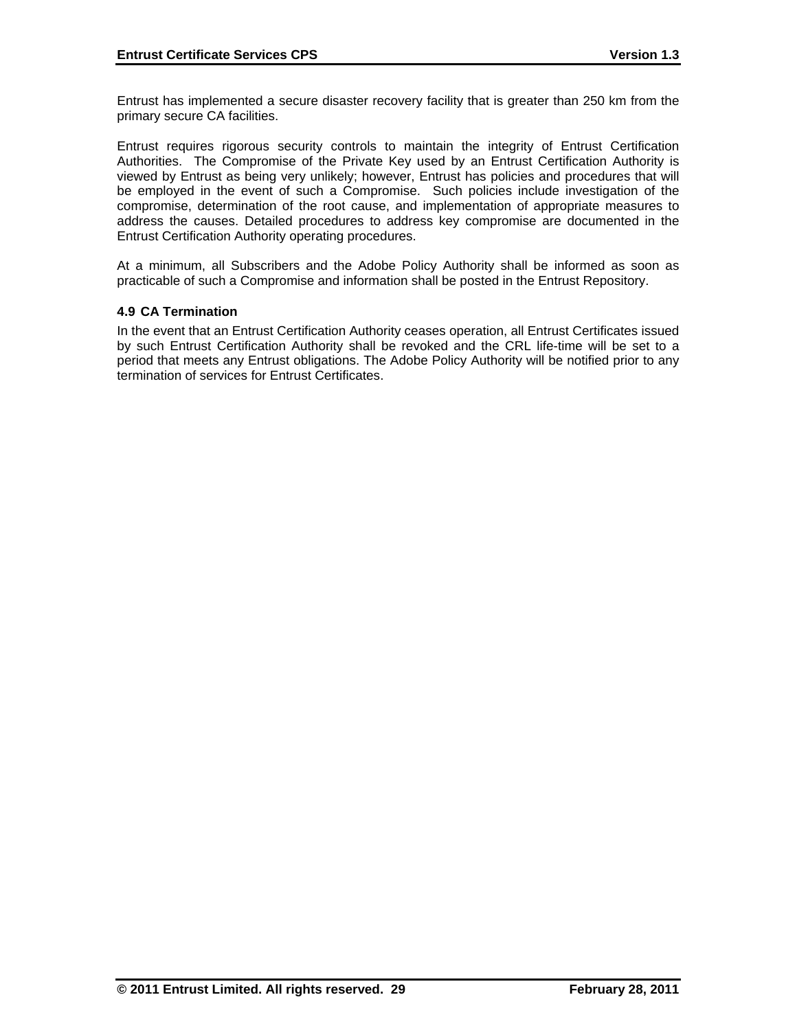Entrust has implemented a secure disaster recovery facility that is greater than 250 km from the primary secure CA facilities.

Entrust requires rigorous security controls to maintain the integrity of Entrust Certification Authorities. The Compromise of the Private Key used by an Entrust Certification Authority is viewed by Entrust as being very unlikely; however, Entrust has policies and procedures that will be employed in the event of such a Compromise. Such policies include investigation of the compromise, determination of the root cause, and implementation of appropriate measures to address the causes. Detailed procedures to address key compromise are documented in the Entrust Certification Authority operating procedures.

At a minimum, all Subscribers and the Adobe Policy Authority shall be informed as soon as practicable of such a Compromise and information shall be posted in the Entrust Repository.

### 4.9 CA Termination

In the event that an Entrust Certification Authority ceases operation, all Entrust Certificates issued by such Entrust Certification Authority shall be revoked and the CRL life-time will be set to a period that meets any Entrust obligations. The Adobe Policy Authority will be notified prior to any termination of services for Entrust Certificates.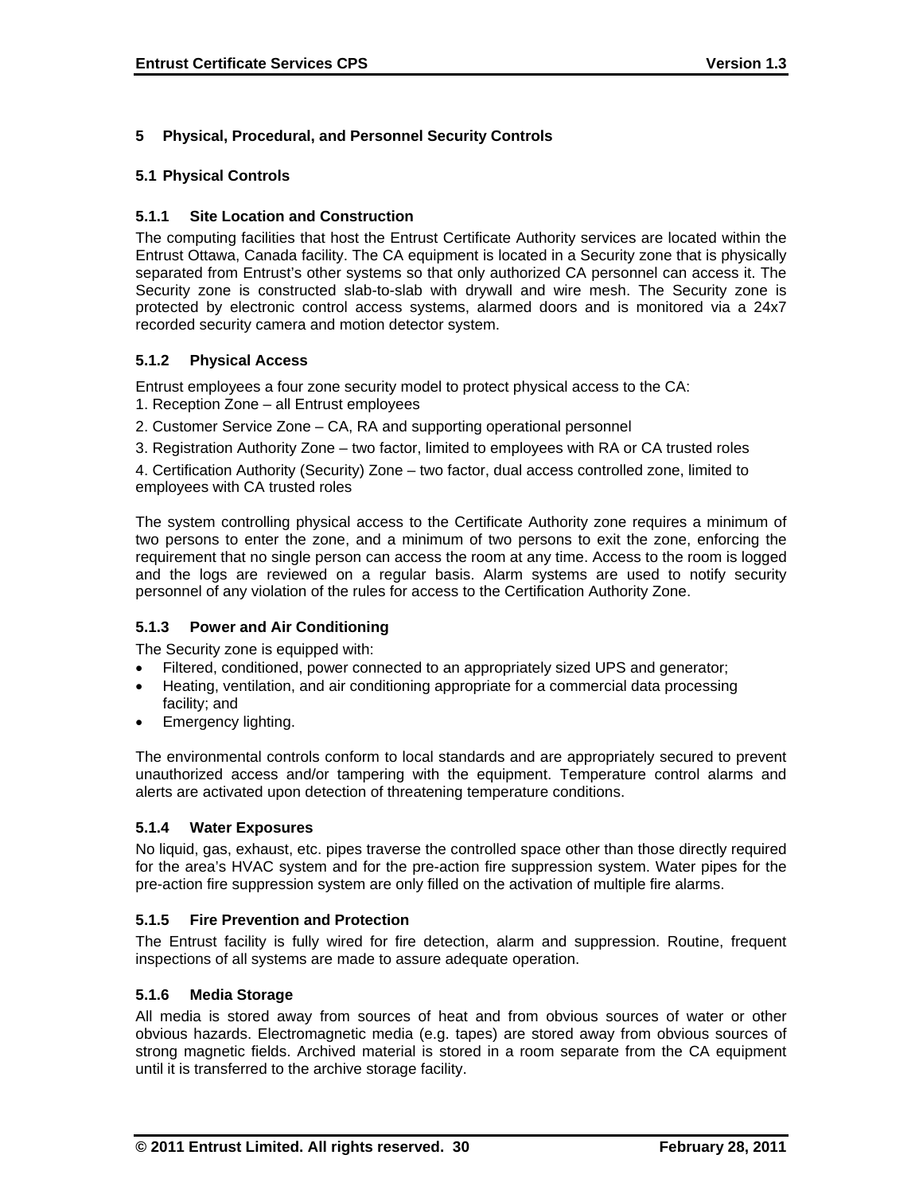# 5 Physical, Procedural, and Personnel Security Controls

## 5.1 Physical Controls

### 5.1.1 Site Location and Construction

The computing facilities that host the Entrust Certificate Authority services are located within the Entrust Ottawa, Canada facility. The CA equipment is located in a Security zone that is physically separated from Entrust's other systems so that only authorized CA personnel can access it. The Security zone is constructed slab-to-slab with drywall and wire mesh. The Security zone is protected by electronic control access systems, alarmed doors and is monitored via a 24x7 recorded security camera and motion detector system.

### 5.1.2 Physical Access

Entrust employees a four zone security model to protect physical access to the CA:

1. Reception Zone – all Entrust employees
2. Customer Service Zone – CA, RA and supporting operational personnel
3. Registration Authority Zone – two factor, limited to employees with RA or CA trusted roles
4. Certification Authority (Security) Zone – two factor, dual access controlled zone, limited to employees with CA trusted roles

The system controlling physical access to the Certificate Authority zone requires a minimum of two persons to enter the zone, and a minimum of two persons to exit the zone, enforcing the requirement that no single person can access the room at any time. Access to the room is logged and the logs are reviewed on a regular basis. Alarm systems are used to notify security personnel of any violation of the rules for access to the Certification Authority Zone.

### 5.1.3 Power and Air Conditioning

The Security zone is equipped with:

- Filtered, conditioned, power connected to an appropriately sized UPS and generator;
- Heating, ventilation, and air conditioning appropriate for a commercial data processing facility; and
- Emergency lighting.

The environmental controls conform to local standards and are appropriately secured to prevent unauthorized access and/or tampering with the equipment. Temperature control alarms and alerts are activated upon detection of threatening temperature conditions.

### 5.1.4 Water Exposures

No liquid, gas, exhaust, etc. pipes traverse the controlled space other than those directly required for the area's HVAC system and for the pre-action fire suppression system. Water pipes for the pre-action fire suppression system are only filled on the activation of multiple fire alarms.

### 5.1.5 Fire Prevention and Protection

The Entrust facility is fully wired for fire detection, alarm and suppression. Routine, frequent inspections of all systems are made to assure adequate operation.

### 5.1.6 Media Storage

All media is stored away from sources of heat and from obvious sources of water or other obvious hazards. Electromagnetic media (e.g. tapes) are stored away from obvious sources of strong magnetic fields. Archived material is stored in a room separate from the CA equipment until it is transferred to the archive storage facility.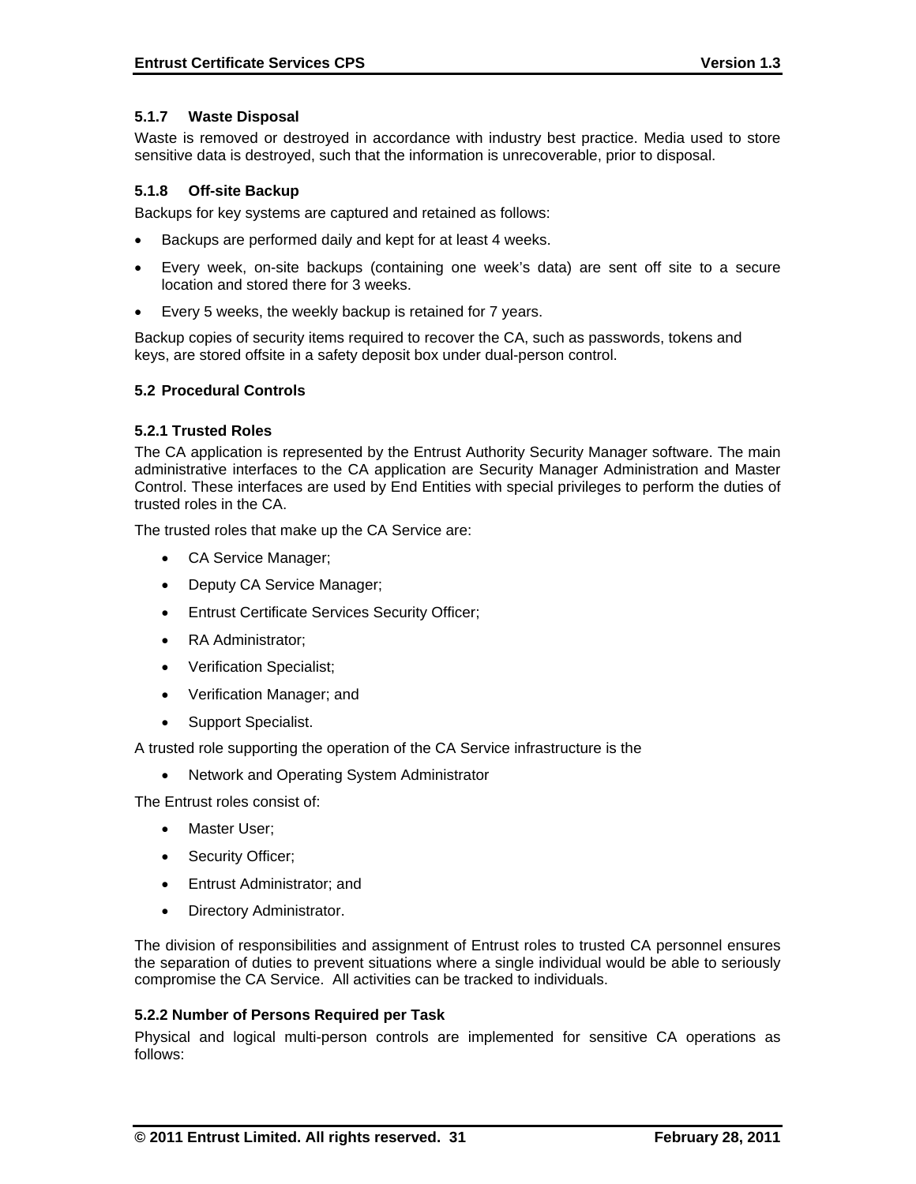#### 5.1.7 Waste Disposal

Waste is removed or destroyed in accordance with industry best practice. Media used to store sensitive data is destroyed, such that the information is unrecoverable, prior to disposal.

#### 5.1.8 Off-site Backup

Backups for key systems are captured and retained as follows:

- Backups are performed daily and kept for at least 4 weeks.
- Every week, on-site backups (containing one week's data) are sent off site to a secure location and stored there for 3 weeks.
- Every 5 weeks, the weekly backup is retained for 7 years.

Backup copies of security items required to recover the CA, such as passwords, tokens and keys, are stored offsite in a safety deposit box under dual-person control.

### 5.2 Procedural Controls

#### 5.2.1 Trusted Roles

The CA application is represented by the Entrust Authority Security Manager software. The main administrative interfaces to the CA application are Security Manager Administration and Master Control. These interfaces are used by End Entities with special privileges to perform the duties of trusted roles in the CA.

The trusted roles that make up the CA Service are:

- CA Service Manager;
- Deputy CA Service Manager;
- Entrust Certificate Services Security Officer;
- RA Administrator;
- Verification Specialist;
- Verification Manager; and
- Support Specialist.

A trusted role supporting the operation of the CA Service infrastructure is the

- Network and Operating System Administrator

The Entrust roles consist of:

- Master User;
- Security Officer;
- Entrust Administrator; and
- Directory Administrator.

The division of responsibilities and assignment of Entrust roles to trusted CA personnel ensures the separation of duties to prevent situations where a single individual would be able to seriously compromise the CA Service. All activities can be tracked to individuals.

#### 5.2.2 Number of Persons Required per Task

Physical and logical multi-person controls are implemented for sensitive CA operations as follows: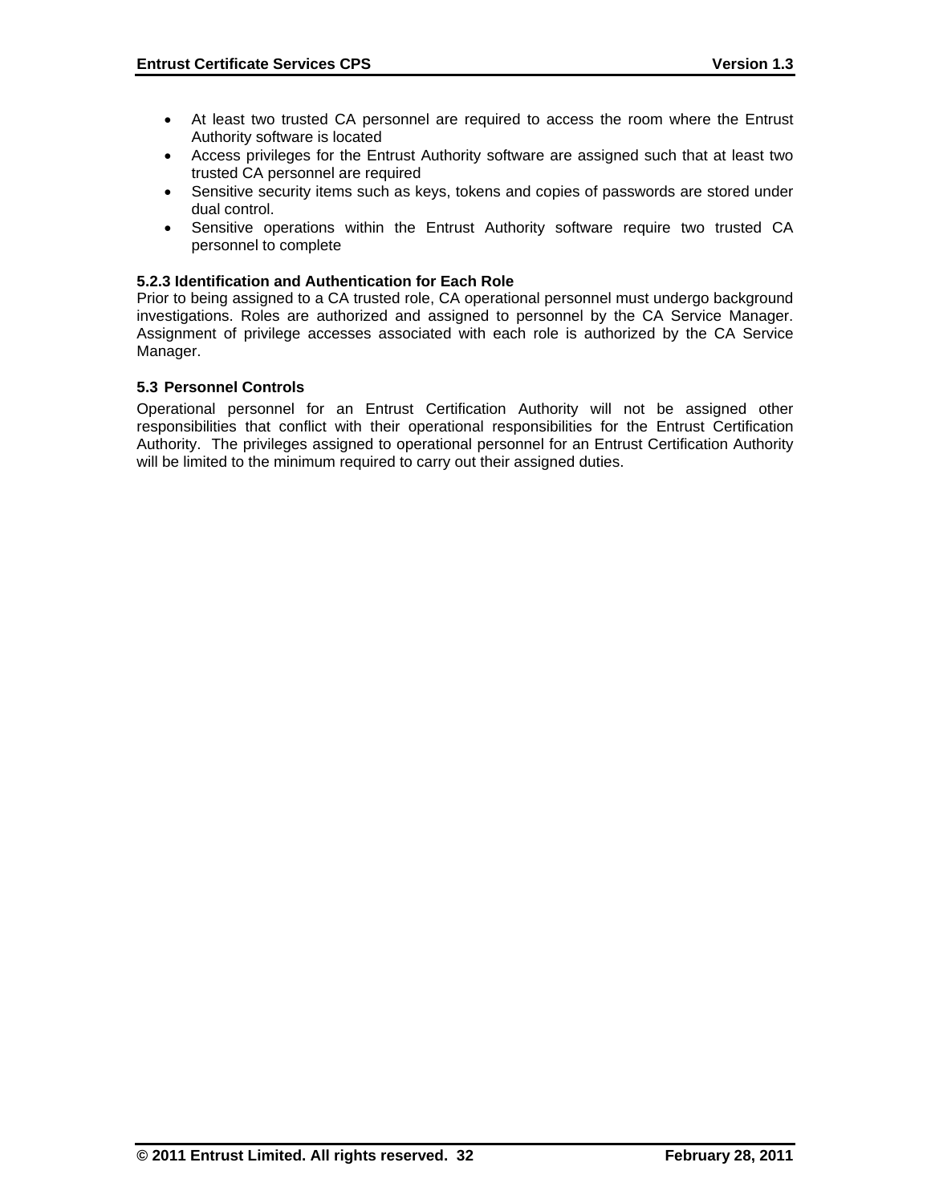- At least two trusted CA personnel are required to access the room where the Entrust Authority software is located
- Access privileges for the Entrust Authority software are assigned such that at least two trusted CA personnel are required
- Sensitive security items such as keys, tokens and copies of passwords are stored under dual control.
- Sensitive operations within the Entrust Authority software require two trusted CA personnel to complete

#### 5.2.3 Identification and Authentication for Each Role

Prior to being assigned to a CA trusted role, CA operational personnel must undergo background investigations. Roles are authorized and assigned to personnel by the CA Service Manager. Assignment of privilege accesses associated with each role is authorized by the CA Service Manager.

### 5.3 Personnel Controls

Operational personnel for an Entrust Certification Authority will not be assigned other responsibilities that conflict with their operational responsibilities for the Entrust Certification Authority. The privileges assigned to operational personnel for an Entrust Certification Authority will be limited to the minimum required to carry out their assigned duties.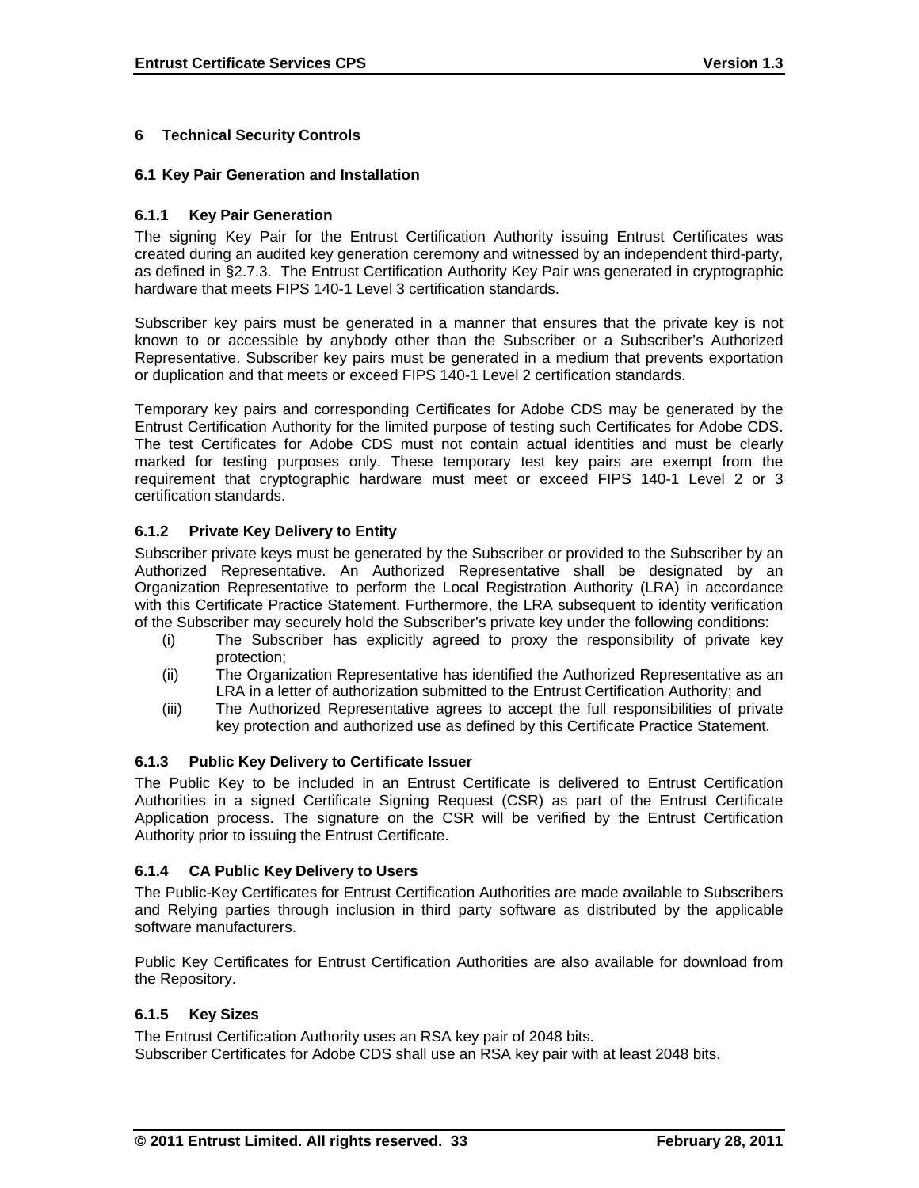# 6 Technical Security Controls

## 6.1 Key Pair Generation and Installation

### 6.1.1 Key Pair Generation

The signing Key Pair for the Entrust Certification Authority issuing Entrust Certificates was created during an audited key generation ceremony and witnessed by an independent third-party, as defined in §2.7.3. The Entrust Certification Authority Key Pair was generated in cryptographic hardware that meets FIPS 140-1 Level 3 certification standards.

Subscriber key pairs must be generated in a manner that ensures that the private key is not known to or accessible by anybody other than the Subscriber or a Subscriber's Authorized Representative. Subscriber key pairs must be generated in a medium that prevents exportation or duplication and that meets or exceed FIPS 140-1 Level 2 certification standards.

Temporary key pairs and corresponding Certificates for Adobe CDS may be generated by the Entrust Certification Authority for the limited purpose of testing such Certificates for Adobe CDS. The test Certificates for Adobe CDS must not contain actual identities and must be clearly marked for testing purposes only. These temporary test key pairs are exempt from the requirement that cryptographic hardware must meet or exceed FIPS 140-1 Level 2 or 3 certification standards.

### 6.1.2 Private Key Delivery to Entity

Subscriber private keys must be generated by the Subscriber or provided to the Subscriber by an Authorized Representative. An Authorized Representative shall be designated by an Organization Representative to perform the Local Registration Authority (LRA) in accordance with this Certificate Practice Statement. Furthermore, the LRA subsequent to identity verification of the Subscriber may securely hold the Subscriber's private key under the following conditions:

(i) The Subscriber has explicitly agreed to proxy the responsibility of private key protection;

(ii) The Organization Representative has identified the Authorized Representative as an LRA in a letter of authorization submitted to the Entrust Certification Authority; and

(iii) The Authorized Representative agrees to accept the full responsibilities of private key protection and authorized use as defined by this Certificate Practice Statement.

### 6.1.3 Public Key Delivery to Certificate Issuer

The Public Key to be included in an Entrust Certificate is delivered to Entrust Certification Authorities in a signed Certificate Signing Request (CSR) as part of the Entrust Certificate Application process. The signature on the CSR will be verified by the Entrust Certification Authority prior to issuing the Entrust Certificate.

### 6.1.4 CA Public Key Delivery to Users

The Public-Key Certificates for Entrust Certification Authorities are made available to Subscribers and Relying parties through inclusion in third party software as distributed by the applicable software manufacturers.

Public Key Certificates for Entrust Certification Authorities are also available for download from the Repository.

### 6.1.5 Key Sizes

The Entrust Certification Authority uses an RSA key pair of 2048 bits.
Subscriber Certificates for Adobe CDS shall use an RSA key pair with at least 2048 bits.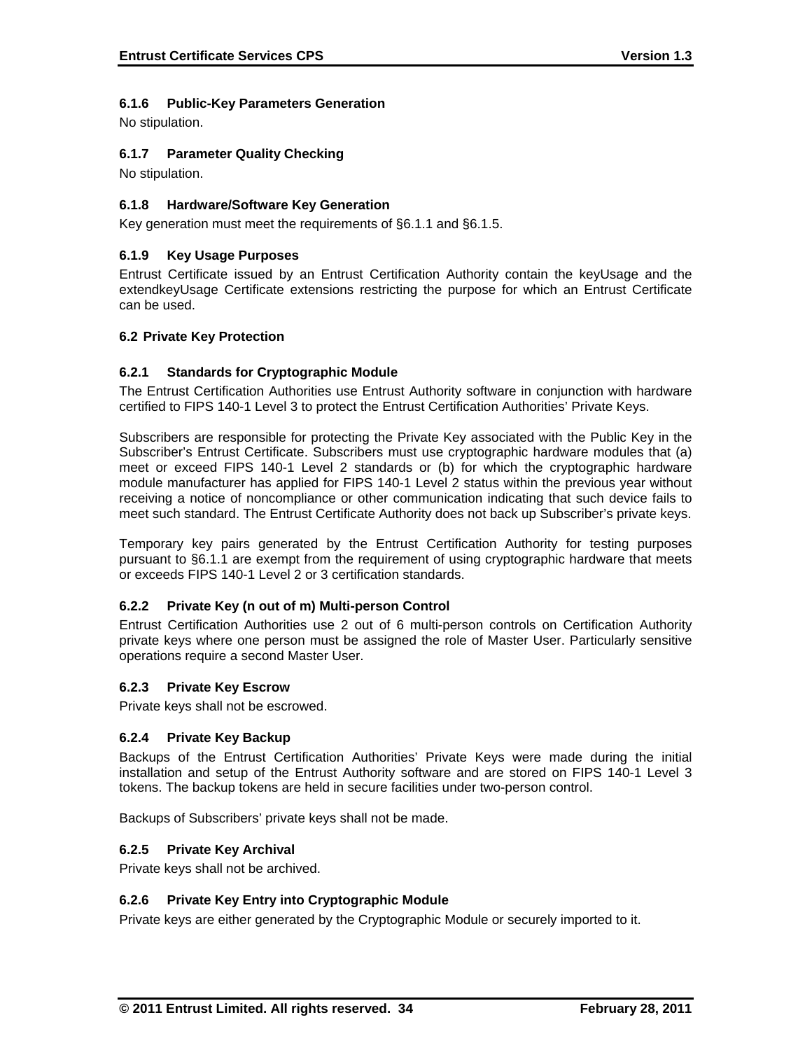### 6.1.6 Public-Key Parameters Generation

No stipulation.

### 6.1.7 Parameter Quality Checking

No stipulation.

### 6.1.8 Hardware/Software Key Generation

Key generation must meet the requirements of §6.1.1 and §6.1.5.

### 6.1.9 Key Usage Purposes

Entrust Certificate issued by an Entrust Certification Authority contain the keyUsage and the extendkeyUsage Certificate extensions restricting the purpose for which an Entrust Certificate can be used.

## 6.2 Private Key Protection

### 6.2.1 Standards for Cryptographic Module

The Entrust Certification Authorities use Entrust Authority software in conjunction with hardware certified to FIPS 140-1 Level 3 to protect the Entrust Certification Authorities' Private Keys.

Subscribers are responsible for protecting the Private Key associated with the Public Key in the Subscriber's Entrust Certificate. Subscribers must use cryptographic hardware modules that (a) meet or exceed FIPS 140-1 Level 2 standards or (b) for which the cryptographic hardware module manufacturer has applied for FIPS 140-1 Level 2 status within the previous year without receiving a notice of noncompliance or other communication indicating that such device fails to meet such standard. The Entrust Certificate Authority does not back up Subscriber's private keys.

Temporary key pairs generated by the Entrust Certification Authority for testing purposes pursuant to §6.1.1 are exempt from the requirement of using cryptographic hardware that meets or exceeds FIPS 140-1 Level 2 or 3 certification standards.

### 6.2.2 Private Key (n out of m) Multi-person Control

Entrust Certification Authorities use 2 out of 6 multi-person controls on Certification Authority private keys where one person must be assigned the role of Master User. Particularly sensitive operations require a second Master User.

### 6.2.3 Private Key Escrow

Private keys shall not be escrowed.

### 6.2.4 Private Key Backup

Backups of the Entrust Certification Authorities' Private Keys were made during the initial installation and setup of the Entrust Authority software and are stored on FIPS 140-1 Level 3 tokens. The backup tokens are held in secure facilities under two-person control.

Backups of Subscribers' private keys shall not be made.

### 6.2.5 Private Key Archival

Private keys shall not be archived.

### 6.2.6 Private Key Entry into Cryptographic Module

Private keys are either generated by the Cryptographic Module or securely imported to it.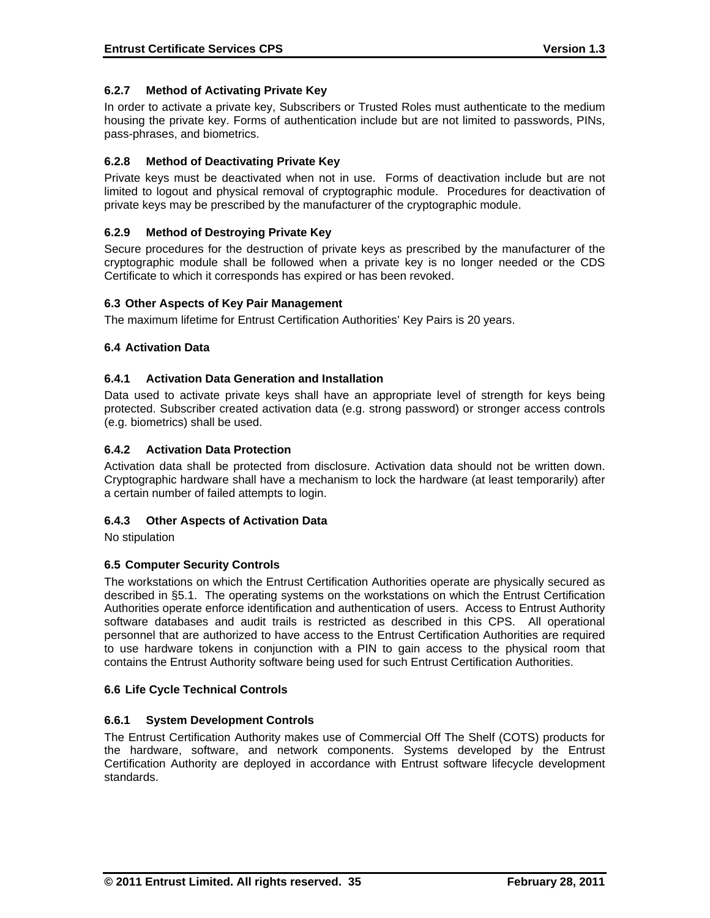### 6.2.7 Method of Activating Private Key

In order to activate a private key, Subscribers or Trusted Roles must authenticate to the medium housing the private key. Forms of authentication include but are not limited to passwords, PINs, pass-phrases, and biometrics.

### 6.2.8 Method of Deactivating Private Key

Private keys must be deactivated when not in use. Forms of deactivation include but are not limited to logout and physical removal of cryptographic module. Procedures for deactivation of private keys may be prescribed by the manufacturer of the cryptographic module.

### 6.2.9 Method of Destroying Private Key

Secure procedures for the destruction of private keys as prescribed by the manufacturer of the cryptographic module shall be followed when a private key is no longer needed or the CDS Certificate to which it corresponds has expired or has been revoked.

## 6.3 Other Aspects of Key Pair Management

The maximum lifetime for Entrust Certification Authorities' Key Pairs is 20 years.

## 6.4 Activation Data

### 6.4.1 Activation Data Generation and Installation

Data used to activate private keys shall have an appropriate level of strength for keys being protected. Subscriber created activation data (e.g. strong password) or stronger access controls (e.g. biometrics) shall be used.

### 6.4.2 Activation Data Protection

Activation data shall be protected from disclosure. Activation data should not be written down. Cryptographic hardware shall have a mechanism to lock the hardware (at least temporarily) after a certain number of failed attempts to login.

### 6.4.3 Other Aspects of Activation Data

No stipulation

## 6.5 Computer Security Controls

The workstations on which the Entrust Certification Authorities operate are physically secured as described in §5.1. The operating systems on the workstations on which the Entrust Certification Authorities operate enforce identification and authentication of users. Access to Entrust Authority software databases and audit trails is restricted as described in this CPS. All operational personnel that are authorized to have access to the Entrust Certification Authorities are required to use hardware tokens in conjunction with a PIN to gain access to the physical room that contains the Entrust Authority software being used for such Entrust Certification Authorities.

## 6.6 Life Cycle Technical Controls

### 6.6.1 System Development Controls

The Entrust Certification Authority makes use of Commercial Off The Shelf (COTS) products for the hardware, software, and network components. Systems developed by the Entrust Certification Authority are deployed in accordance with Entrust software lifecycle development standards.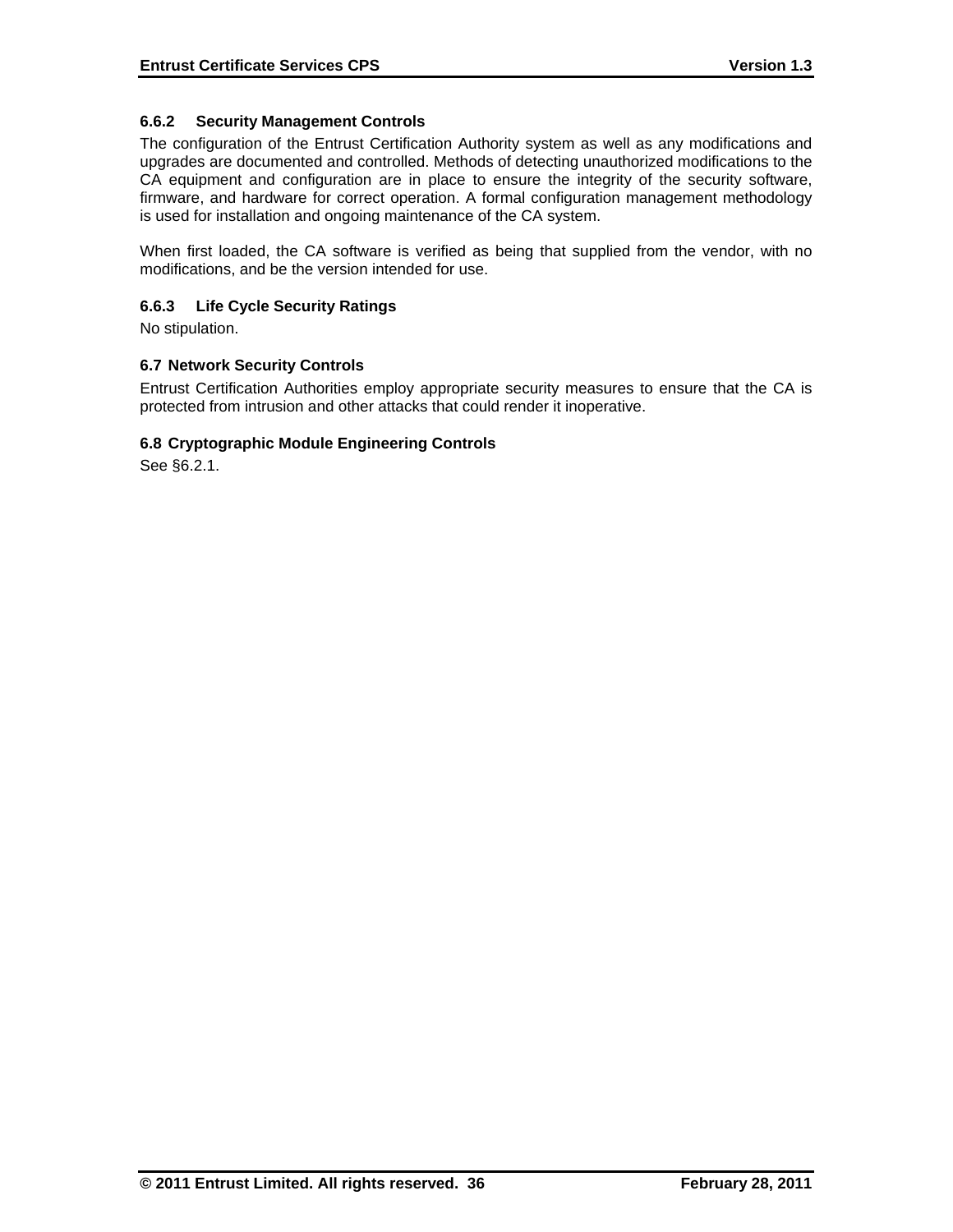#### 6.6.2 Security Management Controls

The configuration of the Entrust Certification Authority system as well as any modifications and upgrades are documented and controlled. Methods of detecting unauthorized modifications to the CA equipment and configuration are in place to ensure the integrity of the security software, firmware, and hardware for correct operation. A formal configuration management methodology is used for installation and ongoing maintenance of the CA system.

When first loaded, the CA software is verified as being that supplied from the vendor, with no modifications, and be the version intended for use.

#### 6.6.3 Life Cycle Security Ratings

No stipulation.

### 6.7 Network Security Controls

Entrust Certification Authorities employ appropriate security measures to ensure that the CA is protected from intrusion and other attacks that could render it inoperative.

### 6.8 Cryptographic Module Engineering Controls

See §6.2.1.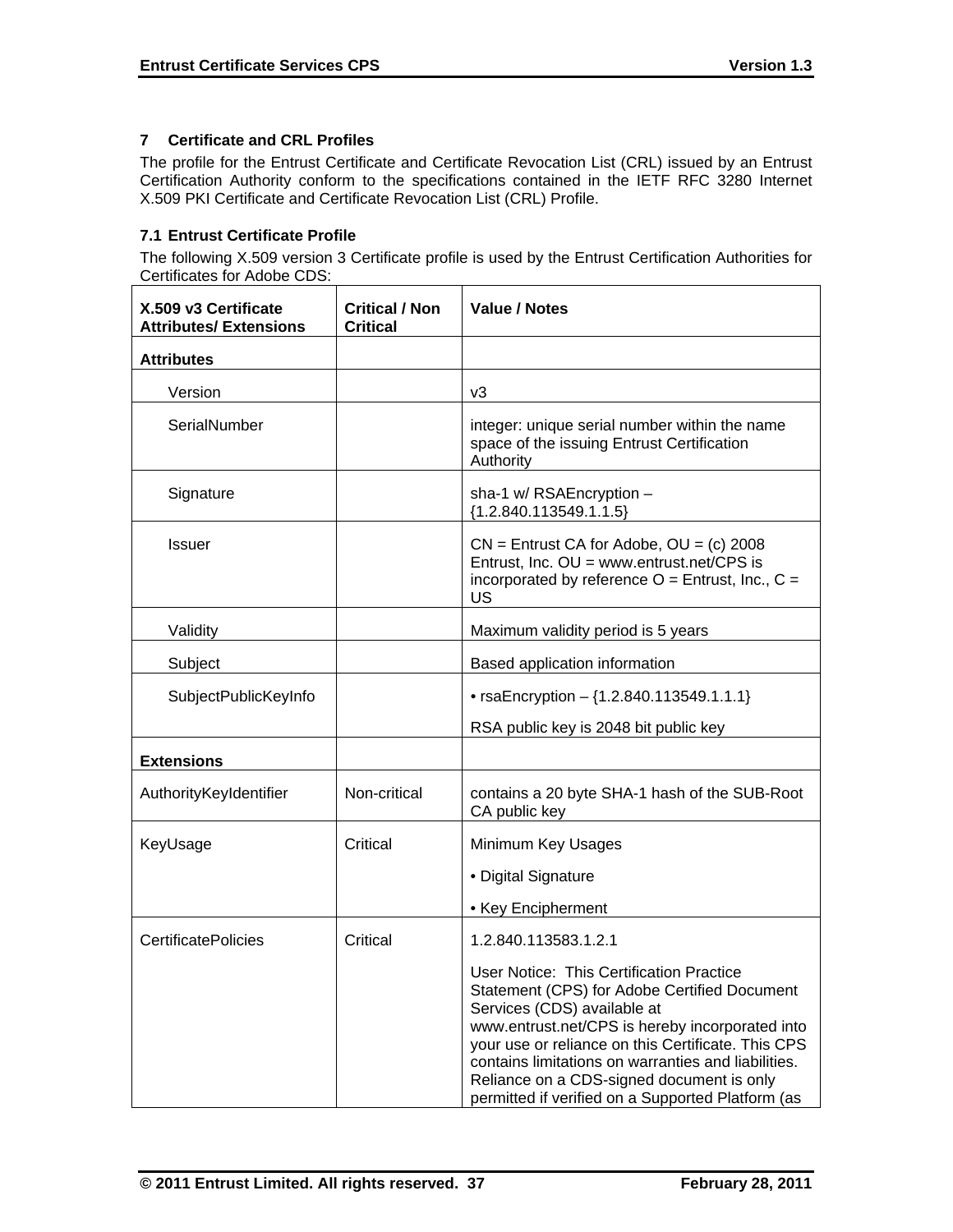# 7 Certificate and CRL Profiles

The profile for the Entrust Certificate and Certificate Revocation List (CRL) issued by an Entrust Certification Authority conform to the specifications contained in the IETF RFC 3280 Internet X.509 PKI Certificate and Certificate Revocation List (CRL) Profile.

## 7.1 Entrust Certificate Profile

The following X.509 version 3 Certificate profile is used by the Entrust Certification Authorities for Certificates for Adobe CDS:

| X.509 v3 Certificate Attributes/ Extensions | Critical / Non Critical | Value / Notes |
|---|---|---|
| **Attributes** | | |
| Version | | v3 |
| SerialNumber | | integer: unique serial number within the name space of the issuing Entrust Certification Authority |
| Signature | | sha-1 w/ RSAEncryption – {1.2.840.113549.1.1.5} |
| Issuer | | CN = Entrust CA for Adobe, OU = (c) 2008 Entrust, Inc. OU = www.entrust.net/CPS is incorporated by reference O = Entrust, Inc., C = US |
| Validity | | Maximum validity period is 5 years |
| Subject | | Based application information |
| SubjectPublicKeyInfo | | • rsaEncryption – {1.2.840.113549.1.1.1}<br><br>RSA public key is 2048 bit public key |
| **Extensions** | | |
| AuthorityKeyIdentifier | Non-critical | contains a 20 byte SHA-1 hash of the SUB-Root CA public key |
| KeyUsage | Critical | Minimum Key Usages<br><br>• Digital Signature<br><br>• Key Encipherment |
| CertificatePolicies | Critical | 1.2.840.113583.1.2.1<br><br>User Notice: This Certification Practice Statement (CPS) for Adobe Certified Document Services (CDS) available at www.entrust.net/CPS is hereby incorporated into your use or reliance on this Certificate. This CPS contains limitations on warranties and liabilities. Reliance on a CDS-signed document is only permitted if verified on a Supported Platform (as |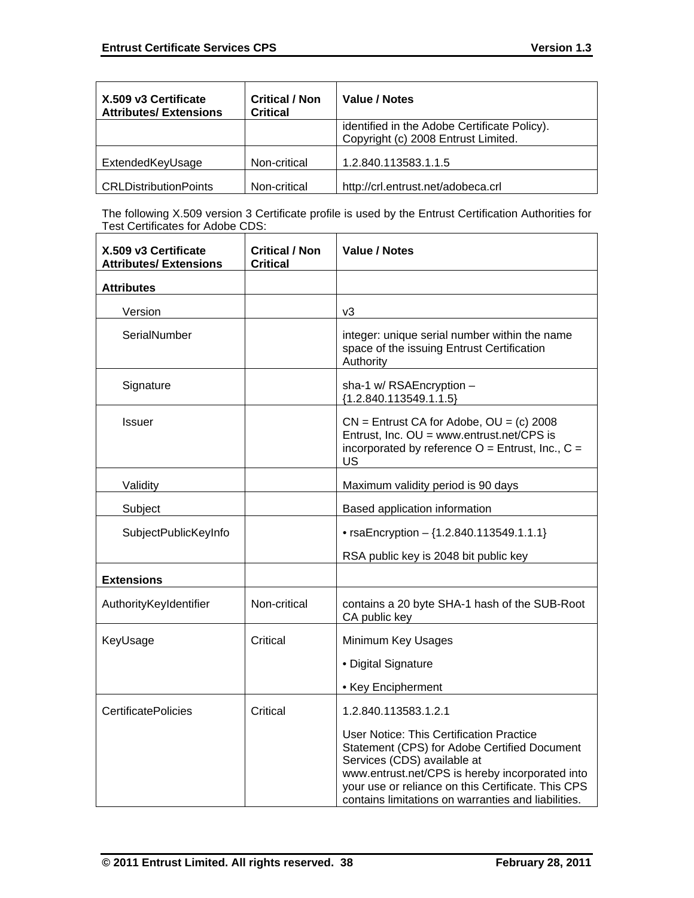| X.509 v3 Certificate Attributes/ Extensions | Critical / Non Critical | Value / Notes |
|---|---|---|
| | | identified in the Adobe Certificate Policy). Copyright (c) 2008 Entrust Limited. |
| ExtendedKeyUsage | Non-critical | 1.2.840.113583.1.1.5 |
| CRLDistributionPoints | Non-critical | http://crl.entrust.net/adobeca.crl |

The following X.509 version 3 Certificate profile is used by the Entrust Certification Authorities for Test Certificates for Adobe CDS:

| X.509 v3 Certificate Attributes/ Extensions | Critical / Non Critical | Value / Notes |
|---|---|---|
| **Attributes** | | |
| Version | | v3 |
| SerialNumber | | integer: unique serial number within the name space of the issuing Entrust Certification Authority |
| Signature | | sha-1 w/ RSAEncryption – {1.2.840.113549.1.1.5} |
| Issuer | | CN = Entrust CA for Adobe, OU = (c) 2008 Entrust, Inc. OU = www.entrust.net/CPS is incorporated by reference O = Entrust, Inc., C = US |
| Validity | | Maximum validity period is 90 days |
| Subject | | Based application information |
| SubjectPublicKeyInfo | | • rsaEncryption – {1.2.840.113549.1.1.1}<br><br>RSA public key is 2048 bit public key |
| **Extensions** | | |
| AuthorityKeyIdentifier | Non-critical | contains a 20 byte SHA-1 hash of the SUB-Root CA public key |
| KeyUsage | Critical | Minimum Key Usages<br><br>• Digital Signature<br><br>• Key Encipherment |
| CertificatePolicies | Critical | 1.2.840.113583.1.2.1<br><br>User Notice: This Certification Practice Statement (CPS) for Adobe Certified Document Services (CDS) available at www.entrust.net/CPS is hereby incorporated into your use or reliance on this Certificate. This CPS contains limitations on warranties and liabilities. |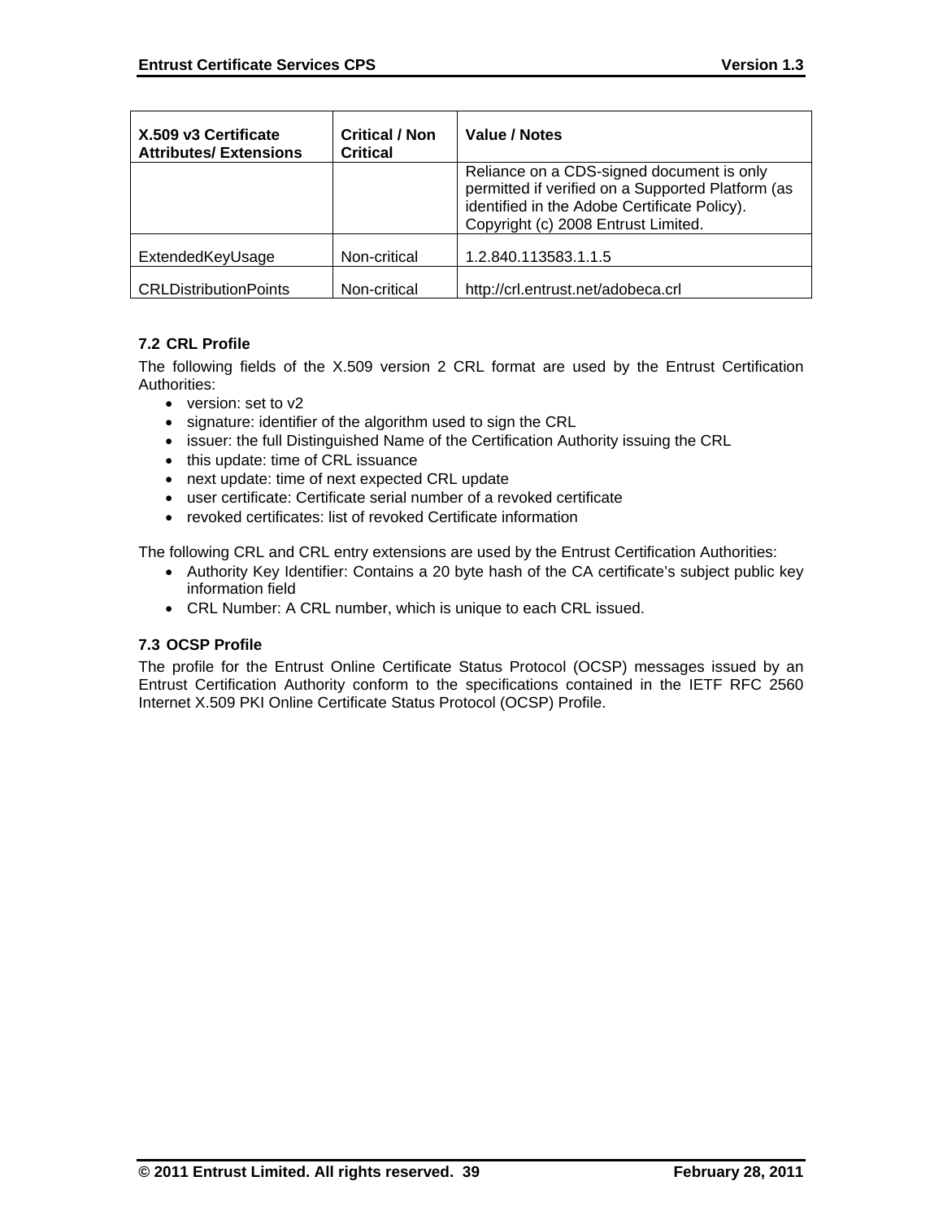| X.509 v3 Certificate Attributes/ Extensions | Critical / Non Critical | Value / Notes |
|---|---|---|
| | | Reliance on a CDS-signed document is only permitted if verified on a Supported Platform (as identified in the Adobe Certificate Policy). Copyright (c) 2008 Entrust Limited. |
| ExtendedKeyUsage | Non-critical | 1.2.840.113583.1.1.5 |
| CRLDistributionPoints | Non-critical | http://crl.entrust.net/adobeca.crl |

### 7.2 CRL Profile

The following fields of the X.509 version 2 CRL format are used by the Entrust Certification Authorities:

- version: set to v2
- signature: identifier of the algorithm used to sign the CRL
- issuer: the full Distinguished Name of the Certification Authority issuing the CRL
- this update: time of CRL issuance
- next update: time of next expected CRL update
- user certificate: Certificate serial number of a revoked certificate
- revoked certificates: list of revoked Certificate information

The following CRL and CRL entry extensions are used by the Entrust Certification Authorities:

- Authority Key Identifier: Contains a 20 byte hash of the CA certificate's subject public key information field
- CRL Number: A CRL number, which is unique to each CRL issued.

### 7.3 OCSP Profile

The profile for the Entrust Online Certificate Status Protocol (OCSP) messages issued by an Entrust Certification Authority conform to the specifications contained in the IETF RFC 2560 Internet X.509 PKI Online Certificate Status Protocol (OCSP) Profile.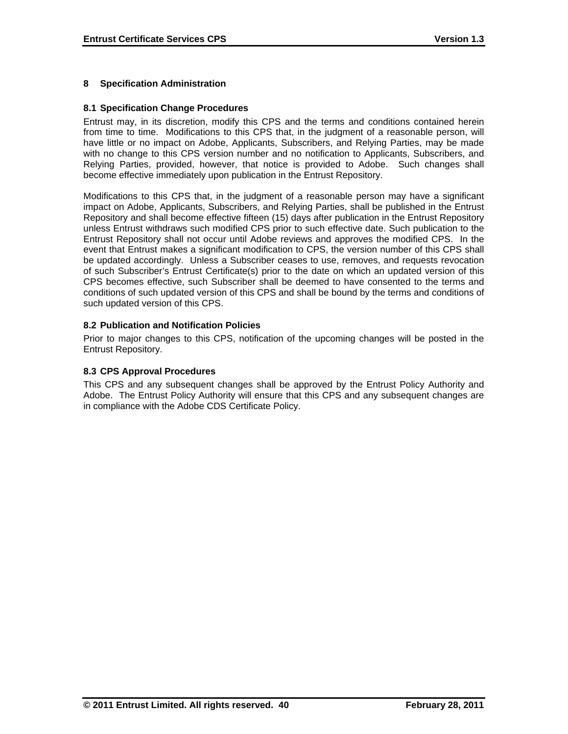# 8 Specification Administration

## 8.1 Specification Change Procedures

Entrust may, in its discretion, modify this CPS and the terms and conditions contained herein from time to time. Modifications to this CPS that, in the judgment of a reasonable person, will have little or no impact on Adobe, Applicants, Subscribers, and Relying Parties, may be made with no change to this CPS version number and no notification to Applicants, Subscribers, and Relying Parties, provided, however, that notice is provided to Adobe. Such changes shall become effective immediately upon publication in the Entrust Repository.

Modifications to this CPS that, in the judgment of a reasonable person may have a significant impact on Adobe, Applicants, Subscribers, and Relying Parties, shall be published in the Entrust Repository and shall become effective fifteen (15) days after publication in the Entrust Repository unless Entrust withdraws such modified CPS prior to such effective date. Such publication to the Entrust Repository shall not occur until Adobe reviews and approves the modified CPS. In the event that Entrust makes a significant modification to CPS, the version number of this CPS shall be updated accordingly. Unless a Subscriber ceases to use, removes, and requests revocation of such Subscriber's Entrust Certificate(s) prior to the date on which an updated version of this CPS becomes effective, such Subscriber shall be deemed to have consented to the terms and conditions of such updated version of this CPS and shall be bound by the terms and conditions of such updated version of this CPS.

## 8.2 Publication and Notification Policies

Prior to major changes to this CPS, notification of the upcoming changes will be posted in the Entrust Repository.

## 8.3 CPS Approval Procedures

This CPS and any subsequent changes shall be approved by the Entrust Policy Authority and Adobe. The Entrust Policy Authority will ensure that this CPS and any subsequent changes are in compliance with the Adobe CDS Certificate Policy.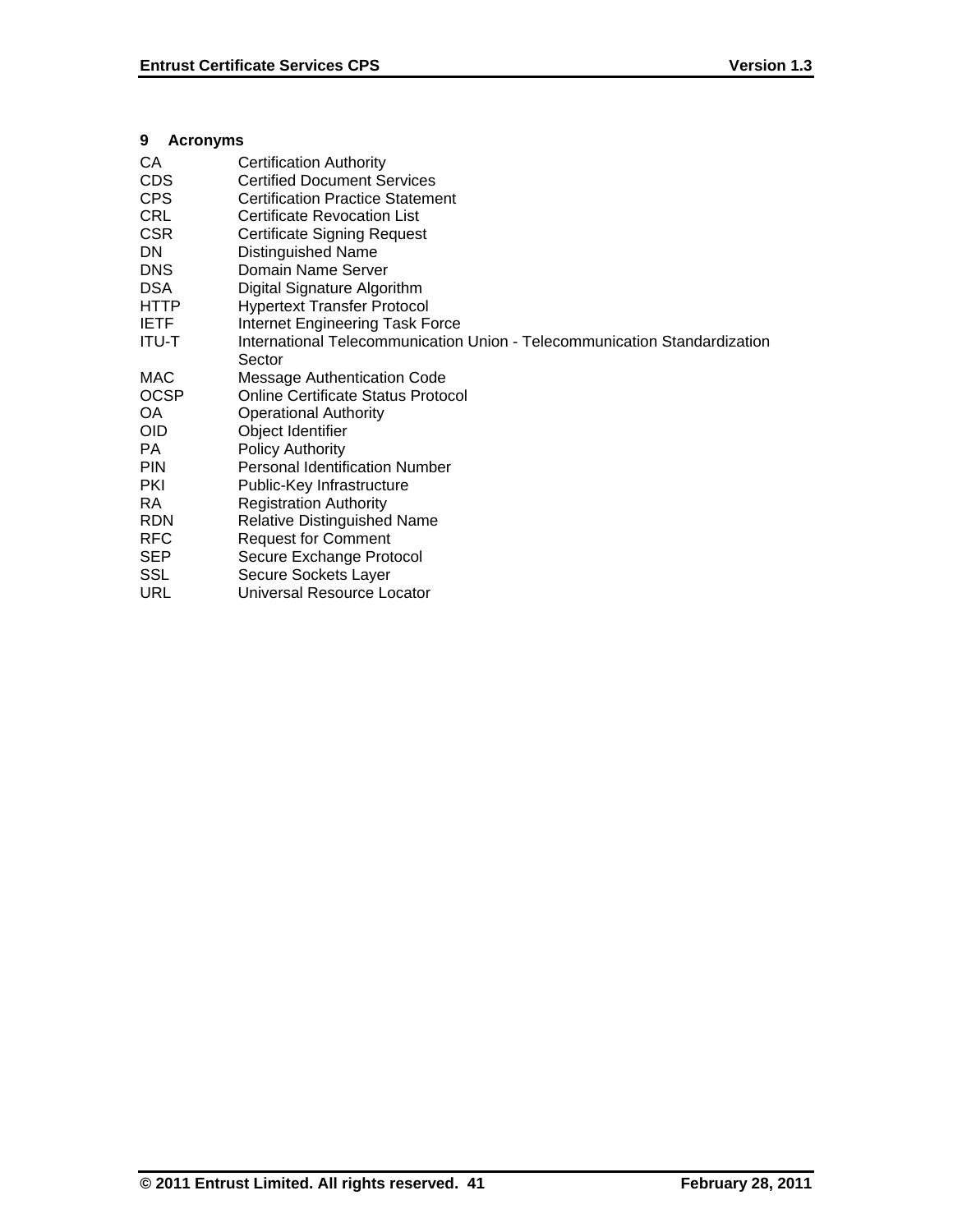## 9 Acronyms

| | |
|---|---|
| CA | Certification Authority |
| CDS | Certified Document Services |
| CPS | Certification Practice Statement |
| CRL | Certificate Revocation List |
| CSR | Certificate Signing Request |
| DN | Distinguished Name |
| DNS | Domain Name Server |
| DSA | Digital Signature Algorithm |
| HTTP | Hypertext Transfer Protocol |
| IETF | Internet Engineering Task Force |
| ITU-T | International Telecommunication Union - Telecommunication Standardization Sector |
| MAC | Message Authentication Code |
| OCSP | Online Certificate Status Protocol |
| OA | Operational Authority |
| OID | Object Identifier |
| PA | Policy Authority |
| PIN | Personal Identification Number |
| PKI | Public-Key Infrastructure |
| RA | Registration Authority |
| RDN | Relative Distinguished Name |
| RFC | Request for Comment |
| SEP | Secure Exchange Protocol |
| SSL | Secure Sockets Layer |
| URL | Universal Resource Locator |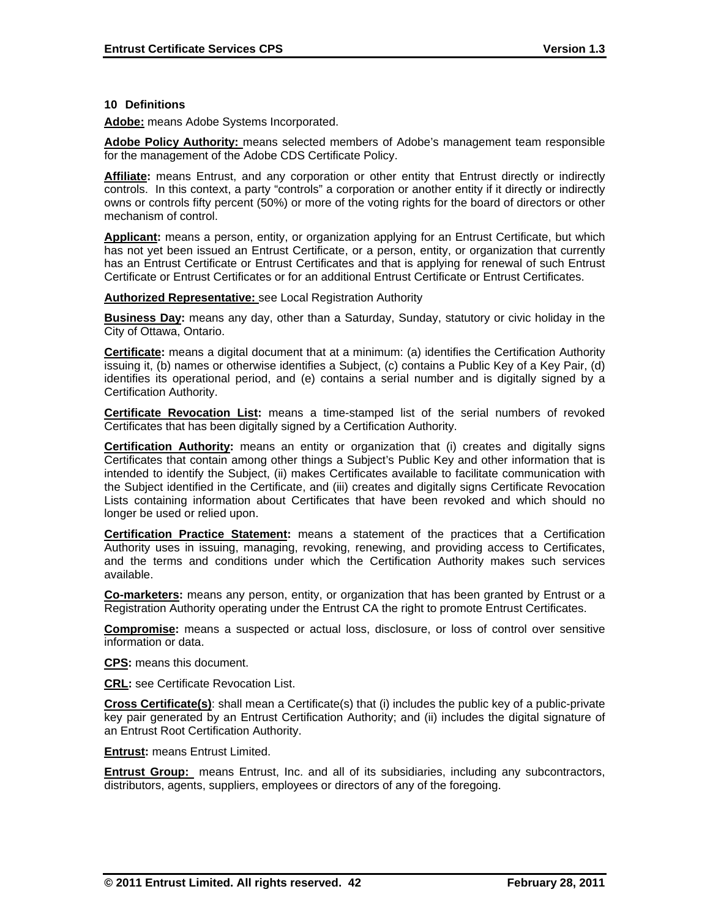## 10 Definitions

**Adobe:** means Adobe Systems Incorporated.

**Adobe Policy Authority:** means selected members of Adobe's management team responsible for the management of the Adobe CDS Certificate Policy.

**Affiliate:** means Entrust, and any corporation or other entity that Entrust directly or indirectly controls. In this context, a party "controls" a corporation or another entity if it directly or indirectly owns or controls fifty percent (50%) or more of the voting rights for the board of directors or other mechanism of control.

**Applicant:** means a person, entity, or organization applying for an Entrust Certificate, but which has not yet been issued an Entrust Certificate, or a person, entity, or organization that currently has an Entrust Certificate or Entrust Certificates and that is applying for renewal of such Entrust Certificate or Entrust Certificates or for an additional Entrust Certificate or Entrust Certificates.

**Authorized Representative:** see Local Registration Authority

**Business Day:** means any day, other than a Saturday, Sunday, statutory or civic holiday in the City of Ottawa, Ontario.

**Certificate:** means a digital document that at a minimum: (a) identifies the Certification Authority issuing it, (b) names or otherwise identifies a Subject, (c) contains a Public Key of a Key Pair, (d) identifies its operational period, and (e) contains a serial number and is digitally signed by a Certification Authority.

**Certificate Revocation List:** means a time-stamped list of the serial numbers of revoked Certificates that has been digitally signed by a Certification Authority.

**Certification Authority:** means an entity or organization that (i) creates and digitally signs Certificates that contain among other things a Subject's Public Key and other information that is intended to identify the Subject, (ii) makes Certificates available to facilitate communication with the Subject identified in the Certificate, and (iii) creates and digitally signs Certificate Revocation Lists containing information about Certificates that have been revoked and which should no longer be used or relied upon.

**Certification Practice Statement:** means a statement of the practices that a Certification Authority uses in issuing, managing, revoking, renewing, and providing access to Certificates, and the terms and conditions under which the Certification Authority makes such services available.

**Co-marketers:** means any person, entity, or organization that has been granted by Entrust or a Registration Authority operating under the Entrust CA the right to promote Entrust Certificates.

**Compromise:** means a suspected or actual loss, disclosure, or loss of control over sensitive information or data.

**CPS:** means this document.

**CRL:** see Certificate Revocation List.

**Cross Certificate(s)**: shall mean a Certificate(s) that (i) includes the public key of a public-private key pair generated by an Entrust Certification Authority; and (ii) includes the digital signature of an Entrust Root Certification Authority.

**Entrust:** means Entrust Limited.

**Entrust Group:** means Entrust, Inc. and all of its subsidiaries, including any subcontractors, distributors, agents, suppliers, employees or directors of any of the foregoing.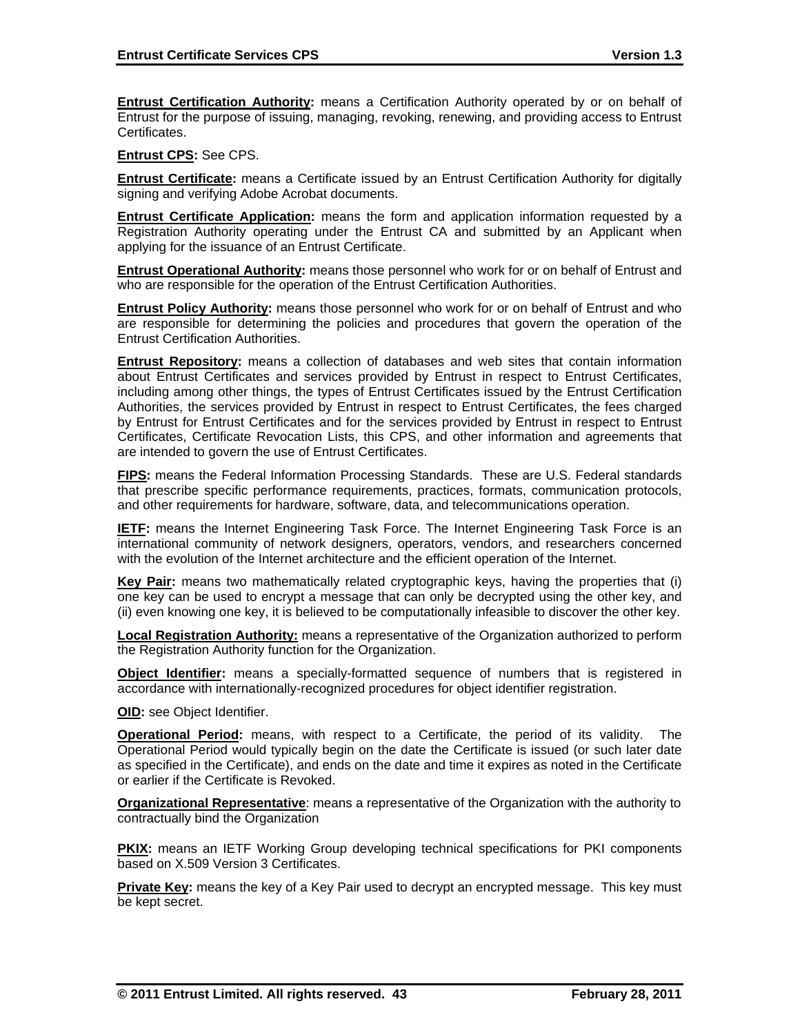**Entrust Certification Authority:** means a Certification Authority operated by or on behalf of Entrust for the purpose of issuing, managing, revoking, renewing, and providing access to Entrust Certificates.

**Entrust CPS:** See CPS.

**Entrust Certificate:** means a Certificate issued by an Entrust Certification Authority for digitally signing and verifying Adobe Acrobat documents.

**Entrust Certificate Application:** means the form and application information requested by a Registration Authority operating under the Entrust CA and submitted by an Applicant when applying for the issuance of an Entrust Certificate.

**Entrust Operational Authority:** means those personnel who work for or on behalf of Entrust and who are responsible for the operation of the Entrust Certification Authorities.

**Entrust Policy Authority:** means those personnel who work for or on behalf of Entrust and who are responsible for determining the policies and procedures that govern the operation of the Entrust Certification Authorities.

**Entrust Repository:** means a collection of databases and web sites that contain information about Entrust Certificates and services provided by Entrust in respect to Entrust Certificates, including among other things, the types of Entrust Certificates issued by the Entrust Certification Authorities, the services provided by Entrust in respect to Entrust Certificates, the fees charged by Entrust for Entrust Certificates and for the services provided by Entrust in respect to Entrust Certificates, Certificate Revocation Lists, this CPS, and other information and agreements that are intended to govern the use of Entrust Certificates.

**FIPS:** means the Federal Information Processing Standards. These are U.S. Federal standards that prescribe specific performance requirements, practices, formats, communication protocols, and other requirements for hardware, software, data, and telecommunications operation.

**IETF:** means the Internet Engineering Task Force. The Internet Engineering Task Force is an international community of network designers, operators, vendors, and researchers concerned with the evolution of the Internet architecture and the efficient operation of the Internet.

**Key Pair:** means two mathematically related cryptographic keys, having the properties that (i) one key can be used to encrypt a message that can only be decrypted using the other key, and (ii) even knowing one key, it is believed to be computationally infeasible to discover the other key.

**Local Registration Authority:** means a representative of the Organization authorized to perform the Registration Authority function for the Organization.

**Object Identifier:** means a specially-formatted sequence of numbers that is registered in accordance with internationally-recognized procedures for object identifier registration.

**OID:** see Object Identifier.

**Operational Period:** means, with respect to a Certificate, the period of its validity. The Operational Period would typically begin on the date the Certificate is issued (or such later date as specified in the Certificate), and ends on the date and time it expires as noted in the Certificate or earlier if the Certificate is Revoked.

**Organizational Representative**: means a representative of the Organization with the authority to contractually bind the Organization

**PKIX:** means an IETF Working Group developing technical specifications for PKI components based on X.509 Version 3 Certificates.

**Private Key:** means the key of a Key Pair used to decrypt an encrypted message. This key must be kept secret.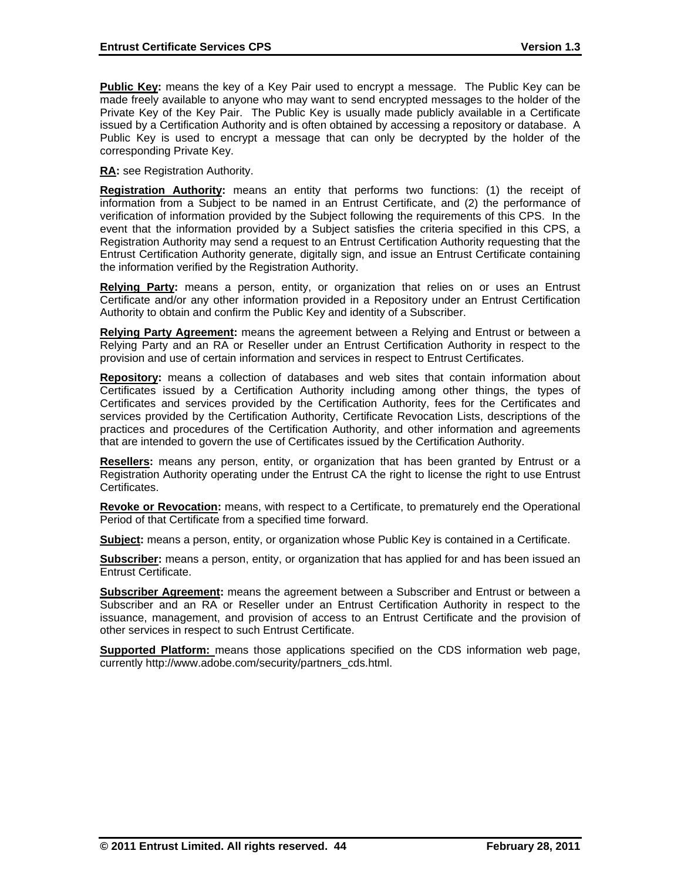**Public Key:** means the key of a Key Pair used to encrypt a message. The Public Key can be made freely available to anyone who may want to send encrypted messages to the holder of the Private Key of the Key Pair. The Public Key is usually made publicly available in a Certificate issued by a Certification Authority and is often obtained by accessing a repository or database. A Public Key is used to encrypt a message that can only be decrypted by the holder of the corresponding Private Key.

**RA:** see Registration Authority.

**Registration Authority:** means an entity that performs two functions: (1) the receipt of information from a Subject to be named in an Entrust Certificate, and (2) the performance of verification of information provided by the Subject following the requirements of this CPS. In the event that the information provided by a Subject satisfies the criteria specified in this CPS, a Registration Authority may send a request to an Entrust Certification Authority requesting that the Entrust Certification Authority generate, digitally sign, and issue an Entrust Certificate containing the information verified by the Registration Authority.

**Relying Party:** means a person, entity, or organization that relies on or uses an Entrust Certificate and/or any other information provided in a Repository under an Entrust Certification Authority to obtain and confirm the Public Key and identity of a Subscriber.

**Relying Party Agreement:** means the agreement between a Relying and Entrust or between a Relying Party and an RA or Reseller under an Entrust Certification Authority in respect to the provision and use of certain information and services in respect to Entrust Certificates.

**Repository:** means a collection of databases and web sites that contain information about Certificates issued by a Certification Authority including among other things, the types of Certificates and services provided by the Certification Authority, fees for the Certificates and services provided by the Certification Authority, Certificate Revocation Lists, descriptions of the practices and procedures of the Certification Authority, and other information and agreements that are intended to govern the use of Certificates issued by the Certification Authority.

**Resellers:** means any person, entity, or organization that has been granted by Entrust or a Registration Authority operating under the Entrust CA the right to license the right to use Entrust Certificates.

**Revoke or Revocation:** means, with respect to a Certificate, to prematurely end the Operational Period of that Certificate from a specified time forward.

**Subject:** means a person, entity, or organization whose Public Key is contained in a Certificate.

**Subscriber:** means a person, entity, or organization that has applied for and has been issued an Entrust Certificate.

**Subscriber Agreement:** means the agreement between a Subscriber and Entrust or between a Subscriber and an RA or Reseller under an Entrust Certification Authority in respect to the issuance, management, and provision of access to an Entrust Certificate and the provision of other services in respect to such Entrust Certificate.

**Supported Platform:** means those applications specified on the CDS information web page, currently http://www.adobe.com/security/partners_cds.html.